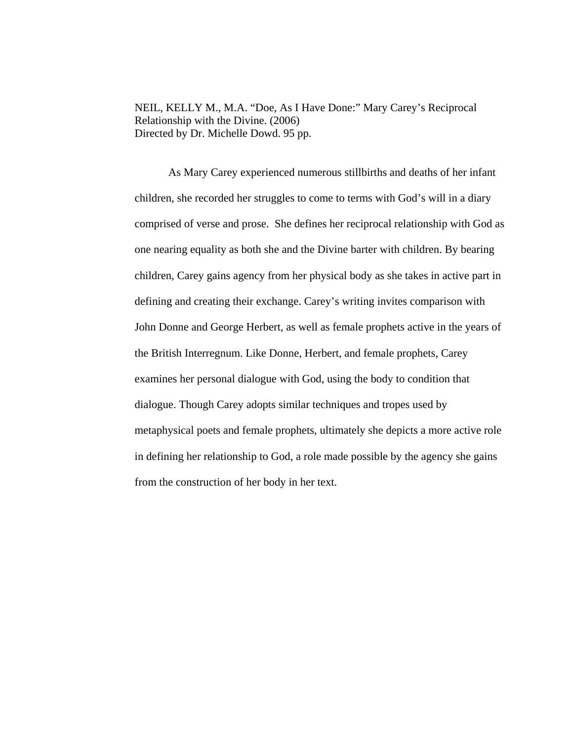NEIL, KELLY M., M.A. “Doe, As I Have Done:” Mary Carey’s Reciprocal Relationship with the Divine. (2006)
Directed by Dr. Michelle Dowd. 95 pp.

As Mary Carey experienced numerous stillbirths and deaths of her infant children, she recorded her struggles to come to terms with God’s will in a diary comprised of verse and prose. She defines her reciprocal relationship with God as one nearing equality as both she and the Divine barter with children. By bearing children, Carey gains agency from her physical body as she takes in active part in defining and creating their exchange. Carey’s writing invites comparison with John Donne and George Herbert, as well as female prophets active in the years of the British Interregnum. Like Donne, Herbert, and female prophets, Carey examines her personal dialogue with God, using the body to condition that dialogue. Though Carey adopts similar techniques and tropes used by metaphysical poets and female prophets, ultimately she depicts a more active role in defining her relationship to God, a role made possible by the agency she gains from the construction of her body in her text.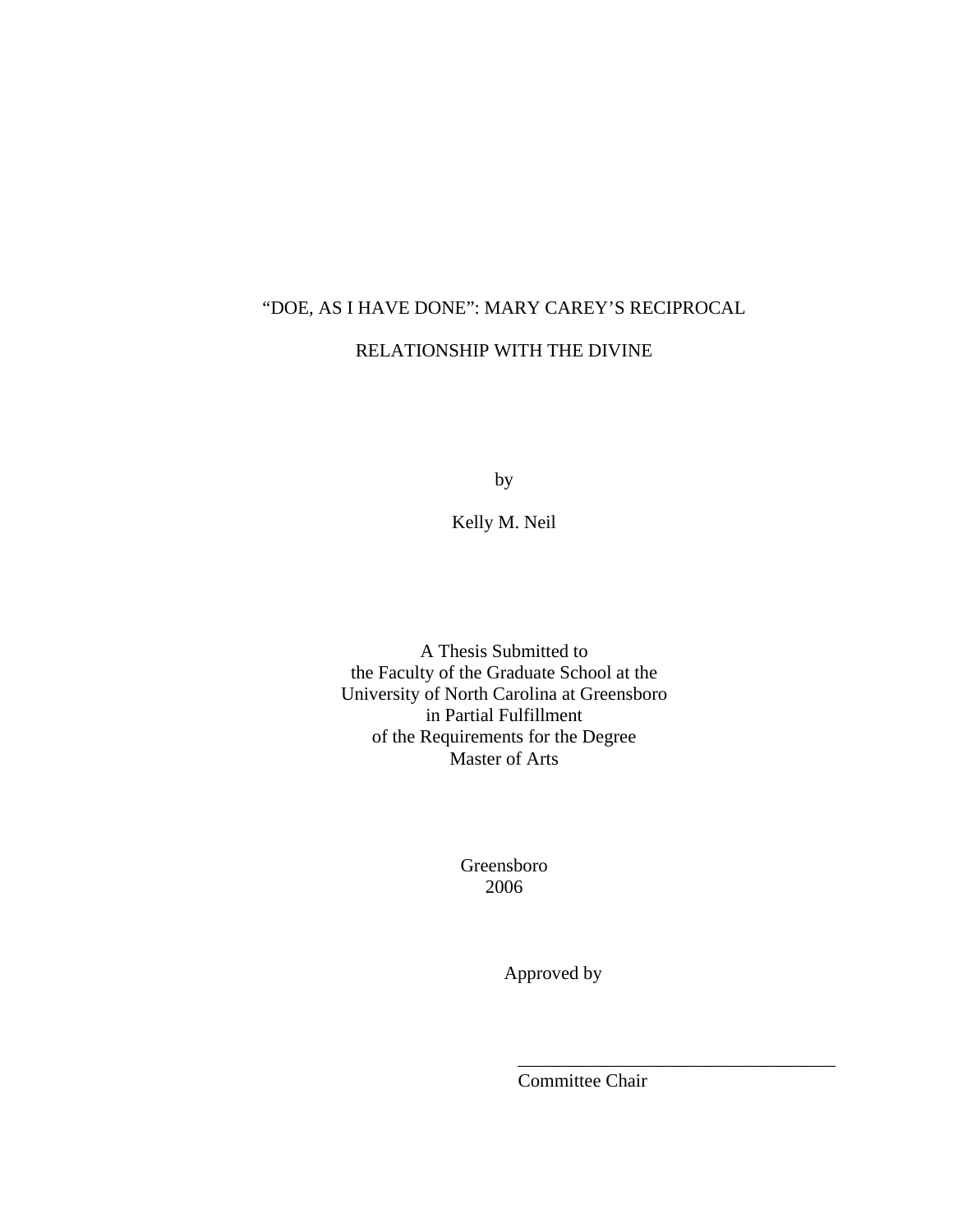# "DOE, AS I HAVE DONE": MARY CAREY'S RECIPROCAL RELATIONSHIP WITH THE DIVINE

by

Kelly M. Neil

A Thesis Submitted to
the Faculty of the Graduate School at the
University of North Carolina at Greensboro
in Partial Fulfillment
of the Requirements for the Degree
Master of Arts

Greensboro
2006

Approved by

___________________________________
Committee Chair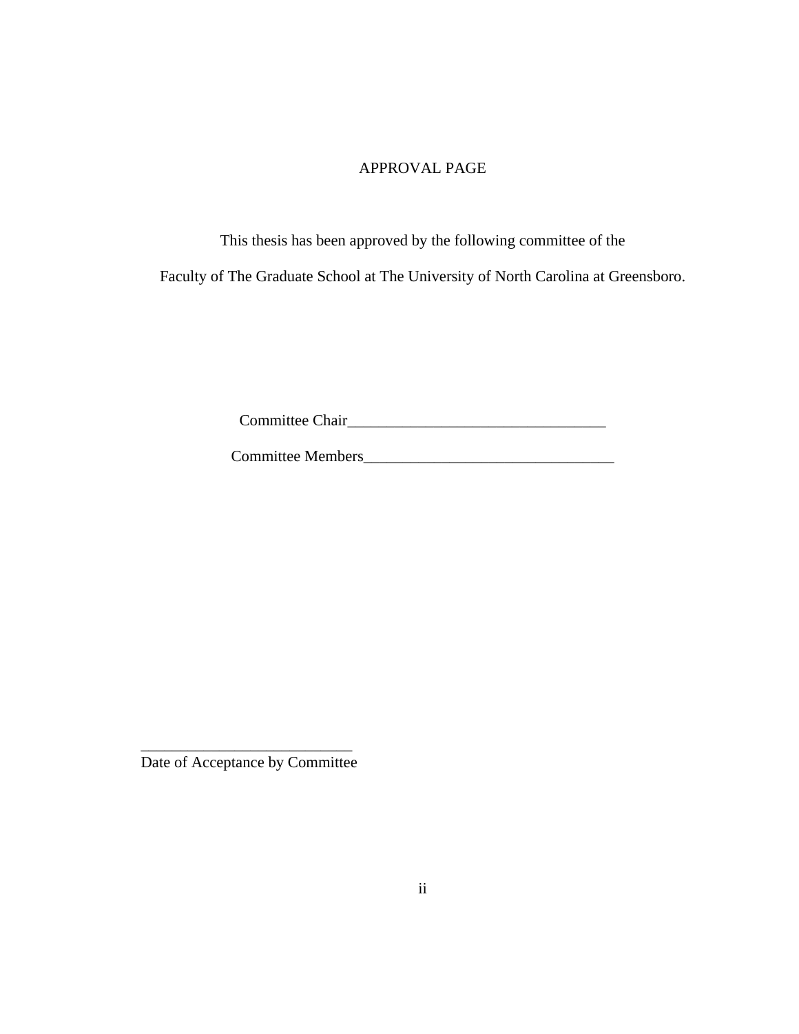# APPROVAL PAGE

This thesis has been approved by the following committee of the

Faculty of The Graduate School at The University of North Carolina at Greensboro.

Committee Chair_________________________________

Committee Members________________________________

___________________________
Date of Acceptance by Committee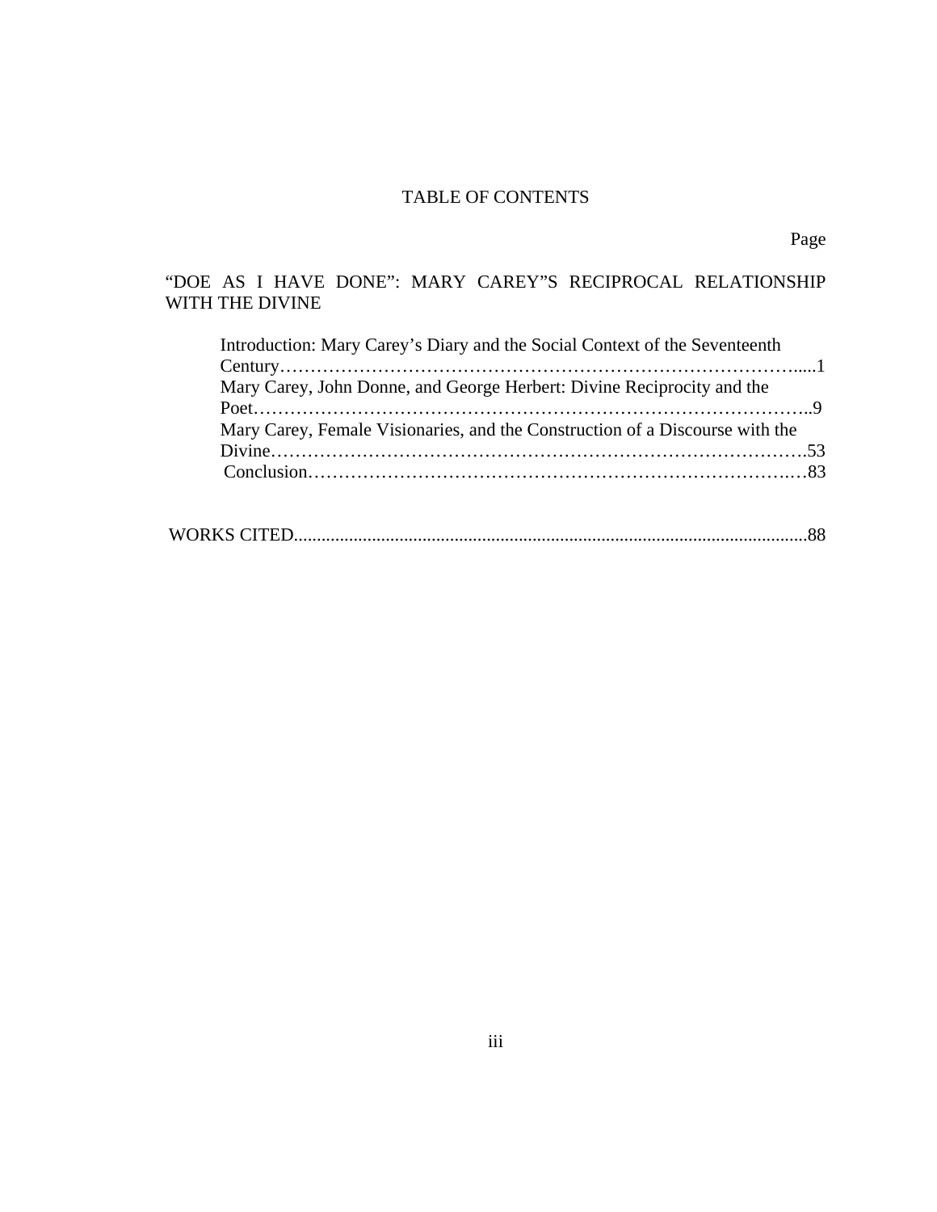# TABLE OF CONTENTS

Page

“DOE AS I HAVE DONE”: MARY CAREY”S RECIPROCAL RELATIONSHIP WITH THE DIVINE

Introduction: Mary Carey’s Diary and the Social Context of the Seventeenth Century……………………………………………………………………………......1

Mary Carey, John Donne, and George Herbert: Divine Reciprocity and the Poet………………………………………………………………………………..9

Mary Carey, Female Visionaries, and the Construction of a Discourse with the Divine……………………………………………………………………………….53

Conclusion……………………………………………………………………….…83

WORKS CITED...............................................................................................................88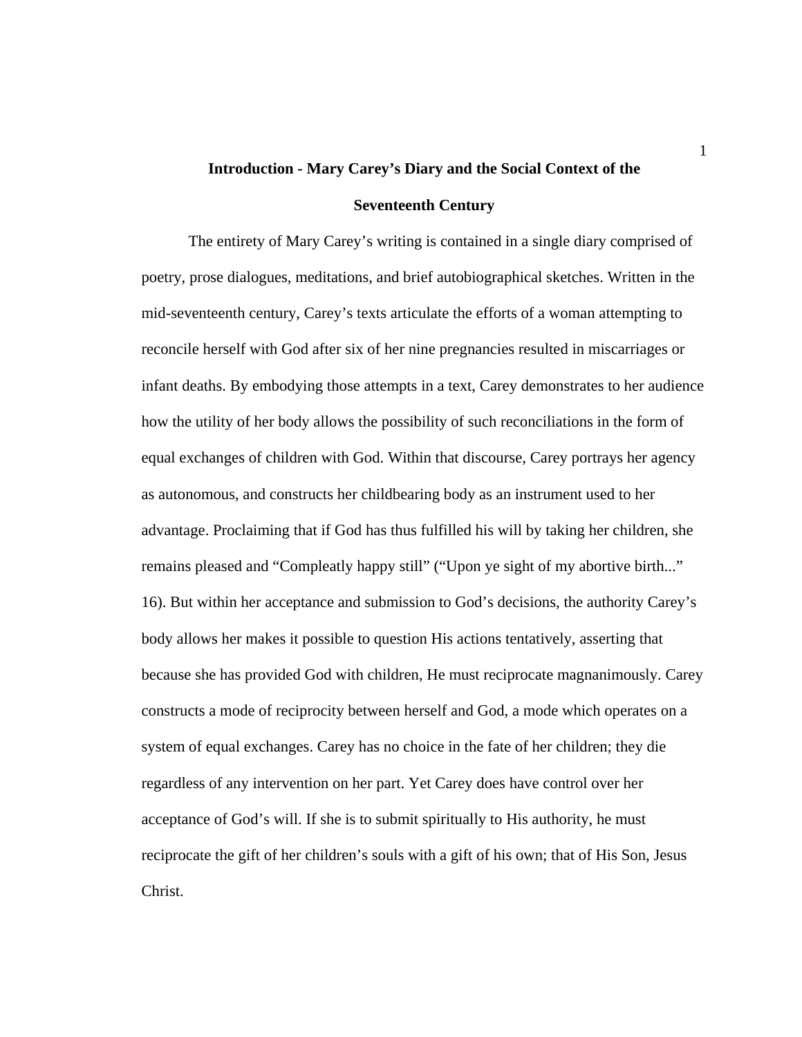# Introduction - Mary Carey's Diary and the Social Context of the Seventeenth Century

The entirety of Mary Carey's writing is contained in a single diary comprised of poetry, prose dialogues, meditations, and brief autobiographical sketches. Written in the mid-seventeenth century, Carey's texts articulate the efforts of a woman attempting to reconcile herself with God after six of her nine pregnancies resulted in miscarriages or infant deaths. By embodying those attempts in a text, Carey demonstrates to her audience how the utility of her body allows the possibility of such reconciliations in the form of equal exchanges of children with God. Within that discourse, Carey portrays her agency as autonomous, and constructs her childbearing body as an instrument used to her advantage. Proclaiming that if God has thus fulfilled his will by taking her children, she remains pleased and "Compleatly happy still" ("Upon ye sight of my abortive birth..." 16). But within her acceptance and submission to God's decisions, the authority Carey's body allows her makes it possible to question His actions tentatively, asserting that because she has provided God with children, He must reciprocate magnanimously. Carey constructs a mode of reciprocity between herself and God, a mode which operates on a system of equal exchanges. Carey has no choice in the fate of her children; they die regardless of any intervention on her part. Yet Carey does have control over her acceptance of God's will. If she is to submit spiritually to His authority, he must reciprocate the gift of her children's souls with a gift of his own; that of His Son, Jesus Christ.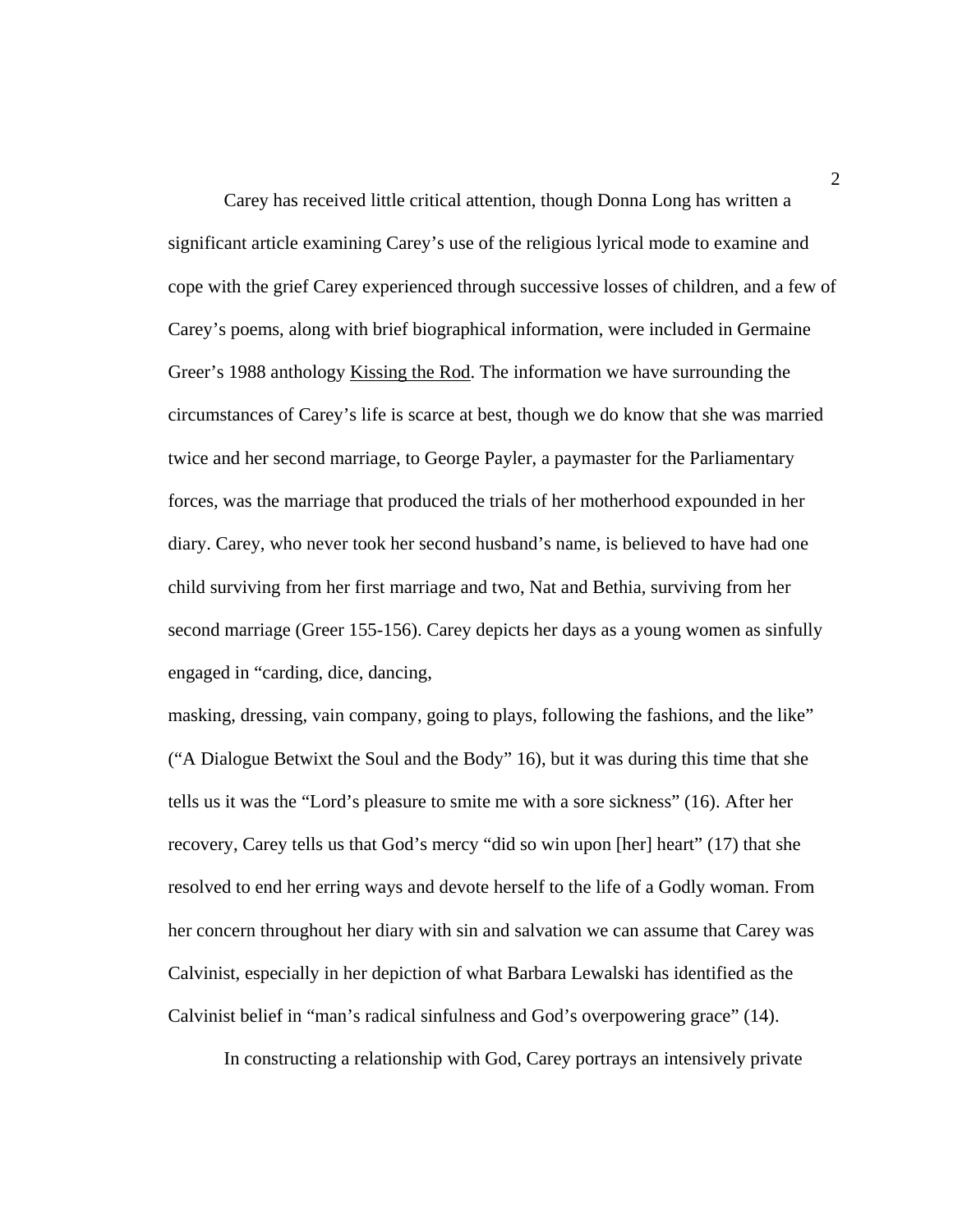Carey has received little critical attention, though Donna Long has written a significant article examining Carey's use of the religious lyrical mode to examine and cope with the grief Carey experienced through successive losses of children, and a few of Carey's poems, along with brief biographical information, were included in Germaine Greer's 1988 anthology Kissing the Rod. The information we have surrounding the circumstances of Carey's life is scarce at best, though we do know that she was married twice and her second marriage, to George Payler, a paymaster for the Parliamentary forces, was the marriage that produced the trials of her motherhood expounded in her diary. Carey, who never took her second husband's name, is believed to have had one child surviving from her first marriage and two, Nat and Bethia, surviving from her second marriage (Greer 155-156). Carey depicts her days as a young women as sinfully engaged in "carding, dice, dancing, masking, dressing, vain company, going to plays, following the fashions, and the like" ("A Dialogue Betwixt the Soul and the Body" 16), but it was during this time that she tells us it was the "Lord's pleasure to smite me with a sore sickness" (16). After her recovery, Carey tells us that God's mercy "did so win upon [her] heart" (17) that she resolved to end her erring ways and devote herself to the life of a Godly woman. From her concern throughout her diary with sin and salvation we can assume that Carey was Calvinist, especially in her depiction of what Barbara Lewalski has identified as the Calvinist belief in "man's radical sinfulness and God's overpowering grace" (14).

In constructing a relationship with God, Carey portrays an intensively private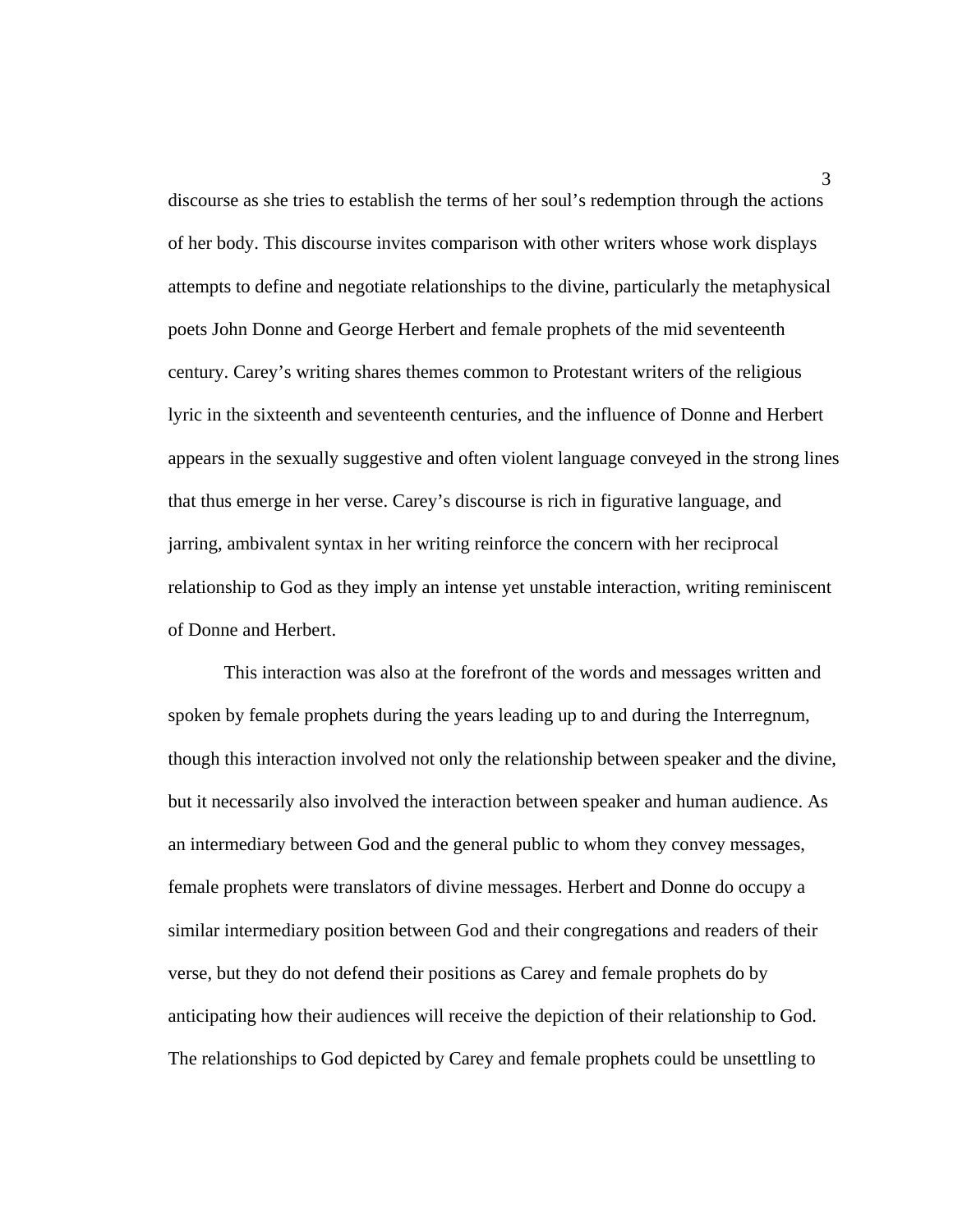discourse as she tries to establish the terms of her soul's redemption through the actions of her body. This discourse invites comparison with other writers whose work displays attempts to define and negotiate relationships to the divine, particularly the metaphysical poets John Donne and George Herbert and female prophets of the mid seventeenth century. Carey's writing shares themes common to Protestant writers of the religious lyric in the sixteenth and seventeenth centuries, and the influence of Donne and Herbert appears in the sexually suggestive and often violent language conveyed in the strong lines that thus emerge in her verse. Carey's discourse is rich in figurative language, and jarring, ambivalent syntax in her writing reinforce the concern with her reciprocal relationship to God as they imply an intense yet unstable interaction, writing reminiscent of Donne and Herbert.

This interaction was also at the forefront of the words and messages written and spoken by female prophets during the years leading up to and during the Interregnum, though this interaction involved not only the relationship between speaker and the divine, but it necessarily also involved the interaction between speaker and human audience. As an intermediary between God and the general public to whom they convey messages, female prophets were translators of divine messages. Herbert and Donne do occupy a similar intermediary position between God and their congregations and readers of their verse, but they do not defend their positions as Carey and female prophets do by anticipating how their audiences will receive the depiction of their relationship to God. The relationships to God depicted by Carey and female prophets could be unsettling to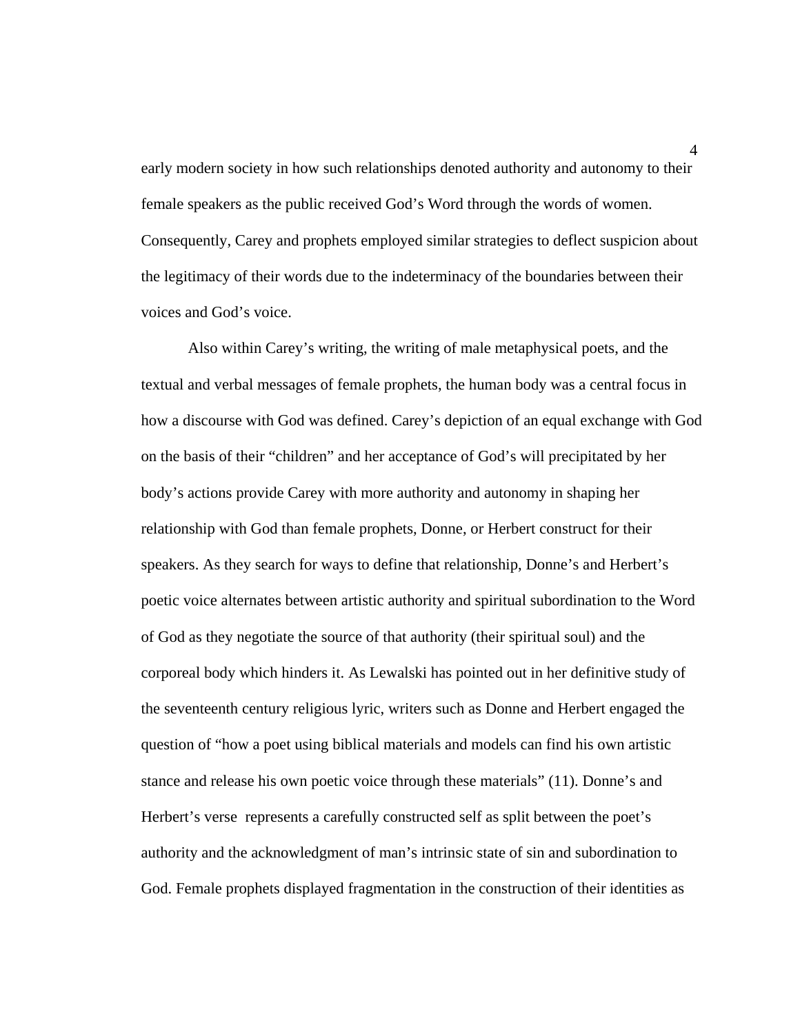early modern society in how such relationships denoted authority and autonomy to their female speakers as the public received God's Word through the words of women. Consequently, Carey and prophets employed similar strategies to deflect suspicion about the legitimacy of their words due to the indeterminacy of the boundaries between their voices and God's voice.

Also within Carey's writing, the writing of male metaphysical poets, and the textual and verbal messages of female prophets, the human body was a central focus in how a discourse with God was defined. Carey's depiction of an equal exchange with God on the basis of their "children" and her acceptance of God's will precipitated by her body's actions provide Carey with more authority and autonomy in shaping her relationship with God than female prophets, Donne, or Herbert construct for their speakers. As they search for ways to define that relationship, Donne's and Herbert's poetic voice alternates between artistic authority and spiritual subordination to the Word of God as they negotiate the source of that authority (their spiritual soul) and the corporeal body which hinders it. As Lewalski has pointed out in her definitive study of the seventeenth century religious lyric, writers such as Donne and Herbert engaged the question of "how a poet using biblical materials and models can find his own artistic stance and release his own poetic voice through these materials" (11). Donne's and Herbert's verse represents a carefully constructed self as split between the poet's authority and the acknowledgment of man's intrinsic state of sin and subordination to God. Female prophets displayed fragmentation in the construction of their identities as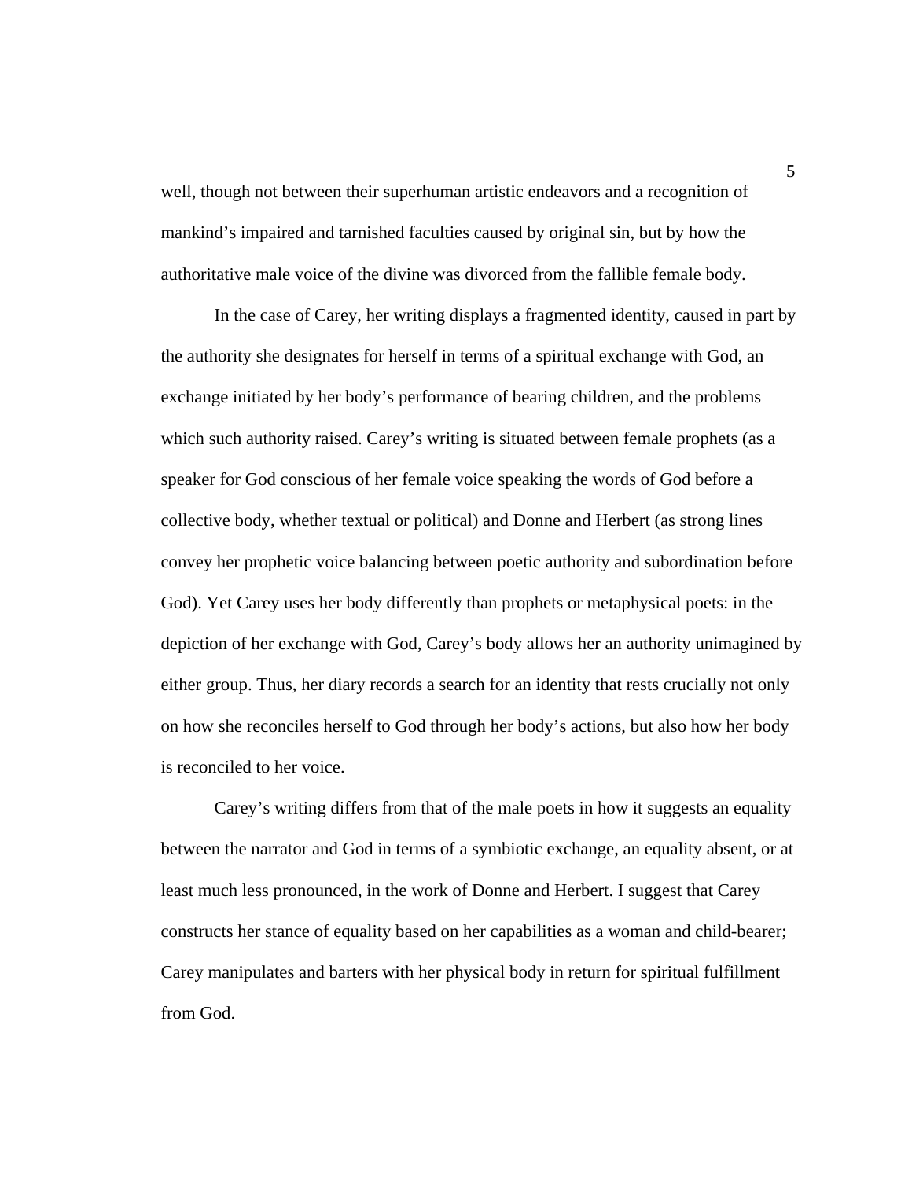well, though not between their superhuman artistic endeavors and a recognition of mankind's impaired and tarnished faculties caused by original sin, but by how the authoritative male voice of the divine was divorced from the fallible female body.

In the case of Carey, her writing displays a fragmented identity, caused in part by the authority she designates for herself in terms of a spiritual exchange with God, an exchange initiated by her body's performance of bearing children, and the problems which such authority raised. Carey's writing is situated between female prophets (as a speaker for God conscious of her female voice speaking the words of God before a collective body, whether textual or political) and Donne and Herbert (as strong lines convey her prophetic voice balancing between poetic authority and subordination before God). Yet Carey uses her body differently than prophets or metaphysical poets: in the depiction of her exchange with God, Carey's body allows her an authority unimagined by either group. Thus, her diary records a search for an identity that rests crucially not only on how she reconciles herself to God through her body's actions, but also how her body is reconciled to her voice.

Carey's writing differs from that of the male poets in how it suggests an equality between the narrator and God in terms of a symbiotic exchange, an equality absent, or at least much less pronounced, in the work of Donne and Herbert. I suggest that Carey constructs her stance of equality based on her capabilities as a woman and child-bearer; Carey manipulates and barters with her physical body in return for spiritual fulfillment from God.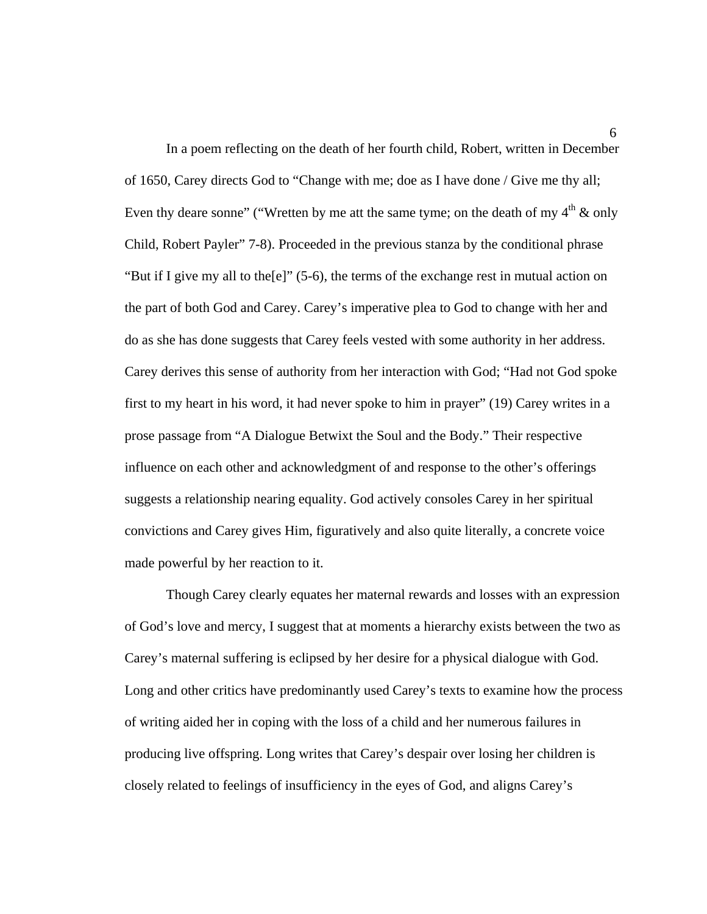In a poem reflecting on the death of her fourth child, Robert, written in December of 1650, Carey directs God to "Change with me; doe as I have done / Give me thy all; Even thy deare sonne" ("Wretten by me att the same tyme; on the death of my 4th & only Child, Robert Payler" 7-8). Proceeded in the previous stanza by the conditional phrase "But if I give my all to the[e]" (5-6), the terms of the exchange rest in mutual action on the part of both God and Carey. Carey's imperative plea to God to change with her and do as she has done suggests that Carey feels vested with some authority in her address. Carey derives this sense of authority from her interaction with God; "Had not God spoke first to my heart in his word, it had never spoke to him in prayer" (19) Carey writes in a prose passage from "A Dialogue Betwixt the Soul and the Body." Their respective influence on each other and acknowledgment of and response to the other's offerings suggests a relationship nearing equality. God actively consoles Carey in her spiritual convictions and Carey gives Him, figuratively and also quite literally, a concrete voice made powerful by her reaction to it.

Though Carey clearly equates her maternal rewards and losses with an expression of God's love and mercy, I suggest that at moments a hierarchy exists between the two as Carey's maternal suffering is eclipsed by her desire for a physical dialogue with God. Long and other critics have predominantly used Carey's texts to examine how the process of writing aided her in coping with the loss of a child and her numerous failures in producing live offspring. Long writes that Carey's despair over losing her children is closely related to feelings of insufficiency in the eyes of God, and aligns Carey's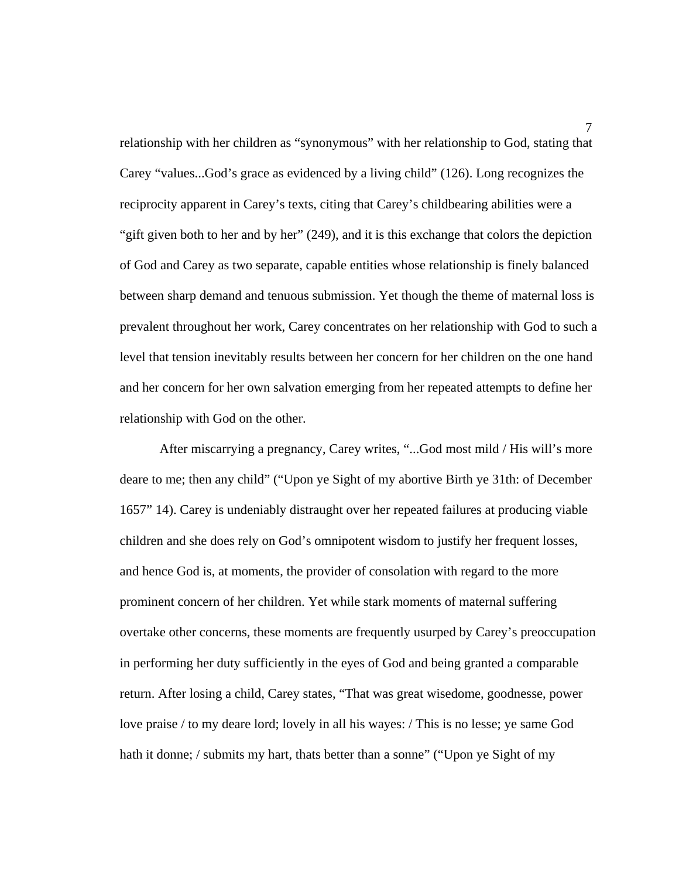relationship with her children as "synonymous" with her relationship to God, stating that Carey "values...God's grace as evidenced by a living child" (126). Long recognizes the reciprocity apparent in Carey's texts, citing that Carey's childbearing abilities were a "gift given both to her and by her" (249), and it is this exchange that colors the depiction of God and Carey as two separate, capable entities whose relationship is finely balanced between sharp demand and tenuous submission. Yet though the theme of maternal loss is prevalent throughout her work, Carey concentrates on her relationship with God to such a level that tension inevitably results between her concern for her children on the one hand and her concern for her own salvation emerging from her repeated attempts to define her relationship with God on the other.

After miscarrying a pregnancy, Carey writes, "...God most mild / His will's more deare to me; then any child" ("Upon ye Sight of my abortive Birth ye 31th: of December 1657" 14). Carey is undeniably distraught over her repeated failures at producing viable children and she does rely on God's omnipotent wisdom to justify her frequent losses, and hence God is, at moments, the provider of consolation with regard to the more prominent concern of her children. Yet while stark moments of maternal suffering overtake other concerns, these moments are frequently usurped by Carey's preoccupation in performing her duty sufficiently in the eyes of God and being granted a comparable return. After losing a child, Carey states, "That was great wisedome, goodnesse, power love praise / to my deare lord; lovely in all his wayes: / This is no lesse; ye same God hath it donne; / submits my hart, thats better than a sonne" ("Upon ye Sight of my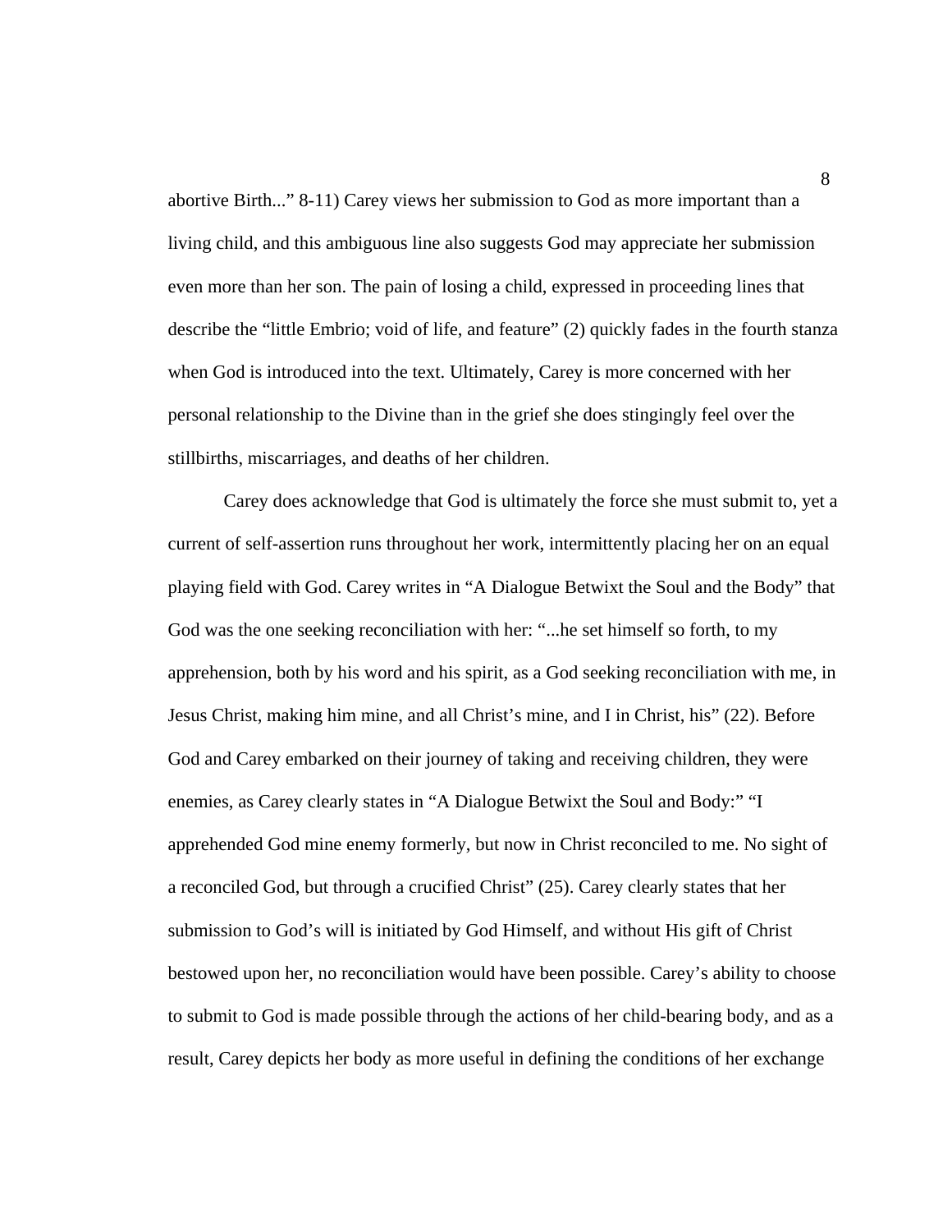abortive Birth..." 8-11) Carey views her submission to God as more important than a living child, and this ambiguous line also suggests God may appreciate her submission even more than her son. The pain of losing a child, expressed in proceeding lines that describe the "little Embrio; void of life, and feature" (2) quickly fades in the fourth stanza when God is introduced into the text. Ultimately, Carey is more concerned with her personal relationship to the Divine than in the grief she does stingingly feel over the stillbirths, miscarriages, and deaths of her children.

Carey does acknowledge that God is ultimately the force she must submit to, yet a current of self-assertion runs throughout her work, intermittently placing her on an equal playing field with God. Carey writes in "A Dialogue Betwixt the Soul and the Body" that God was the one seeking reconciliation with her: "...he set himself so forth, to my apprehension, both by his word and his spirit, as a God seeking reconciliation with me, in Jesus Christ, making him mine, and all Christ's mine, and I in Christ, his" (22). Before God and Carey embarked on their journey of taking and receiving children, they were enemies, as Carey clearly states in "A Dialogue Betwixt the Soul and Body:" "I apprehended God mine enemy formerly, but now in Christ reconciled to me. No sight of a reconciled God, but through a crucified Christ" (25). Carey clearly states that her submission to God's will is initiated by God Himself, and without His gift of Christ bestowed upon her, no reconciliation would have been possible. Carey's ability to choose to submit to God is made possible through the actions of her child-bearing body, and as a result, Carey depicts her body as more useful in defining the conditions of her exchange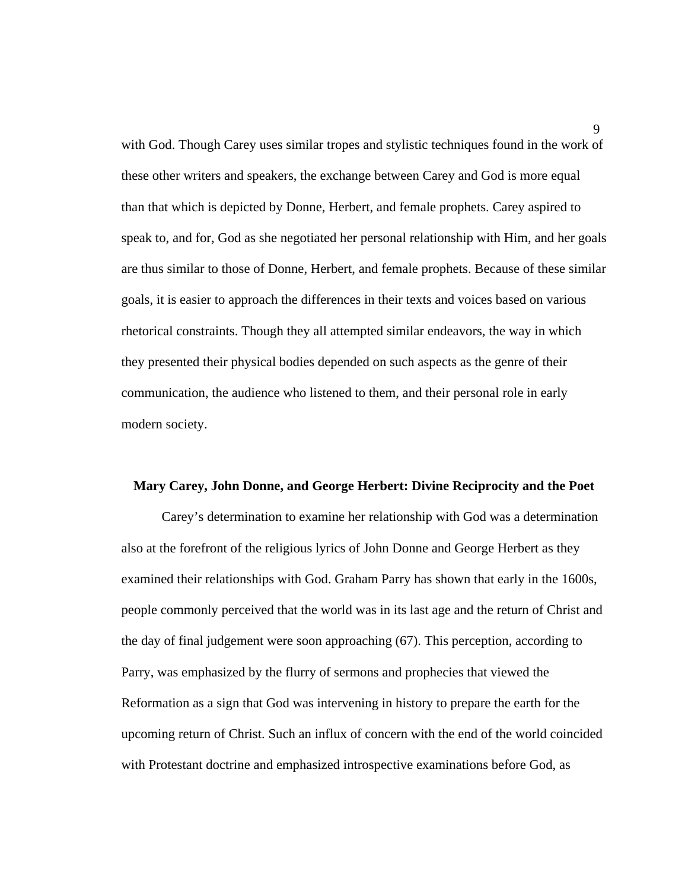with God. Though Carey uses similar tropes and stylistic techniques found in the work of these other writers and speakers, the exchange between Carey and God is more equal than that which is depicted by Donne, Herbert, and female prophets. Carey aspired to speak to, and for, God as she negotiated her personal relationship with Him, and her goals are thus similar to those of Donne, Herbert, and female prophets. Because of these similar goals, it is easier to approach the differences in their texts and voices based on various rhetorical constraints. Though they all attempted similar endeavors, the way in which they presented their physical bodies depended on such aspects as the genre of their communication, the audience who listened to them, and their personal role in early modern society.

## Mary Carey, John Donne, and George Herbert: Divine Reciprocity and the Poet

Carey's determination to examine her relationship with God was a determination also at the forefront of the religious lyrics of John Donne and George Herbert as they examined their relationships with God. Graham Parry has shown that early in the 1600s, people commonly perceived that the world was in its last age and the return of Christ and the day of final judgement were soon approaching (67). This perception, according to Parry, was emphasized by the flurry of sermons and prophecies that viewed the Reformation as a sign that God was intervening in history to prepare the earth for the upcoming return of Christ. Such an influx of concern with the end of the world coincided with Protestant doctrine and emphasized introspective examinations before God, as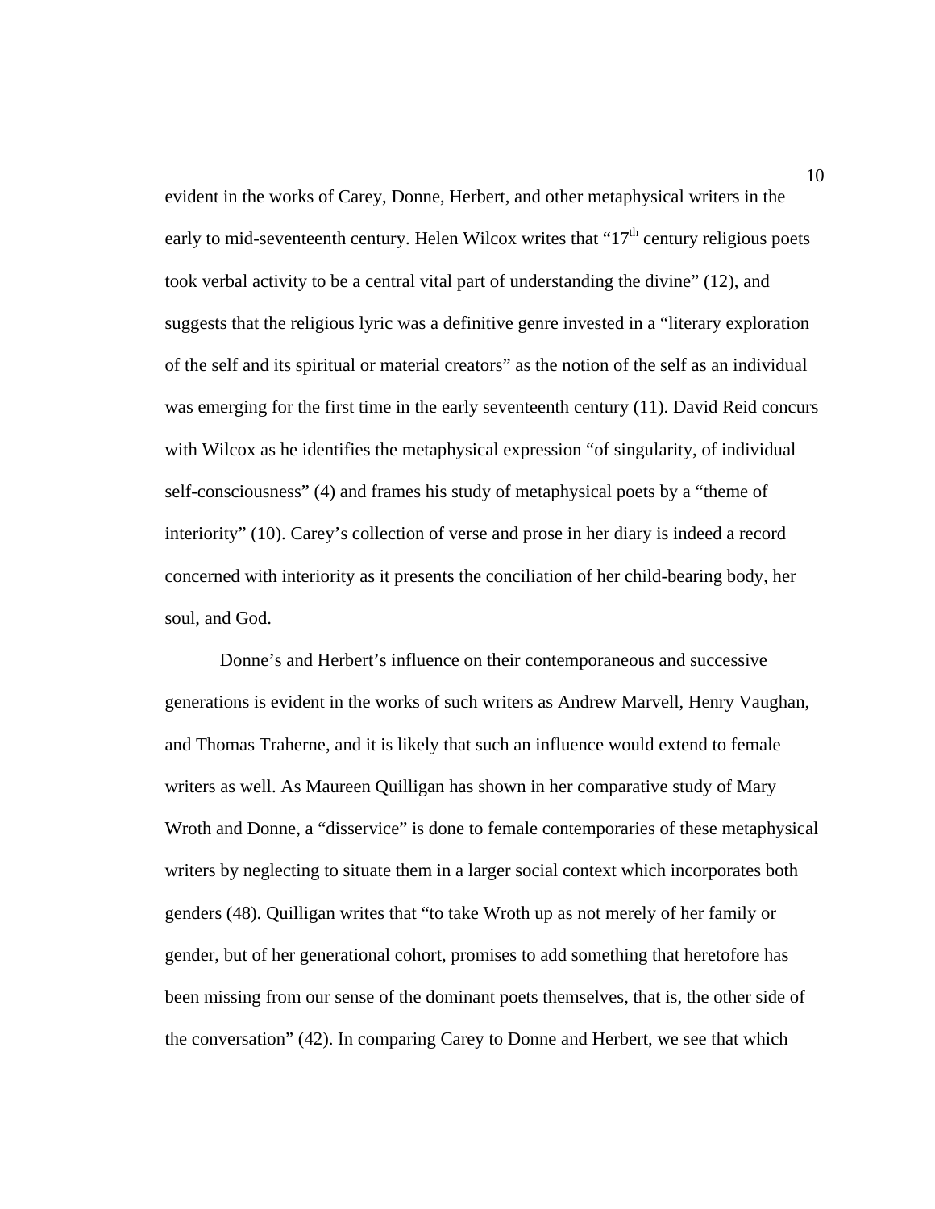evident in the works of Carey, Donne, Herbert, and other metaphysical writers in the early to mid-seventeenth century. Helen Wilcox writes that "17th century religious poets took verbal activity to be a central vital part of understanding the divine" (12), and suggests that the religious lyric was a definitive genre invested in a "literary exploration of the self and its spiritual or material creators" as the notion of the self as an individual was emerging for the first time in the early seventeenth century (11). David Reid concurs with Wilcox as he identifies the metaphysical expression "of singularity, of individual self-consciousness" (4) and frames his study of metaphysical poets by a "theme of interiority" (10). Carey's collection of verse and prose in her diary is indeed a record concerned with interiority as it presents the conciliation of her child-bearing body, her soul, and God.

Donne's and Herbert's influence on their contemporaneous and successive generations is evident in the works of such writers as Andrew Marvell, Henry Vaughan, and Thomas Traherne, and it is likely that such an influence would extend to female writers as well. As Maureen Quilligan has shown in her comparative study of Mary Wroth and Donne, a "disservice" is done to female contemporaries of these metaphysical writers by neglecting to situate them in a larger social context which incorporates both genders (48). Quilligan writes that "to take Wroth up as not merely of her family or gender, but of her generational cohort, promises to add something that heretofore has been missing from our sense of the dominant poets themselves, that is, the other side of the conversation" (42). In comparing Carey to Donne and Herbert, we see that which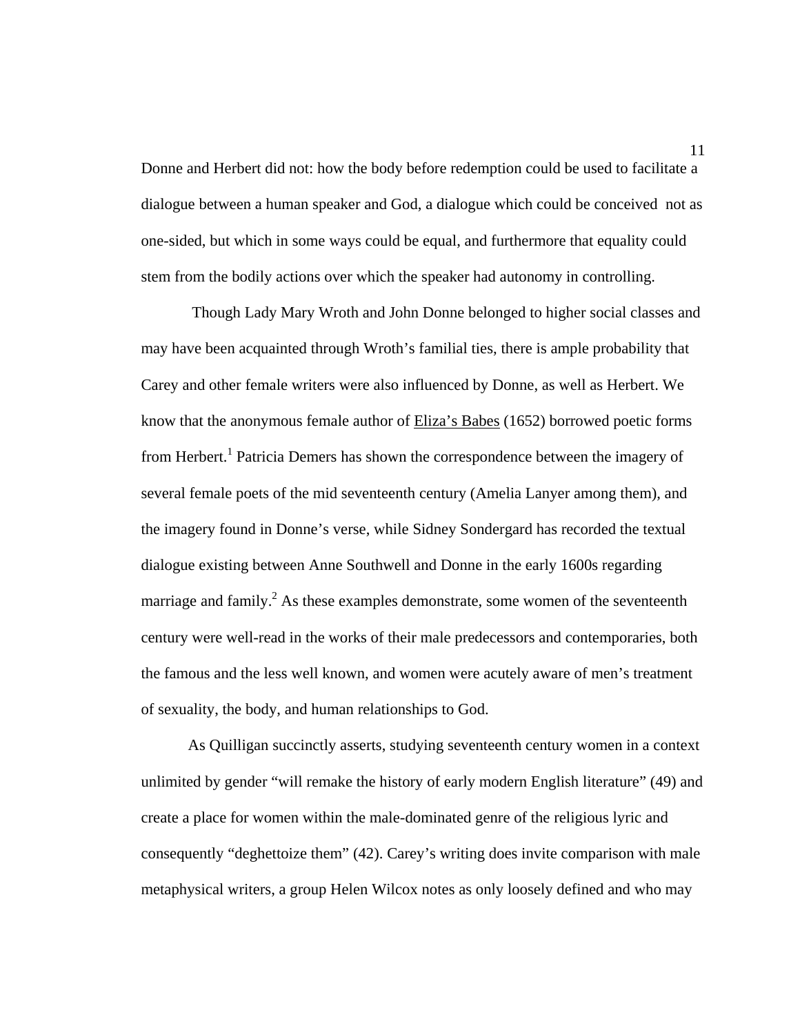Donne and Herbert did not: how the body before redemption could be used to facilitate a dialogue between a human speaker and God, a dialogue which could be conceived not as one-sided, but which in some ways could be equal, and furthermore that equality could stem from the bodily actions over which the speaker had autonomy in controlling.

Though Lady Mary Wroth and John Donne belonged to higher social classes and may have been acquainted through Wroth's familial ties, there is ample probability that Carey and other female writers were also influenced by Donne, as well as Herbert. We know that the anonymous female author of Eliza's Babes (1652) borrowed poetic forms from Herbert.[1] Patricia Demers has shown the correspondence between the imagery of several female poets of the mid seventeenth century (Amelia Lanyer among them), and the imagery found in Donne's verse, while Sidney Sondergard has recorded the textual dialogue existing between Anne Southwell and Donne in the early 1600s regarding marriage and family.[2] As these examples demonstrate, some women of the seventeenth century were well-read in the works of their male predecessors and contemporaries, both the famous and the less well known, and women were acutely aware of men's treatment of sexuality, the body, and human relationships to God.

As Quilligan succinctly asserts, studying seventeenth century women in a context unlimited by gender "will remake the history of early modern English literature" (49) and create a place for women within the male-dominated genre of the religious lyric and consequently "deghettoize them" (42). Carey's writing does invite comparison with male metaphysical writers, a group Helen Wilcox notes as only loosely defined and who may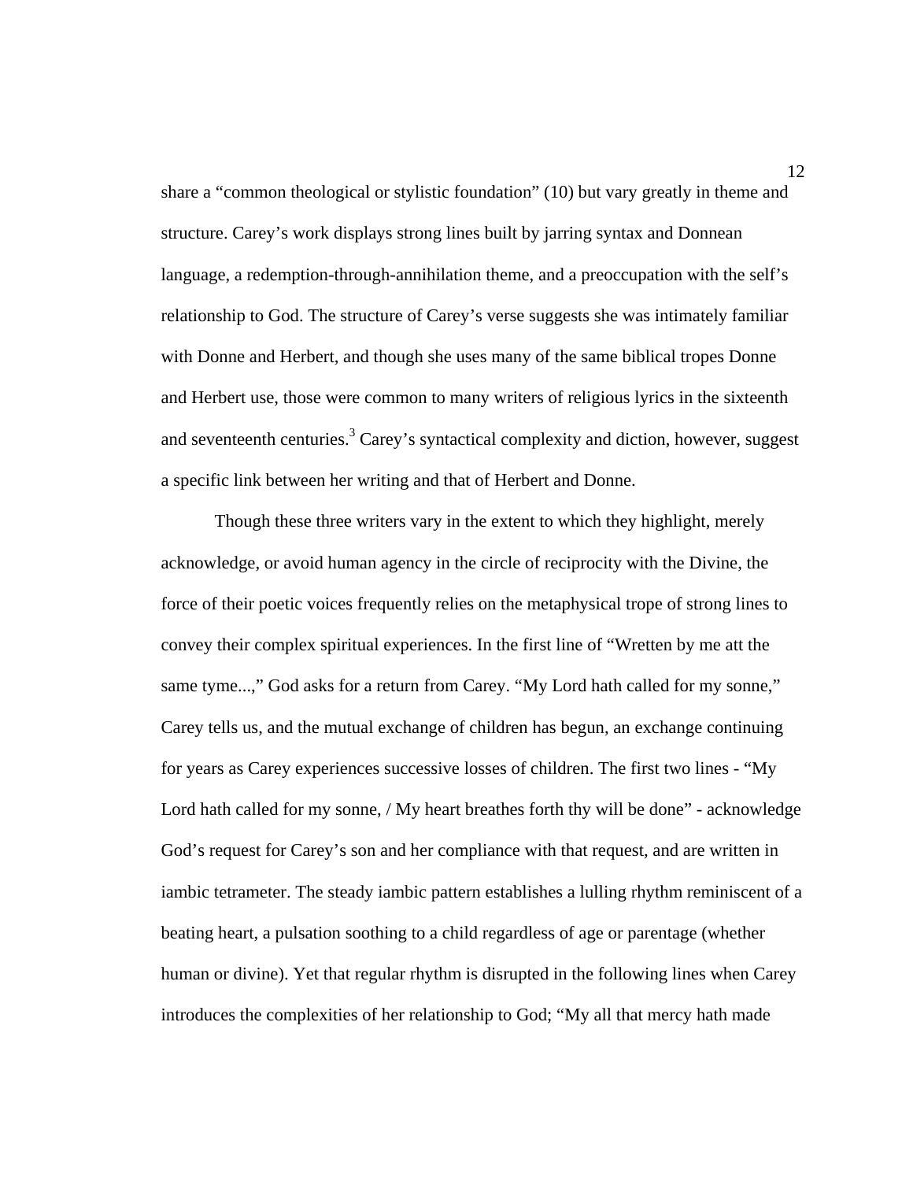share a “common theological or stylistic foundation” (10) but vary greatly in theme and structure. Carey’s work displays strong lines built by jarring syntax and Donnean language, a redemption-through-annihilation theme, and a preoccupation with the self’s relationship to God. The structure of Carey’s verse suggests she was intimately familiar with Donne and Herbert, and though she uses many of the same biblical tropes Donne and Herbert use, those were common to many writers of religious lyrics in the sixteenth and seventeenth centuries.[3] Carey’s syntactical complexity and diction, however, suggest a specific link between her writing and that of Herbert and Donne.

Though these three writers vary in the extent to which they highlight, merely acknowledge, or avoid human agency in the circle of reciprocity with the Divine, the force of their poetic voices frequently relies on the metaphysical trope of strong lines to convey their complex spiritual experiences. In the first line of “Wretten by me att the same tyme...,” God asks for a return from Carey. “My Lord hath called for my sonne,” Carey tells us, and the mutual exchange of children has begun, an exchange continuing for years as Carey experiences successive losses of children. The first two lines - “My Lord hath called for my sonne, / My heart breathes forth thy will be done” - acknowledge God’s request for Carey’s son and her compliance with that request, and are written in iambic tetrameter. The steady iambic pattern establishes a lulling rhythm reminiscent of a beating heart, a pulsation soothing to a child regardless of age or parentage (whether human or divine). Yet that regular rhythm is disrupted in the following lines when Carey introduces the complexities of her relationship to God; “My all that mercy hath made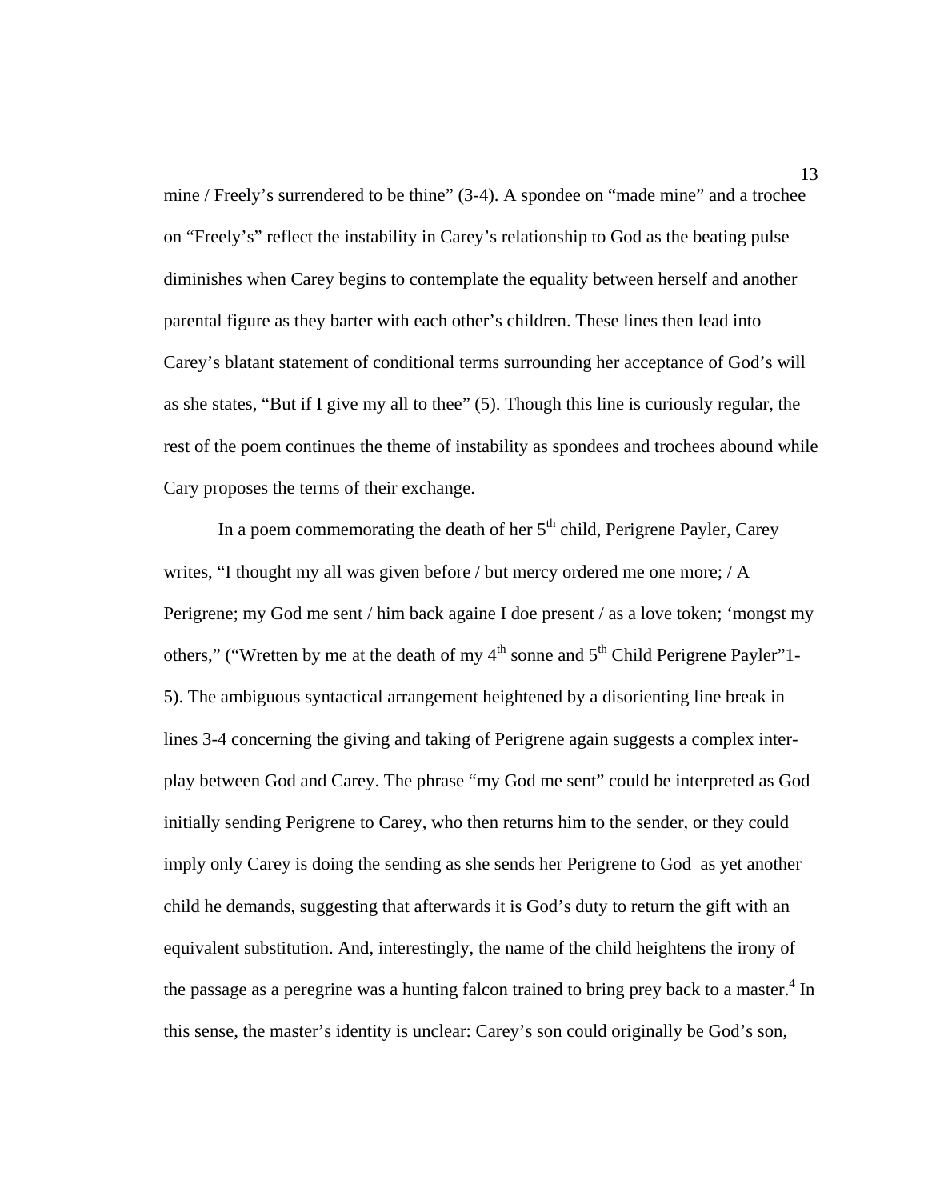mine / Freely's surrendered to be thine" (3-4). A spondee on "made mine" and a trochee on "Freely's" reflect the instability in Carey's relationship to God as the beating pulse diminishes when Carey begins to contemplate the equality between herself and another parental figure as they barter with each other's children. These lines then lead into Carey's blatant statement of conditional terms surrounding her acceptance of God's will as she states, "But if I give my all to thee" (5). Though this line is curiously regular, the rest of the poem continues the theme of instability as spondees and trochees abound while Cary proposes the terms of their exchange.

In a poem commemorating the death of her 5th child, Perigrene Payler, Carey writes, "I thought my all was given before / but mercy ordered me one more; / A Perigrene; my God me sent / him back againe I doe present / as a love token; 'mongst my others," ("Wretten by me at the death of my 4th sonne and 5th Child Perigrene Payler"1-5). The ambiguous syntactical arrangement heightened by a disorienting line break in lines 3-4 concerning the giving and taking of Perigrene again suggests a complex inter-play between God and Carey. The phrase "my God me sent" could be interpreted as God initially sending Perigrene to Carey, who then returns him to the sender, or they could imply only Carey is doing the sending as she sends her Perigrene to God as yet another child he demands, suggesting that afterwards it is God's duty to return the gift with an equivalent substitution. And, interestingly, the name of the child heightens the irony of the passage as a peregrine was a hunting falcon trained to bring prey back to a master.[4] In this sense, the master's identity is unclear: Carey's son could originally be God's son,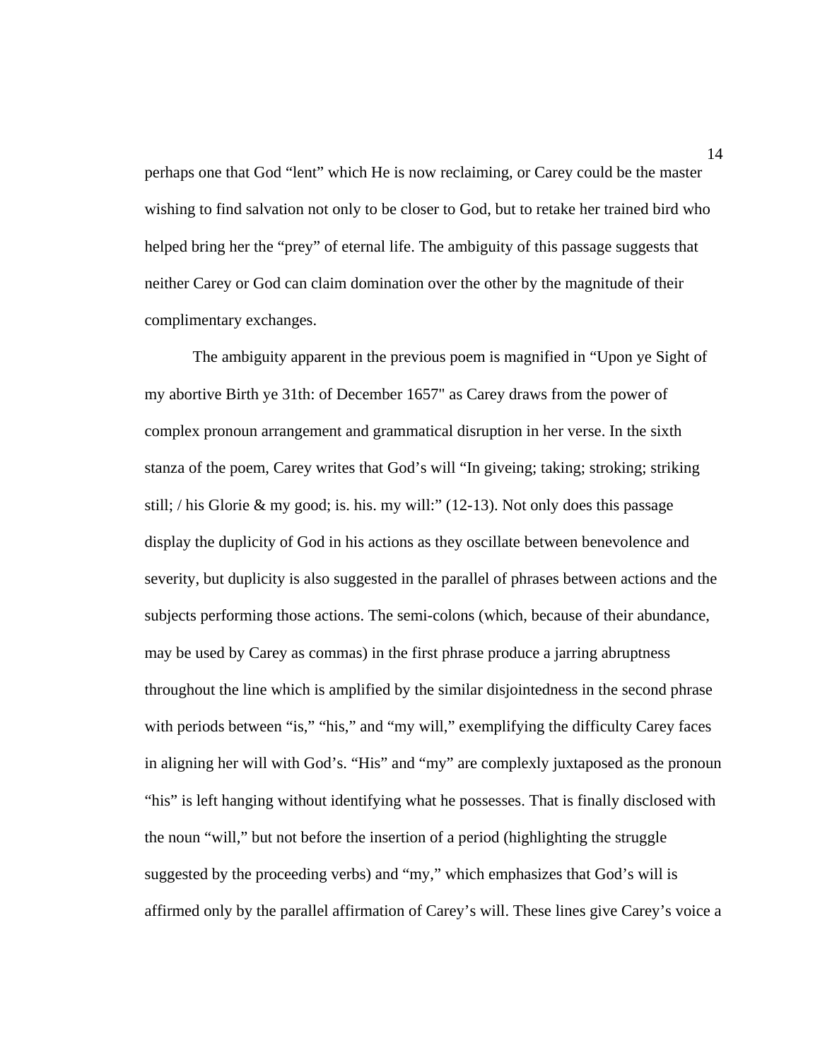perhaps one that God "lent" which He is now reclaiming, or Carey could be the master wishing to find salvation not only to be closer to God, but to retake her trained bird who helped bring her the "prey" of eternal life. The ambiguity of this passage suggests that neither Carey or God can claim domination over the other by the magnitude of their complimentary exchanges.

The ambiguity apparent in the previous poem is magnified in "Upon ye Sight of my abortive Birth ye 31th: of December 1657" as Carey draws from the power of complex pronoun arrangement and grammatical disruption in her verse. In the sixth stanza of the poem, Carey writes that God's will "In giveing; taking; stroking; striking still; / his Glorie & my good; is. his. my will:" (12-13). Not only does this passage display the duplicity of God in his actions as they oscillate between benevolence and severity, but duplicity is also suggested in the parallel of phrases between actions and the subjects performing those actions. The semi-colons (which, because of their abundance, may be used by Carey as commas) in the first phrase produce a jarring abruptness throughout the line which is amplified by the similar disjointedness in the second phrase with periods between "is," "his," and "my will," exemplifying the difficulty Carey faces in aligning her will with God's. "His" and "my" are complexly juxtaposed as the pronoun "his" is left hanging without identifying what he possesses. That is finally disclosed with the noun "will," but not before the insertion of a period (highlighting the struggle suggested by the proceeding verbs) and "my," which emphasizes that God's will is affirmed only by the parallel affirmation of Carey's will. These lines give Carey's voice a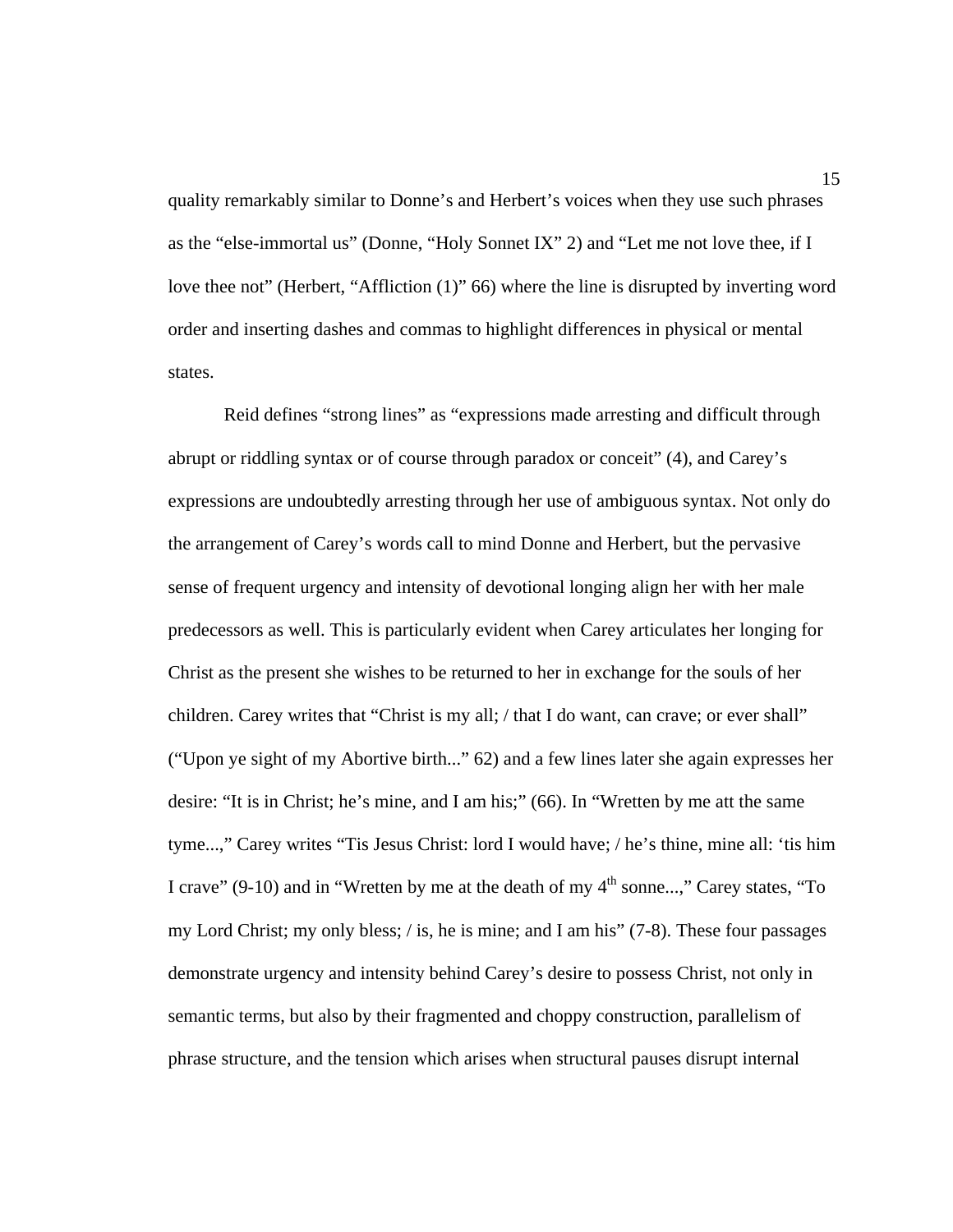quality remarkably similar to Donne's and Herbert's voices when they use such phrases as the "else-immortal us" (Donne, "Holy Sonnet IX" 2) and "Let me not love thee, if I love thee not" (Herbert, "Affliction (1)" 66) where the line is disrupted by inverting word order and inserting dashes and commas to highlight differences in physical or mental states.

Reid defines "strong lines" as "expressions made arresting and difficult through abrupt or riddling syntax or of course through paradox or conceit" (4), and Carey's expressions are undoubtedly arresting through her use of ambiguous syntax. Not only do the arrangement of Carey's words call to mind Donne and Herbert, but the pervasive sense of frequent urgency and intensity of devotional longing align her with her male predecessors as well. This is particularly evident when Carey articulates her longing for Christ as the present she wishes to be returned to her in exchange for the souls of her children. Carey writes that "Christ is my all; / that I do want, can crave; or ever shall" ("Upon ye sight of my Abortive birth..." 62) and a few lines later she again expresses her desire: "It is in Christ; he's mine, and I am his;" (66). In "Wretten by me att the same tyme...," Carey writes "Tis Jesus Christ: lord I would have; / he's thine, mine all: 'tis him I crave" (9-10) and in "Wretten by me at the death of my 4th sonne...," Carey states, "To my Lord Christ; my only bless; / is, he is mine; and I am his" (7-8). These four passages demonstrate urgency and intensity behind Carey's desire to possess Christ, not only in semantic terms, but also by their fragmented and choppy construction, parallelism of phrase structure, and the tension which arises when structural pauses disrupt internal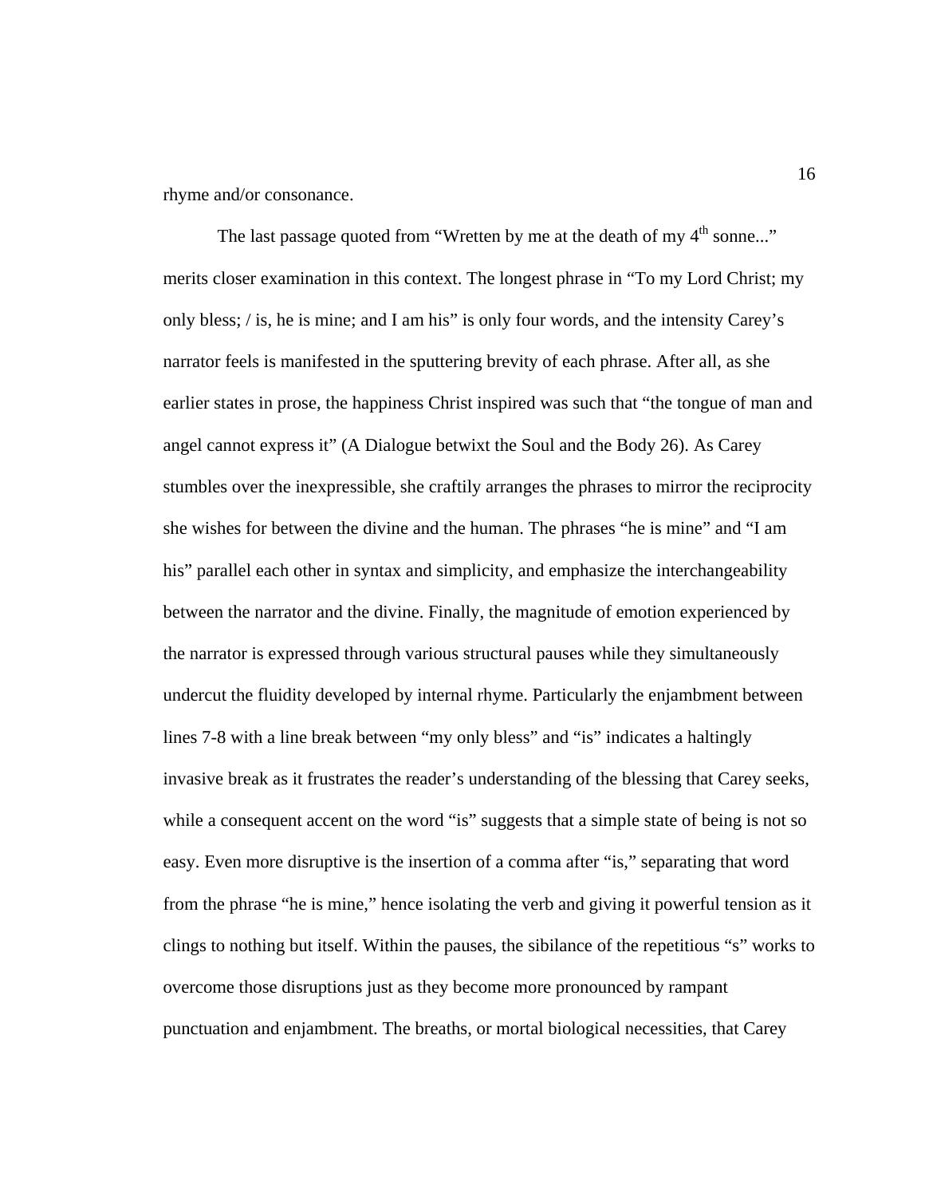rhyme and/or consonance.

The last passage quoted from "Wretten by me at the death of my 4th sonne..." merits closer examination in this context. The longest phrase in "To my Lord Christ; my only bless; / is, he is mine; and I am his" is only four words, and the intensity Carey's narrator feels is manifested in the sputtering brevity of each phrase. After all, as she earlier states in prose, the happiness Christ inspired was such that "the tongue of man and angel cannot express it" (A Dialogue betwixt the Soul and the Body 26). As Carey stumbles over the inexpressible, she craftily arranges the phrases to mirror the reciprocity she wishes for between the divine and the human. The phrases "he is mine" and "I am his" parallel each other in syntax and simplicity, and emphasize the interchangeability between the narrator and the divine. Finally, the magnitude of emotion experienced by the narrator is expressed through various structural pauses while they simultaneously undercut the fluidity developed by internal rhyme. Particularly the enjambment between lines 7-8 with a line break between "my only bless" and "is" indicates a haltingly invasive break as it frustrates the reader's understanding of the blessing that Carey seeks, while a consequent accent on the word "is" suggests that a simple state of being is not so easy. Even more disruptive is the insertion of a comma after "is," separating that word from the phrase "he is mine," hence isolating the verb and giving it powerful tension as it clings to nothing but itself. Within the pauses, the sibilance of the repetitious "s" works to overcome those disruptions just as they become more pronounced by rampant punctuation and enjambment. The breaths, or mortal biological necessities, that Carey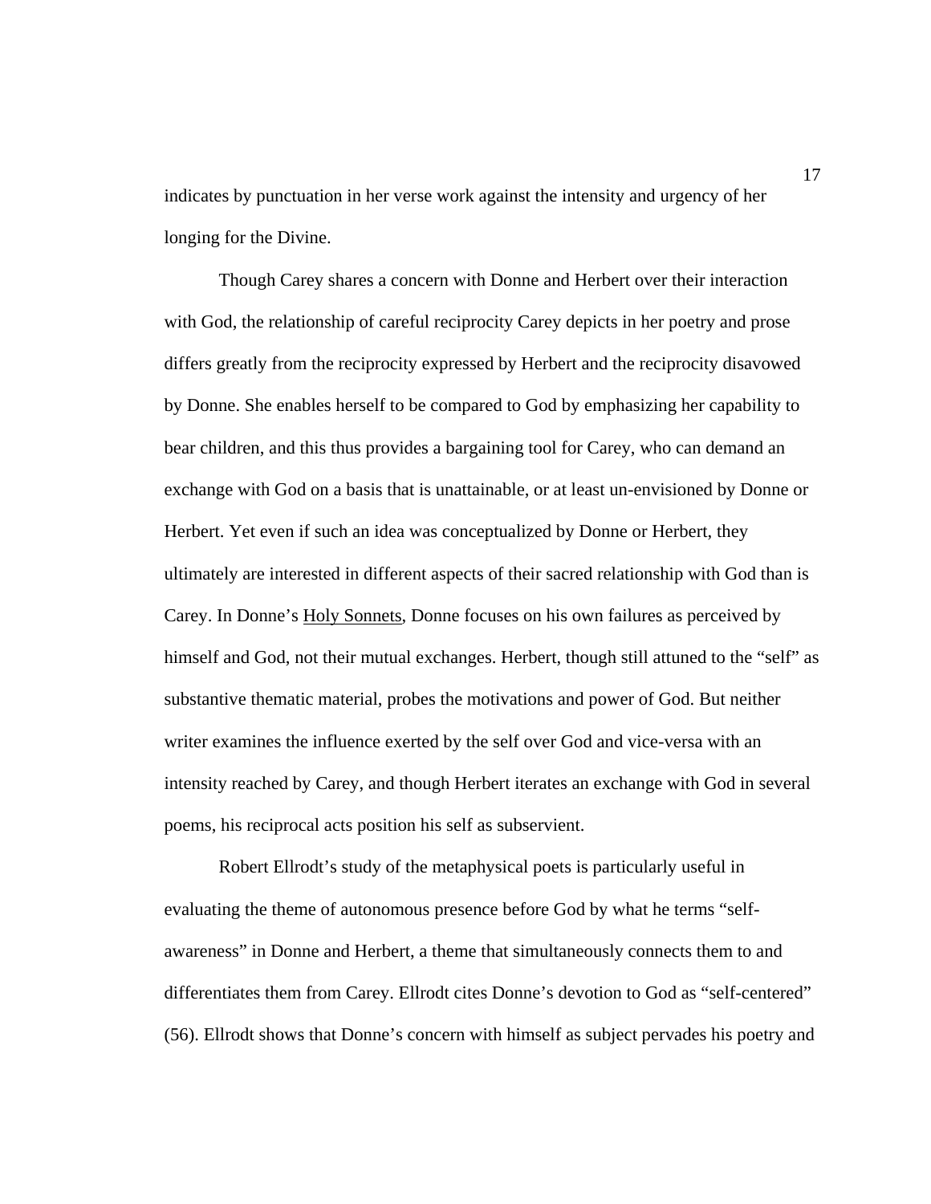indicates by punctuation in her verse work against the intensity and urgency of her longing for the Divine.

Though Carey shares a concern with Donne and Herbert over their interaction with God, the relationship of careful reciprocity Carey depicts in her poetry and prose differs greatly from the reciprocity expressed by Herbert and the reciprocity disavowed by Donne. She enables herself to be compared to God by emphasizing her capability to bear children, and this thus provides a bargaining tool for Carey, who can demand an exchange with God on a basis that is unattainable, or at least un-envisioned by Donne or Herbert. Yet even if such an idea was conceptualized by Donne or Herbert, they ultimately are interested in different aspects of their sacred relationship with God than is Carey. In Donne's <u>Holy Sonnets</u>, Donne focuses on his own failures as perceived by himself and God, not their mutual exchanges. Herbert, though still attuned to the "self" as substantive thematic material, probes the motivations and power of God. But neither writer examines the influence exerted by the self over God and vice-versa with an intensity reached by Carey, and though Herbert iterates an exchange with God in several poems, his reciprocal acts position his self as subservient.

Robert Ellrodt's study of the metaphysical poets is particularly useful in evaluating the theme of autonomous presence before God by what he terms "self-awareness" in Donne and Herbert, a theme that simultaneously connects them to and differentiates them from Carey. Ellrodt cites Donne's devotion to God as "self-centered" (56). Ellrodt shows that Donne's concern with himself as subject pervades his poetry and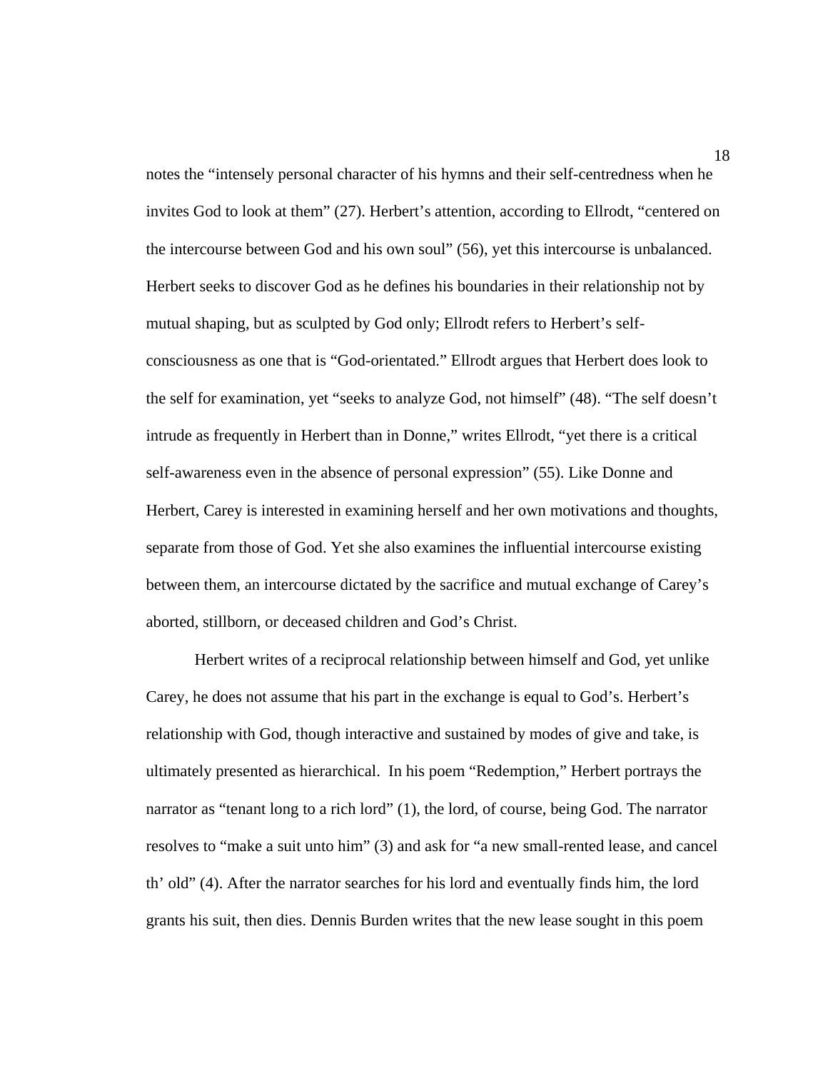notes the “intensely personal character of his hymns and their self-centredness when he invites God to look at them” (27). Herbert’s attention, according to Ellrodt, “centered on the intercourse between God and his own soul” (56), yet this intercourse is unbalanced. Herbert seeks to discover God as he defines his boundaries in their relationship not by mutual shaping, but as sculpted by God only; Ellrodt refers to Herbert’s self-consciousness as one that is “God-orientated.” Ellrodt argues that Herbert does look to the self for examination, yet “seeks to analyze God, not himself” (48). “The self doesn’t intrude as frequently in Herbert than in Donne,” writes Ellrodt, “yet there is a critical self-awareness even in the absence of personal expression” (55). Like Donne and Herbert, Carey is interested in examining herself and her own motivations and thoughts, separate from those of God. Yet she also examines the influential intercourse existing between them, an intercourse dictated by the sacrifice and mutual exchange of Carey’s aborted, stillborn, or deceased children and God’s Christ.

Herbert writes of a reciprocal relationship between himself and God, yet unlike Carey, he does not assume that his part in the exchange is equal to God’s. Herbert’s relationship with God, though interactive and sustained by modes of give and take, is ultimately presented as hierarchical. In his poem “Redemption,” Herbert portrays the narrator as “tenant long to a rich lord” (1), the lord, of course, being God. The narrator resolves to “make a suit unto him” (3) and ask for “a new small-rented lease, and cancel th’ old” (4). After the narrator searches for his lord and eventually finds him, the lord grants his suit, then dies. Dennis Burden writes that the new lease sought in this poem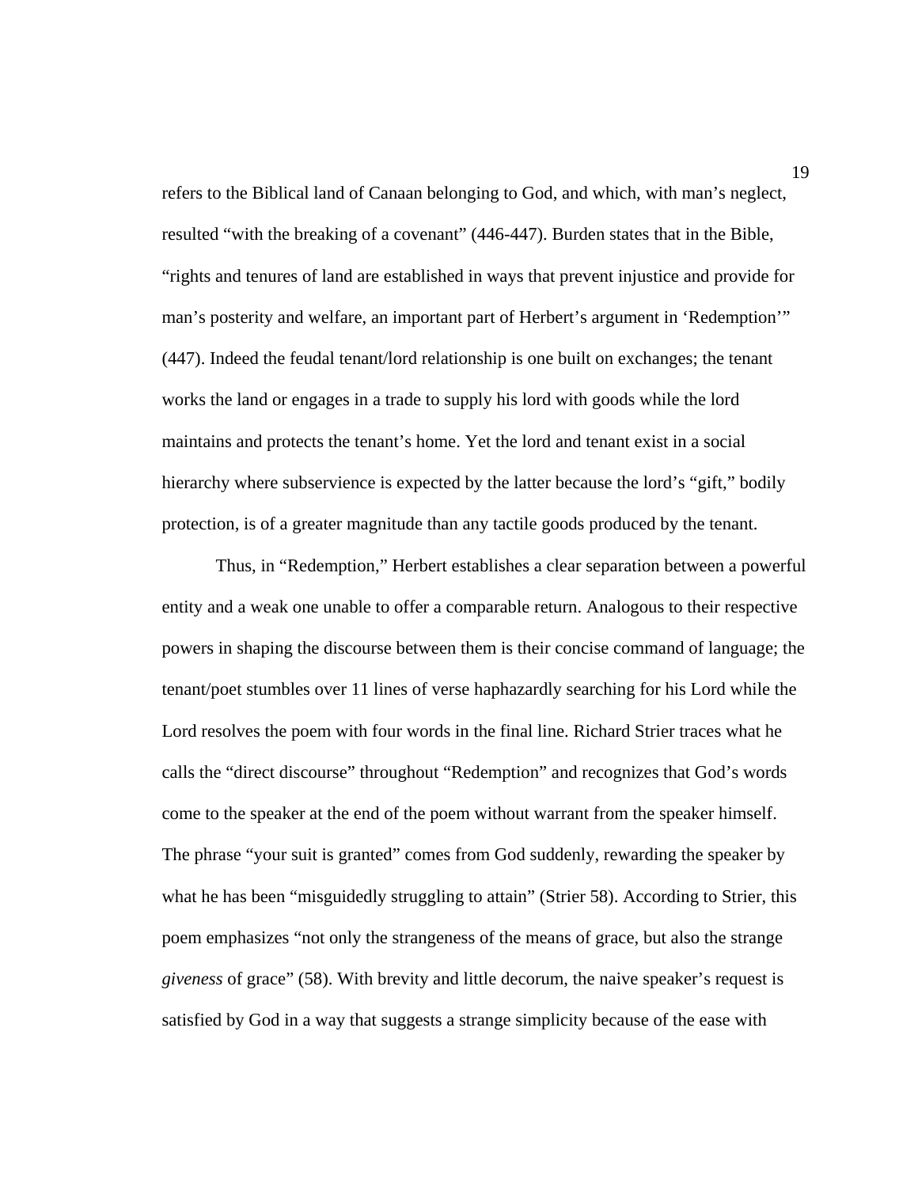refers to the Biblical land of Canaan belonging to God, and which, with man's neglect, resulted "with the breaking of a covenant" (446-447). Burden states that in the Bible, "rights and tenures of land are established in ways that prevent injustice and provide for man's posterity and welfare, an important part of Herbert's argument in 'Redemption'" (447). Indeed the feudal tenant/lord relationship is one built on exchanges; the tenant works the land or engages in a trade to supply his lord with goods while the lord maintains and protects the tenant's home. Yet the lord and tenant exist in a social hierarchy where subservience is expected by the latter because the lord's "gift," bodily protection, is of a greater magnitude than any tactile goods produced by the tenant.

Thus, in "Redemption," Herbert establishes a clear separation between a powerful entity and a weak one unable to offer a comparable return. Analogous to their respective powers in shaping the discourse between them is their concise command of language; the tenant/poet stumbles over 11 lines of verse haphazardly searching for his Lord while the Lord resolves the poem with four words in the final line. Richard Strier traces what he calls the "direct discourse" throughout "Redemption" and recognizes that God's words come to the speaker at the end of the poem without warrant from the speaker himself. The phrase "your suit is granted" comes from God suddenly, rewarding the speaker by what he has been "misguidedly struggling to attain" (Strier 58). According to Strier, this poem emphasizes "not only the strangeness of the means of grace, but also the strange *giveness* of grace" (58). With brevity and little decorum, the naive speaker's request is satisfied by God in a way that suggests a strange simplicity because of the ease with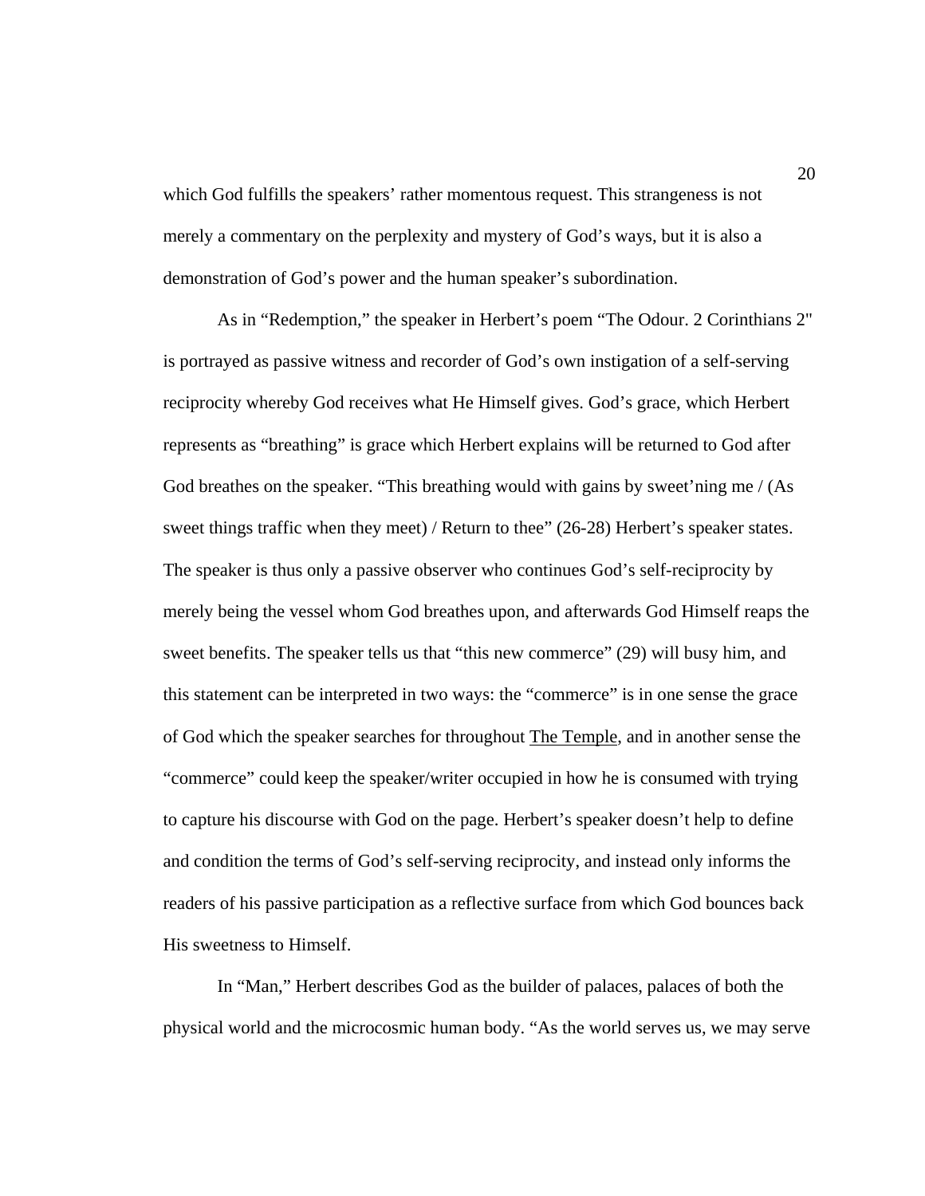which God fulfills the speakers' rather momentous request. This strangeness is not merely a commentary on the perplexity and mystery of God's ways, but it is also a demonstration of God's power and the human speaker's subordination.

As in "Redemption," the speaker in Herbert's poem "The Odour. 2 Corinthians 2" is portrayed as passive witness and recorder of God's own instigation of a self-serving reciprocity whereby God receives what He Himself gives. God's grace, which Herbert represents as "breathing" is grace which Herbert explains will be returned to God after God breathes on the speaker. "This breathing would with gains by sweet'ning me / (As sweet things traffic when they meet) / Return to thee" (26-28) Herbert's speaker states. The speaker is thus only a passive observer who continues God's self-reciprocity by merely being the vessel whom God breathes upon, and afterwards God Himself reaps the sweet benefits. The speaker tells us that "this new commerce" (29) will busy him, and this statement can be interpreted in two ways: the "commerce" is in one sense the grace of God which the speaker searches for throughout <u>The Temple</u>, and in another sense the "commerce" could keep the speaker/writer occupied in how he is consumed with trying to capture his discourse with God on the page. Herbert's speaker doesn't help to define and condition the terms of God's self-serving reciprocity, and instead only informs the readers of his passive participation as a reflective surface from which God bounces back His sweetness to Himself.

In "Man," Herbert describes God as the builder of palaces, palaces of both the physical world and the microcosmic human body. "As the world serves us, we may serve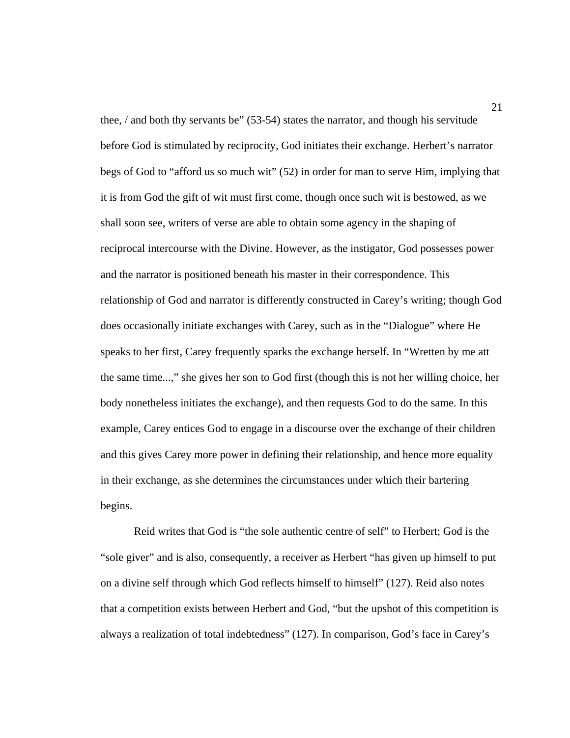thee, / and both thy servants be" (53-54) states the narrator, and though his servitude before God is stimulated by reciprocity, God initiates their exchange. Herbert's narrator begs of God to "afford us so much wit" (52) in order for man to serve Him, implying that it is from God the gift of wit must first come, though once such wit is bestowed, as we shall soon see, writers of verse are able to obtain some agency in the shaping of reciprocal intercourse with the Divine. However, as the instigator, God possesses power and the narrator is positioned beneath his master in their correspondence. This relationship of God and narrator is differently constructed in Carey's writing; though God does occasionally initiate exchanges with Carey, such as in the "Dialogue" where He speaks to her first, Carey frequently sparks the exchange herself. In "Wretten by me att the same time...," she gives her son to God first (though this is not her willing choice, her body nonetheless initiates the exchange), and then requests God to do the same. In this example, Carey entices God to engage in a discourse over the exchange of their children and this gives Carey more power in defining their relationship, and hence more equality in their exchange, as she determines the circumstances under which their bartering begins.

Reid writes that God is "the sole authentic centre of self" to Herbert; God is the "sole giver" and is also, consequently, a receiver as Herbert "has given up himself to put on a divine self through which God reflects himself to himself" (127). Reid also notes that a competition exists between Herbert and God, "but the upshot of this competition is always a realization of total indebtedness" (127). In comparison, God's face in Carey's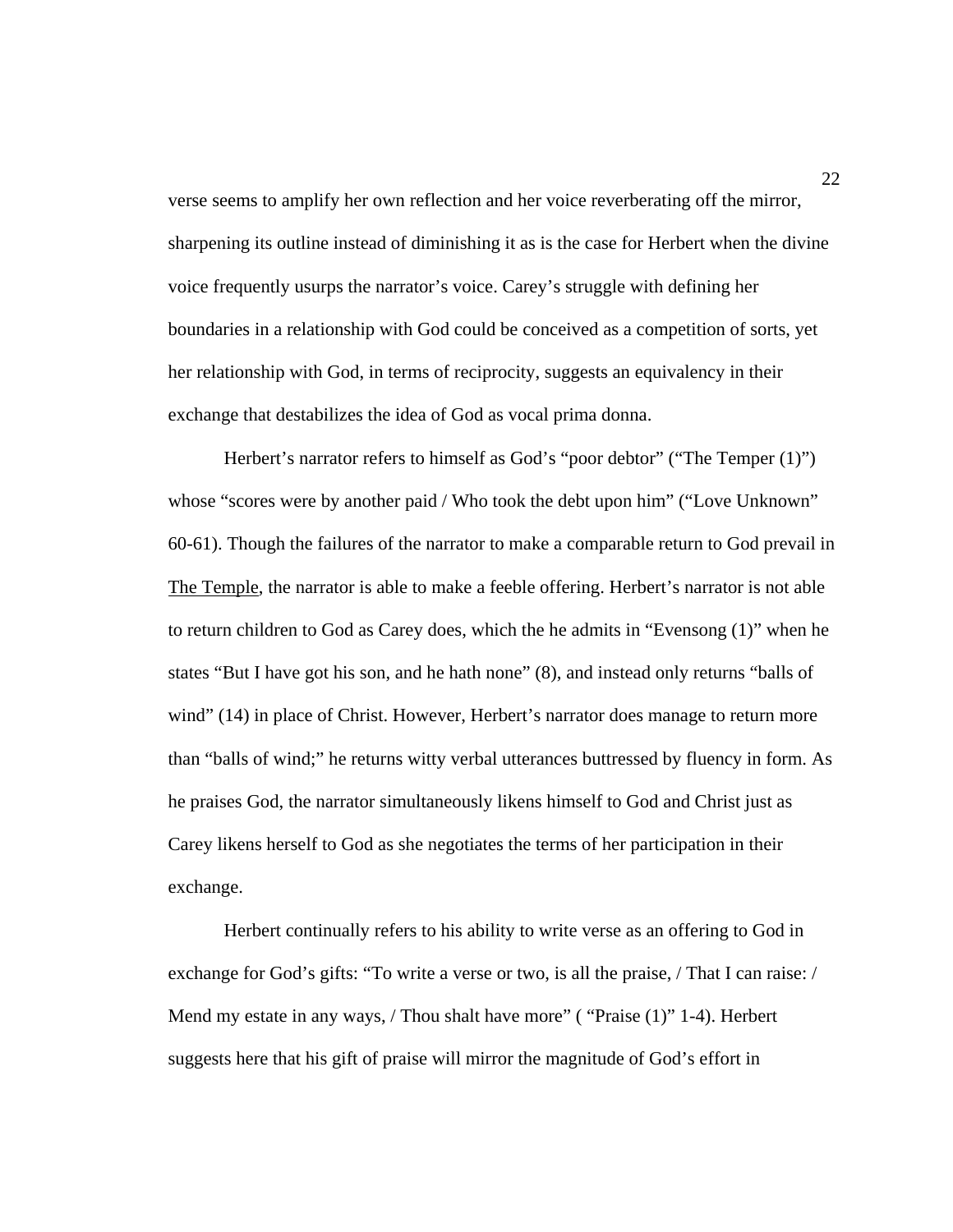verse seems to amplify her own reflection and her voice reverberating off the mirror, sharpening its outline instead of diminishing it as is the case for Herbert when the divine voice frequently usurps the narrator's voice. Carey's struggle with defining her boundaries in a relationship with God could be conceived as a competition of sorts, yet her relationship with God, in terms of reciprocity, suggests an equivalency in their exchange that destabilizes the idea of God as vocal prima donna.

Herbert's narrator refers to himself as God's "poor debtor" ("The Temper (1)") whose "scores were by another paid / Who took the debt upon him" ("Love Unknown" 60-61). Though the failures of the narrator to make a comparable return to God prevail in The Temple, the narrator is able to make a feeble offering. Herbert's narrator is not able to return children to God as Carey does, which the he admits in "Evensong (1)" when he states "But I have got his son, and he hath none" (8), and instead only returns "balls of wind" (14) in place of Christ. However, Herbert's narrator does manage to return more than "balls of wind;" he returns witty verbal utterances buttressed by fluency in form. As he praises God, the narrator simultaneously likens himself to God and Christ just as Carey likens herself to God as she negotiates the terms of her participation in their exchange.

Herbert continually refers to his ability to write verse as an offering to God in exchange for God's gifts: "To write a verse or two, is all the praise, / That I can raise: / Mend my estate in any ways, / Thou shalt have more" ( "Praise (1)" 1-4). Herbert suggests here that his gift of praise will mirror the magnitude of God's effort in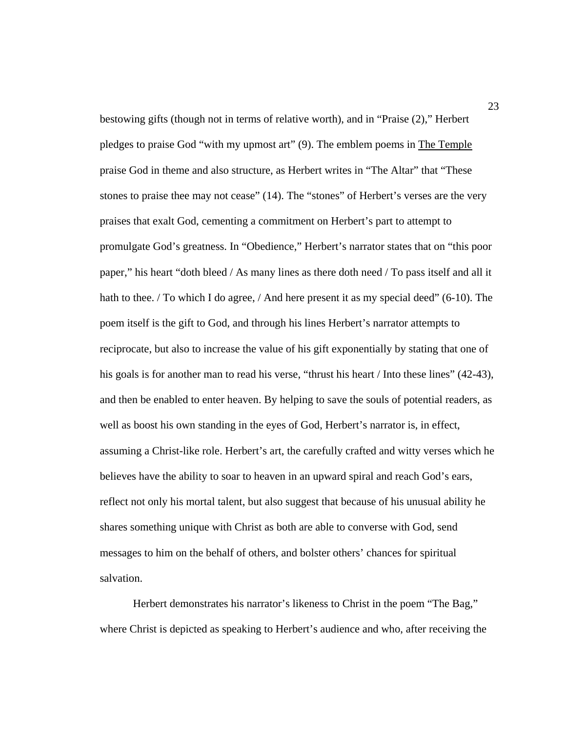bestowing gifts (though not in terms of relative worth), and in “Praise (2),” Herbert pledges to praise God “with my upmost art” (9). The emblem poems in The Temple praise God in theme and also structure, as Herbert writes in “The Altar” that “These stones to praise thee may not cease” (14). The “stones” of Herbert’s verses are the very praises that exalt God, cementing a commitment on Herbert’s part to attempt to promulgate God’s greatness. In “Obedience,” Herbert’s narrator states that on “this poor paper,” his heart “doth bleed / As many lines as there doth need / To pass itself and all it hath to thee. / To which I do agree, / And here present it as my special deed” (6-10). The poem itself is the gift to God, and through his lines Herbert’s narrator attempts to reciprocate, but also to increase the value of his gift exponentially by stating that one of his goals is for another man to read his verse, “thrust his heart / Into these lines” (42-43), and then be enabled to enter heaven. By helping to save the souls of potential readers, as well as boost his own standing in the eyes of God, Herbert’s narrator is, in effect, assuming a Christ-like role. Herbert’s art, the carefully crafted and witty verses which he believes have the ability to soar to heaven in an upward spiral and reach God’s ears, reflect not only his mortal talent, but also suggest that because of his unusual ability he shares something unique with Christ as both are able to converse with God, send messages to him on the behalf of others, and bolster others’ chances for spiritual salvation.

Herbert demonstrates his narrator’s likeness to Christ in the poem “The Bag,” where Christ is depicted as speaking to Herbert’s audience and who, after receiving the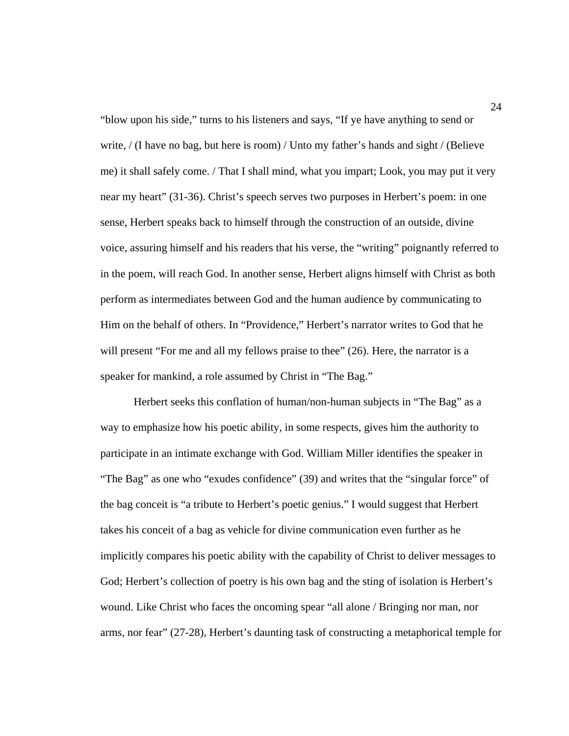"blow upon his side," turns to his listeners and says, "If ye have anything to send or write, / (I have no bag, but here is room) / Unto my father's hands and sight / (Believe me) it shall safely come. / That I shall mind, what you impart; Look, you may put it very near my heart" (31-36). Christ's speech serves two purposes in Herbert's poem: in one sense, Herbert speaks back to himself through the construction of an outside, divine voice, assuring himself and his readers that his verse, the "writing" poignantly referred to in the poem, will reach God. In another sense, Herbert aligns himself with Christ as both perform as intermediates between God and the human audience by communicating to Him on the behalf of others. In "Providence," Herbert's narrator writes to God that he will present "For me and all my fellows praise to thee" (26). Here, the narrator is a speaker for mankind, a role assumed by Christ in "The Bag."

Herbert seeks this conflation of human/non-human subjects in "The Bag" as a way to emphasize how his poetic ability, in some respects, gives him the authority to participate in an intimate exchange with God. William Miller identifies the speaker in "The Bag" as one who "exudes confidence" (39) and writes that the "singular force" of the bag conceit is "a tribute to Herbert's poetic genius." I would suggest that Herbert takes his conceit of a bag as vehicle for divine communication even further as he implicitly compares his poetic ability with the capability of Christ to deliver messages to God; Herbert's collection of poetry is his own bag and the sting of isolation is Herbert's wound. Like Christ who faces the oncoming spear "all alone / Bringing nor man, nor arms, nor fear" (27-28), Herbert's daunting task of constructing a metaphorical temple for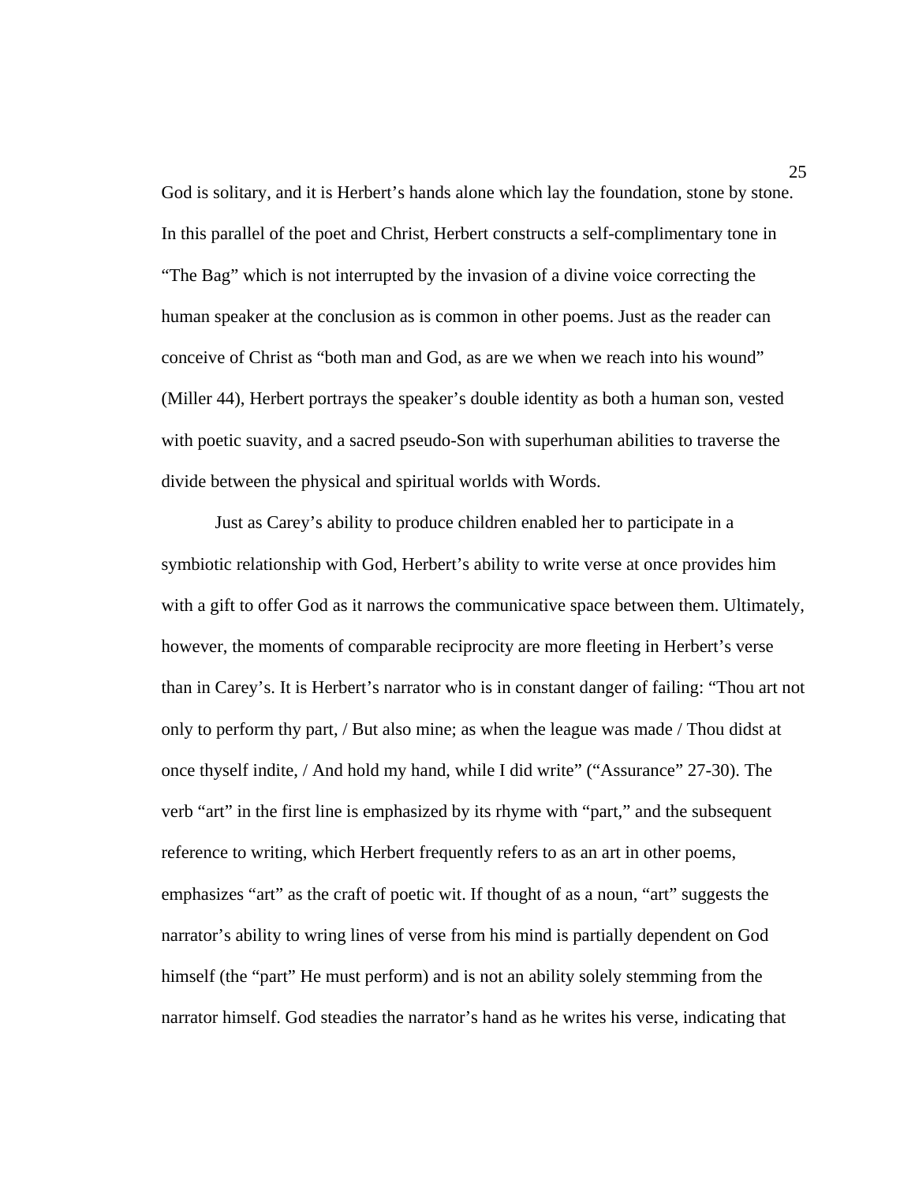God is solitary, and it is Herbert's hands alone which lay the foundation, stone by stone. In this parallel of the poet and Christ, Herbert constructs a self-complimentary tone in "The Bag" which is not interrupted by the invasion of a divine voice correcting the human speaker at the conclusion as is common in other poems. Just as the reader can conceive of Christ as "both man and God, as are we when we reach into his wound" (Miller 44), Herbert portrays the speaker's double identity as both a human son, vested with poetic suavity, and a sacred pseudo-Son with superhuman abilities to traverse the divide between the physical and spiritual worlds with Words.

Just as Carey's ability to produce children enabled her to participate in a symbiotic relationship with God, Herbert's ability to write verse at once provides him with a gift to offer God as it narrows the communicative space between them. Ultimately, however, the moments of comparable reciprocity are more fleeting in Herbert's verse than in Carey's. It is Herbert's narrator who is in constant danger of failing: "Thou art not only to perform thy part, / But also mine; as when the league was made / Thou didst at once thyself indite, / And hold my hand, while I did write" ("Assurance" 27-30). The verb "art" in the first line is emphasized by its rhyme with "part," and the subsequent reference to writing, which Herbert frequently refers to as an art in other poems, emphasizes "art" as the craft of poetic wit. If thought of as a noun, "art" suggests the narrator's ability to wring lines of verse from his mind is partially dependent on God himself (the "part" He must perform) and is not an ability solely stemming from the narrator himself. God steadies the narrator's hand as he writes his verse, indicating that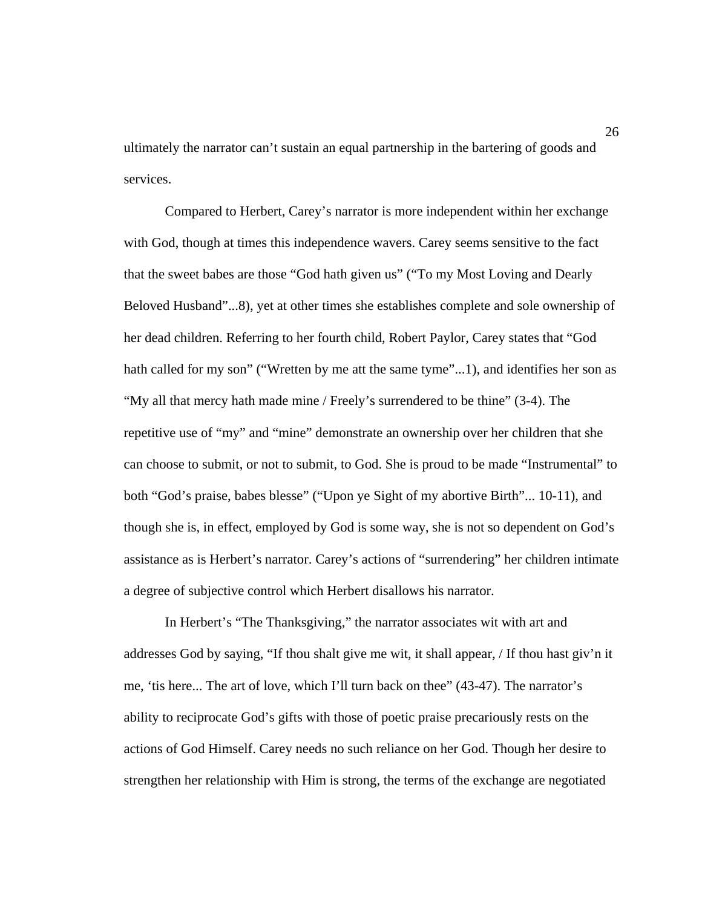ultimately the narrator can't sustain an equal partnership in the bartering of goods and services.

Compared to Herbert, Carey's narrator is more independent within her exchange with God, though at times this independence wavers. Carey seems sensitive to the fact that the sweet babes are those "God hath given us" ("To my Most Loving and Dearly Beloved Husband"...8), yet at other times she establishes complete and sole ownership of her dead children. Referring to her fourth child, Robert Paylor, Carey states that "God hath called for my son" ("Wretten by me att the same tyme"...1), and identifies her son as "My all that mercy hath made mine / Freely's surrendered to be thine" (3-4). The repetitive use of "my" and "mine" demonstrate an ownership over her children that she can choose to submit, or not to submit, to God. She is proud to be made "Instrumental" to both "God's praise, babes blesse" ("Upon ye Sight of my abortive Birth"... 10-11), and though she is, in effect, employed by God is some way, she is not so dependent on God's assistance as is Herbert's narrator. Carey's actions of "surrendering" her children intimate a degree of subjective control which Herbert disallows his narrator.

In Herbert's "The Thanksgiving," the narrator associates wit with art and addresses God by saying, "If thou shalt give me wit, it shall appear, / If thou hast giv'n it me, 'tis here... The art of love, which I'll turn back on thee" (43-47). The narrator's ability to reciprocate God's gifts with those of poetic praise precariously rests on the actions of God Himself. Carey needs no such reliance on her God. Though her desire to strengthen her relationship with Him is strong, the terms of the exchange are negotiated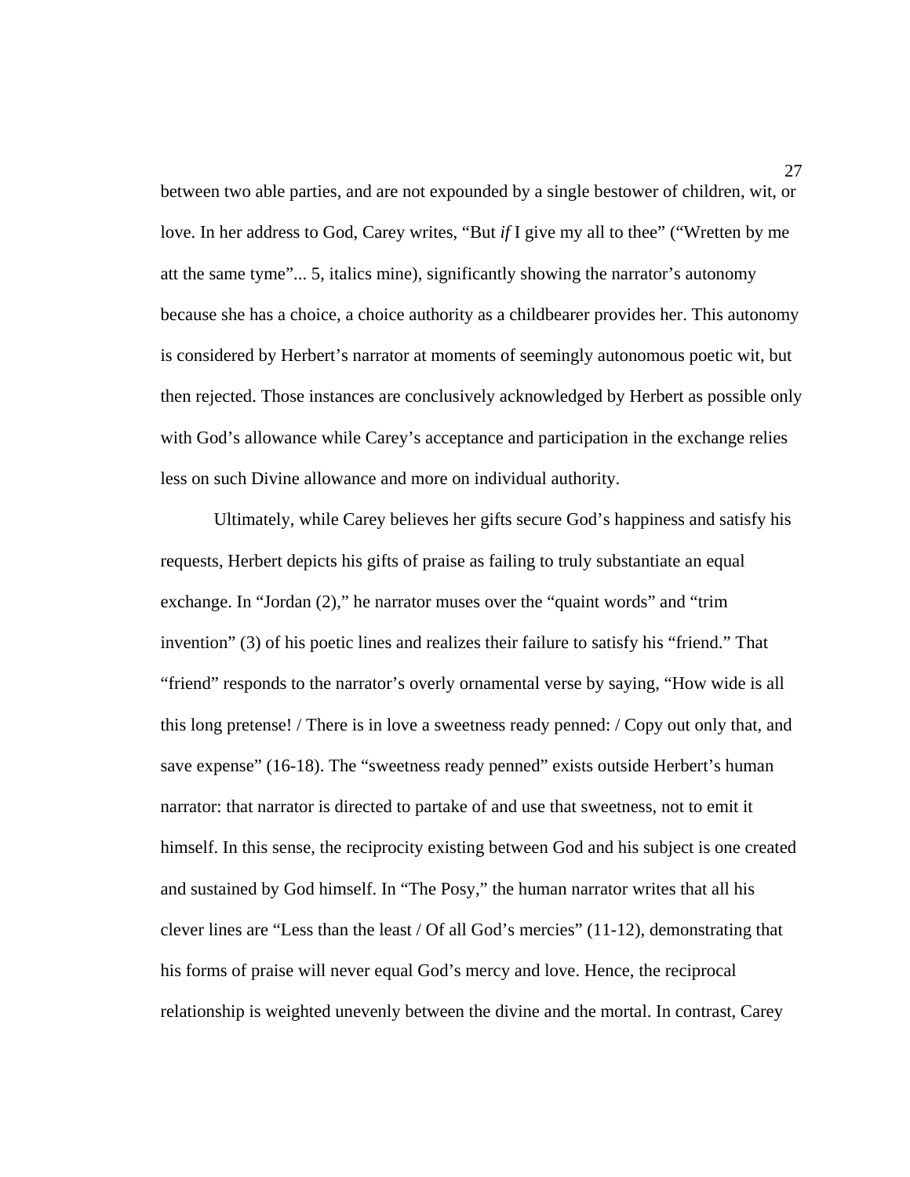between two able parties, and are not expounded by a single bestower of children, wit, or love. In her address to God, Carey writes, "But *if* I give my all to thee" ("Wretten by me att the same tyme"... 5, italics mine), significantly showing the narrator's autonomy because she has a choice, a choice authority as a childbearer provides her. This autonomy is considered by Herbert's narrator at moments of seemingly autonomous poetic wit, but then rejected. Those instances are conclusively acknowledged by Herbert as possible only with God's allowance while Carey's acceptance and participation in the exchange relies less on such Divine allowance and more on individual authority.

Ultimately, while Carey believes her gifts secure God's happiness and satisfy his requests, Herbert depicts his gifts of praise as failing to truly substantiate an equal exchange. In "Jordan (2)," he narrator muses over the "quaint words" and "trim invention" (3) of his poetic lines and realizes their failure to satisfy his "friend." That "friend" responds to the narrator's overly ornamental verse by saying, "How wide is all this long pretense! / There is in love a sweetness ready penned: / Copy out only that, and save expense" (16-18). The "sweetness ready penned" exists outside Herbert's human narrator: that narrator is directed to partake of and use that sweetness, not to emit it himself. In this sense, the reciprocity existing between God and his subject is one created and sustained by God himself. In "The Posy," the human narrator writes that all his clever lines are "Less than the least / Of all God's mercies" (11-12), demonstrating that his forms of praise will never equal God's mercy and love. Hence, the reciprocal relationship is weighted unevenly between the divine and the mortal. In contrast, Carey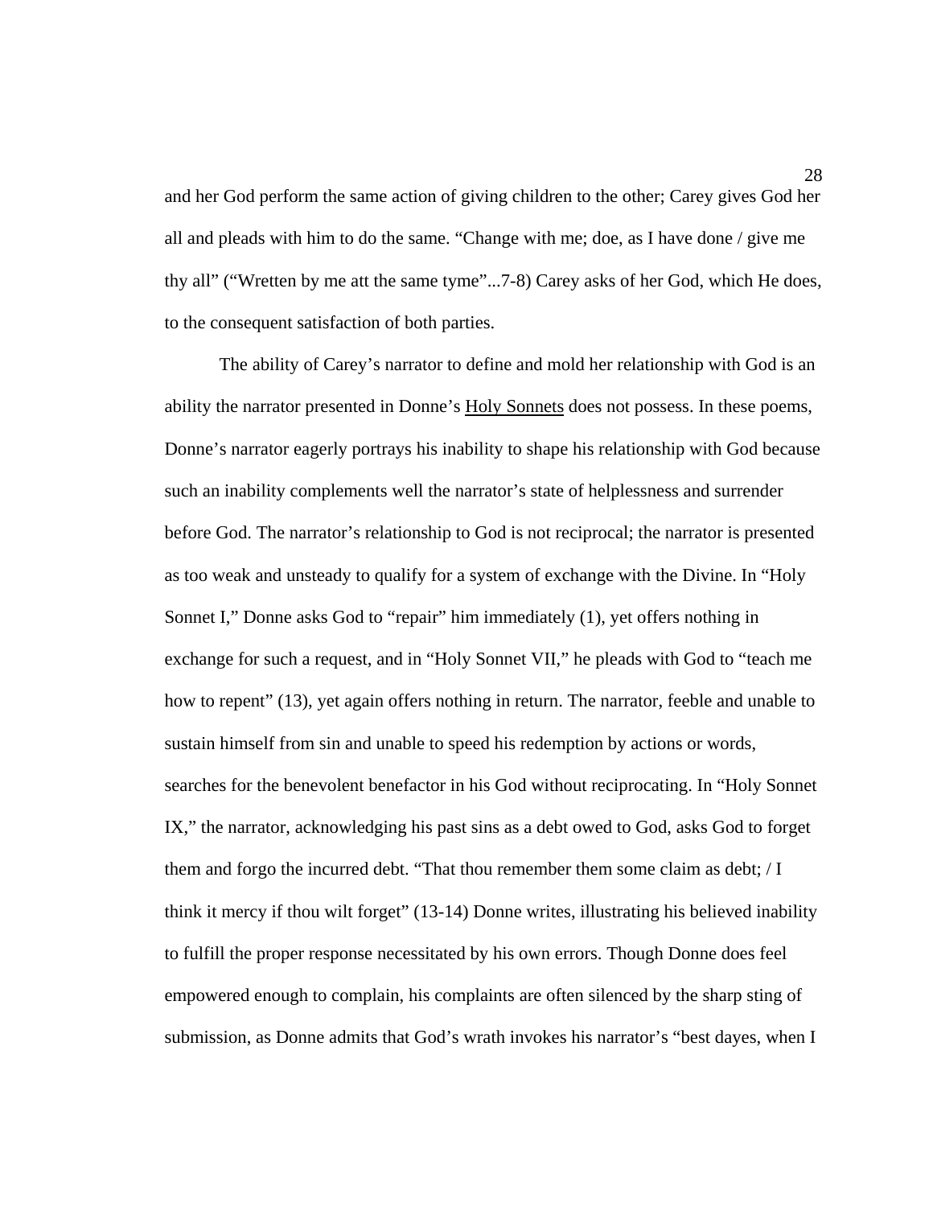and her God perform the same action of giving children to the other; Carey gives God her all and pleads with him to do the same. "Change with me; doe, as I have done / give me thy all" ("Wretten by me att the same tyme"...7-8) Carey asks of her God, which He does, to the consequent satisfaction of both parties.

The ability of Carey's narrator to define and mold her relationship with God is an ability the narrator presented in Donne's Holy Sonnets does not possess. In these poems, Donne's narrator eagerly portrays his inability to shape his relationship with God because such an inability complements well the narrator's state of helplessness and surrender before God. The narrator's relationship to God is not reciprocal; the narrator is presented as too weak and unsteady to qualify for a system of exchange with the Divine. In "Holy Sonnet I," Donne asks God to "repair" him immediately (1), yet offers nothing in exchange for such a request, and in "Holy Sonnet VII," he pleads with God to "teach me how to repent" (13), yet again offers nothing in return. The narrator, feeble and unable to sustain himself from sin and unable to speed his redemption by actions or words, searches for the benevolent benefactor in his God without reciprocating. In "Holy Sonnet IX," the narrator, acknowledging his past sins as a debt owed to God, asks God to forget them and forgo the incurred debt. "That thou remember them some claim as debt; / I think it mercy if thou wilt forget" (13-14) Donne writes, illustrating his believed inability to fulfill the proper response necessitated by his own errors. Though Donne does feel empowered enough to complain, his complaints are often silenced by the sharp sting of submission, as Donne admits that God's wrath invokes his narrator's "best dayes, when I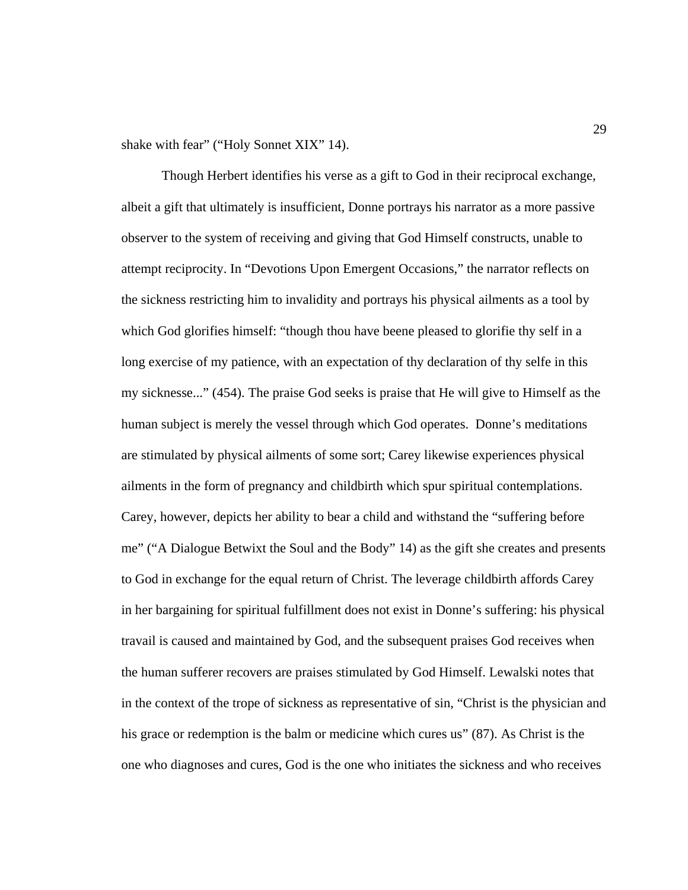shake with fear" ("Holy Sonnet XIX" 14).

Though Herbert identifies his verse as a gift to God in their reciprocal exchange, albeit a gift that ultimately is insufficient, Donne portrays his narrator as a more passive observer to the system of receiving and giving that God Himself constructs, unable to attempt reciprocity. In "Devotions Upon Emergent Occasions," the narrator reflects on the sickness restricting him to invalidity and portrays his physical ailments as a tool by which God glorifies himself: "though thou have beene pleased to glorifie thy self in a long exercise of my patience, with an expectation of thy declaration of thy selfe in this my sicknesse..." (454). The praise God seeks is praise that He will give to Himself as the human subject is merely the vessel through which God operates. Donne's meditations are stimulated by physical ailments of some sort; Carey likewise experiences physical ailments in the form of pregnancy and childbirth which spur spiritual contemplations. Carey, however, depicts her ability to bear a child and withstand the "suffering before me" ("A Dialogue Betwixt the Soul and the Body" 14) as the gift she creates and presents to God in exchange for the equal return of Christ. The leverage childbirth affords Carey in her bargaining for spiritual fulfillment does not exist in Donne's suffering: his physical travail is caused and maintained by God, and the subsequent praises God receives when the human sufferer recovers are praises stimulated by God Himself. Lewalski notes that in the context of the trope of sickness as representative of sin, "Christ is the physician and his grace or redemption is the balm or medicine which cures us" (87). As Christ is the one who diagnoses and cures, God is the one who initiates the sickness and who receives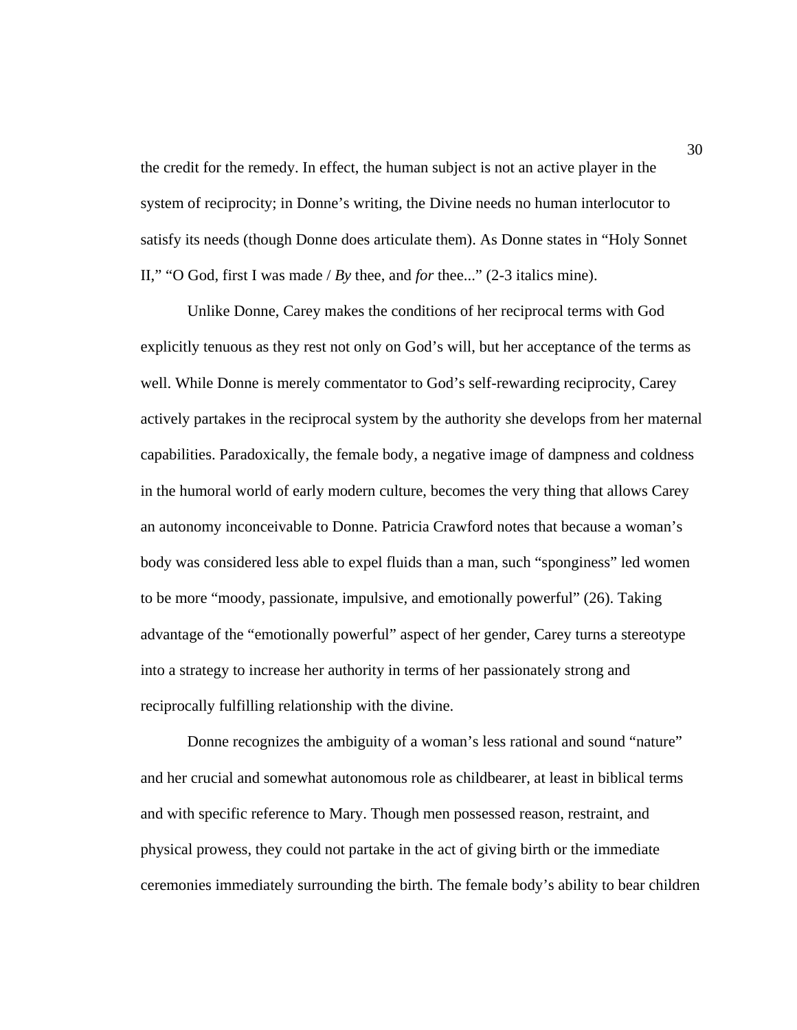the credit for the remedy. In effect, the human subject is not an active player in the system of reciprocity; in Donne's writing, the Divine needs no human interlocutor to satisfy its needs (though Donne does articulate them). As Donne states in "Holy Sonnet II," "O God, first I was made / *By* thee, and *for* thee..." (2-3 italics mine).

Unlike Donne, Carey makes the conditions of her reciprocal terms with God explicitly tenuous as they rest not only on God's will, but her acceptance of the terms as well. While Donne is merely commentator to God's self-rewarding reciprocity, Carey actively partakes in the reciprocal system by the authority she develops from her maternal capabilities. Paradoxically, the female body, a negative image of dampness and coldness in the humoral world of early modern culture, becomes the very thing that allows Carey an autonomy inconceivable to Donne. Patricia Crawford notes that because a woman's body was considered less able to expel fluids than a man, such "sponginess" led women to be more "moody, passionate, impulsive, and emotionally powerful" (26). Taking advantage of the "emotionally powerful" aspect of her gender, Carey turns a stereotype into a strategy to increase her authority in terms of her passionately strong and reciprocally fulfilling relationship with the divine.

Donne recognizes the ambiguity of a woman's less rational and sound "nature" and her crucial and somewhat autonomous role as childbearer, at least in biblical terms and with specific reference to Mary. Though men possessed reason, restraint, and physical prowess, they could not partake in the act of giving birth or the immediate ceremonies immediately surrounding the birth. The female body's ability to bear children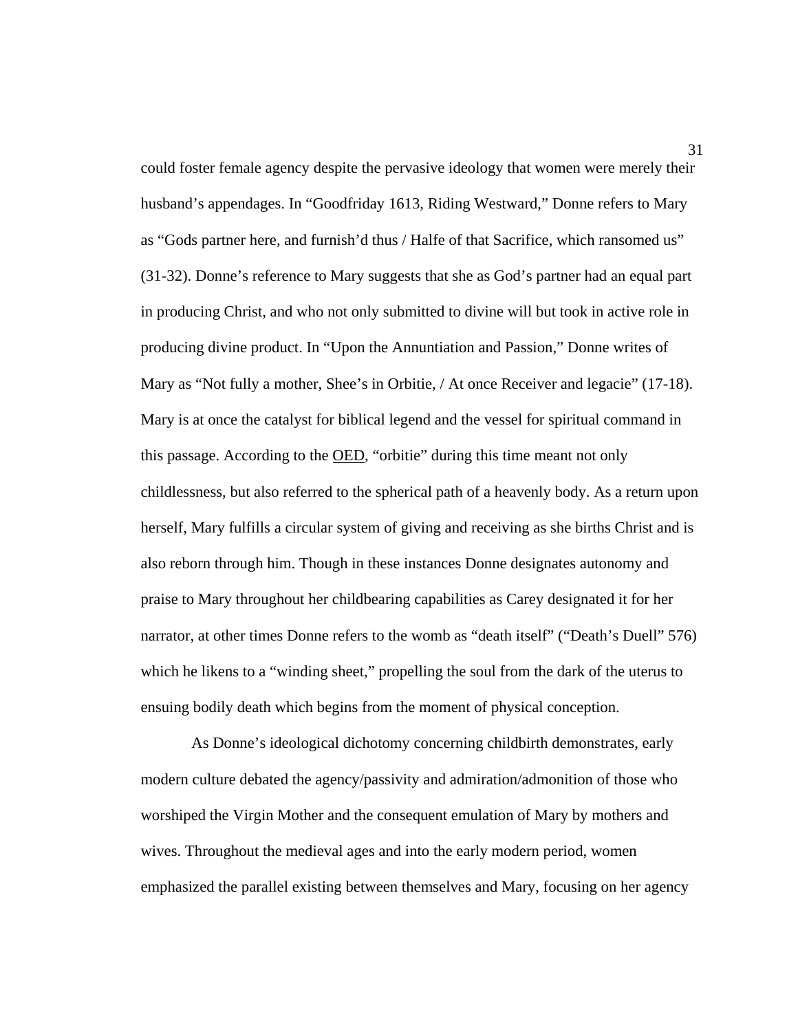could foster female agency despite the pervasive ideology that women were merely their husband's appendages. In "Goodfriday 1613, Riding Westward," Donne refers to Mary as "Gods partner here, and furnish'd thus / Halfe of that Sacrifice, which ransomed us" (31-32). Donne's reference to Mary suggests that she as God's partner had an equal part in producing Christ, and who not only submitted to divine will but took in active role in producing divine product. In "Upon the Annuntiation and Passion," Donne writes of Mary as "Not fully a mother, Shee's in Orbitie, / At once Receiver and legacie" (17-18). Mary is at once the catalyst for biblical legend and the vessel for spiritual command in this passage. According to the OED, "orbitie" during this time meant not only childlessness, but also referred to the spherical path of a heavenly body. As a return upon herself, Mary fulfills a circular system of giving and receiving as she births Christ and is also reborn through him. Though in these instances Donne designates autonomy and praise to Mary throughout her childbearing capabilities as Carey designated it for her narrator, at other times Donne refers to the womb as "death itself" ("Death's Duell" 576) which he likens to a "winding sheet," propelling the soul from the dark of the uterus to ensuing bodily death which begins from the moment of physical conception.

As Donne's ideological dichotomy concerning childbirth demonstrates, early modern culture debated the agency/passivity and admiration/admonition of those who worshiped the Virgin Mother and the consequent emulation of Mary by mothers and wives. Throughout the medieval ages and into the early modern period, women emphasized the parallel existing between themselves and Mary, focusing on her agency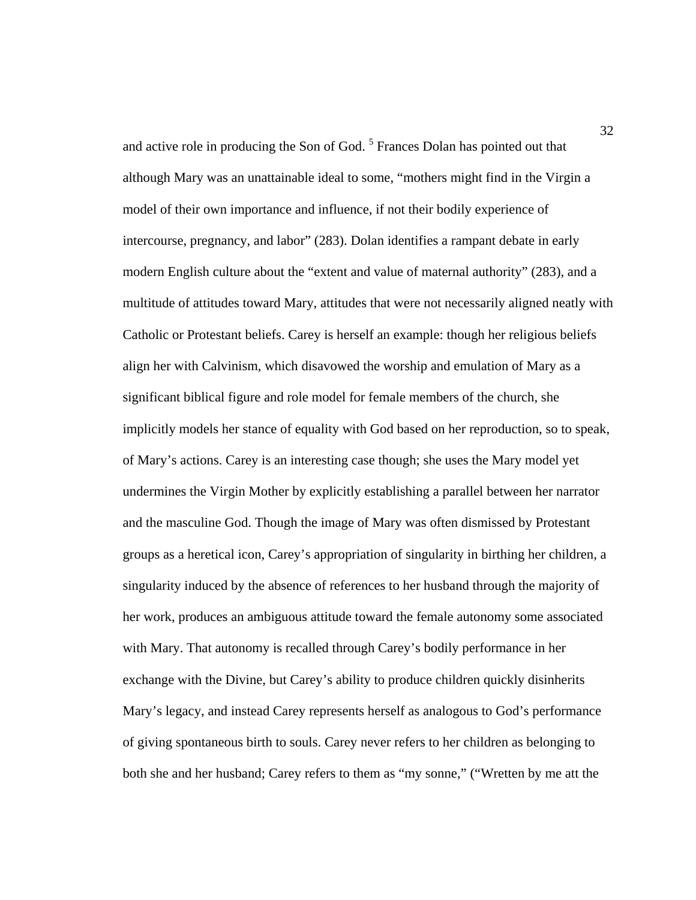and active role in producing the Son of God. [5] Frances Dolan has pointed out that although Mary was an unattainable ideal to some, "mothers might find in the Virgin a model of their own importance and influence, if not their bodily experience of intercourse, pregnancy, and labor" (283). Dolan identifies a rampant debate in early modern English culture about the "extent and value of maternal authority" (283), and a multitude of attitudes toward Mary, attitudes that were not necessarily aligned neatly with Catholic or Protestant beliefs. Carey is herself an example: though her religious beliefs align her with Calvinism, which disavowed the worship and emulation of Mary as a significant biblical figure and role model for female members of the church, she implicitly models her stance of equality with God based on her reproduction, so to speak, of Mary's actions. Carey is an interesting case though; she uses the Mary model yet undermines the Virgin Mother by explicitly establishing a parallel between her narrator and the masculine God. Though the image of Mary was often dismissed by Protestant groups as a heretical icon, Carey's appropriation of singularity in birthing her children, a singularity induced by the absence of references to her husband through the majority of her work, produces an ambiguous attitude toward the female autonomy some associated with Mary. That autonomy is recalled through Carey's bodily performance in her exchange with the Divine, but Carey's ability to produce children quickly disinherits Mary's legacy, and instead Carey represents herself as analogous to God's performance of giving spontaneous birth to souls. Carey never refers to her children as belonging to both she and her husband; Carey refers to them as "my sonne," ("Wretten by me att the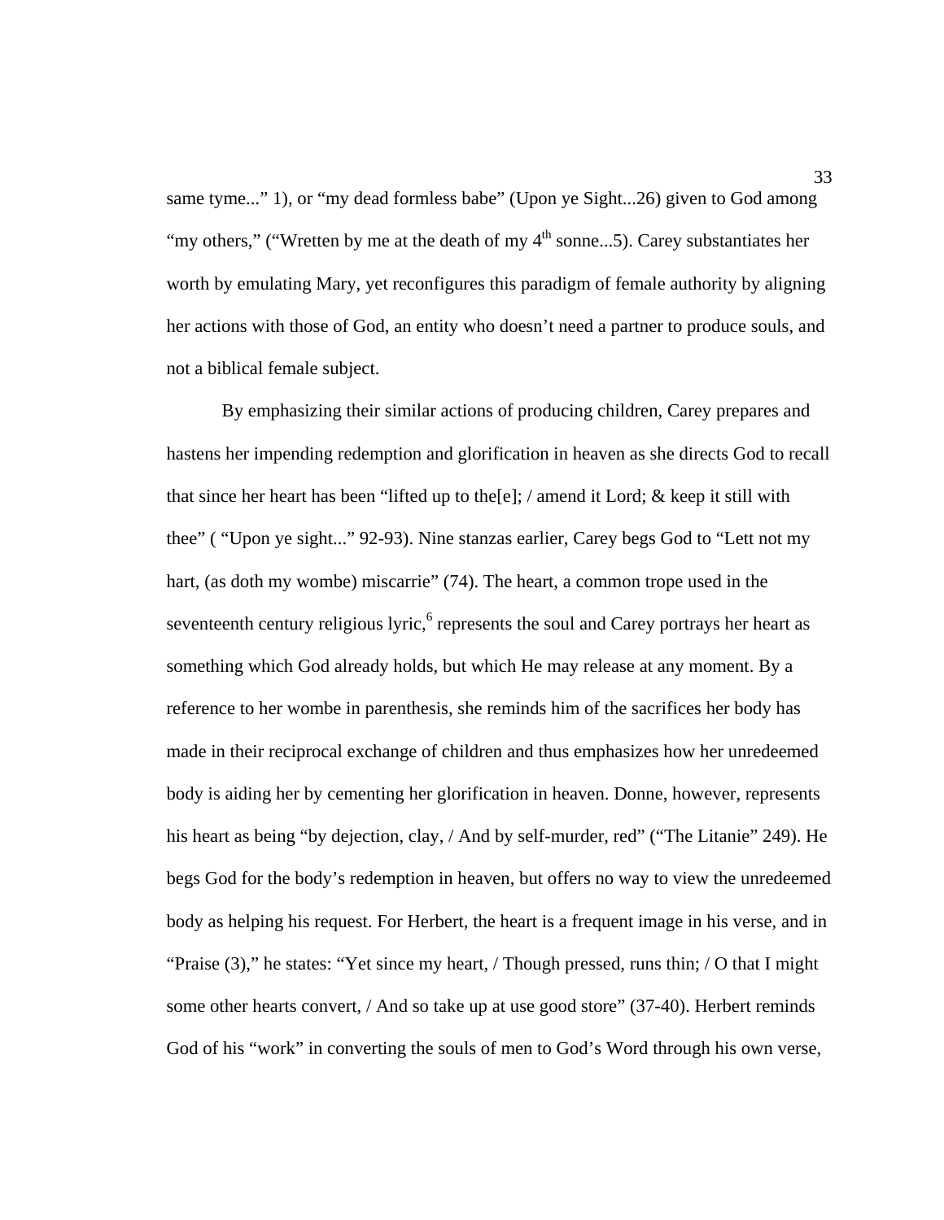same tyme..." 1), or "my dead formless babe" (Upon ye Sight...26) given to God among "my others," ("Wretten by me at the death of my 4th sonne...5). Carey substantiates her worth by emulating Mary, yet reconfigures this paradigm of female authority by aligning her actions with those of God, an entity who doesn't need a partner to produce souls, and not a biblical female subject.

By emphasizing their similar actions of producing children, Carey prepares and hastens her impending redemption and glorification in heaven as she directs God to recall that since her heart has been "lifted up to the[e]; / amend it Lord; & keep it still with thee" ( "Upon ye sight..." 92-93). Nine stanzas earlier, Carey begs God to "Lett not my hart, (as doth my wombe) miscarrie" (74). The heart, a common trope used in the seventeenth century religious lyric,[6] represents the soul and Carey portrays her heart as something which God already holds, but which He may release at any moment. By a reference to her wombe in parenthesis, she reminds him of the sacrifices her body has made in their reciprocal exchange of children and thus emphasizes how her unredeemed body is aiding her by cementing her glorification in heaven. Donne, however, represents his heart as being "by dejection, clay, / And by self-murder, red" ("The Litanie" 249). He begs God for the body's redemption in heaven, but offers no way to view the unredeemed body as helping his request. For Herbert, the heart is a frequent image in his verse, and in "Praise (3)," he states: "Yet since my heart, / Though pressed, runs thin; / O that I might some other hearts convert, / And so take up at use good store" (37-40). Herbert reminds God of his "work" in converting the souls of men to God's Word through his own verse,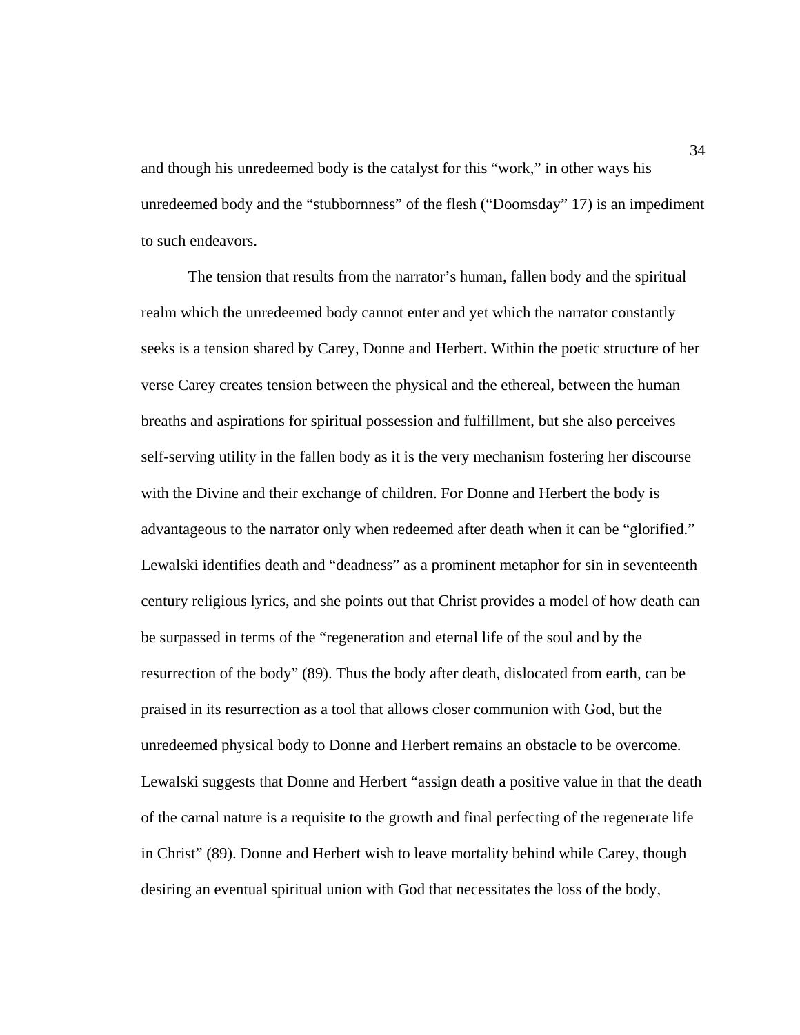and though his unredeemed body is the catalyst for this "work," in other ways his unredeemed body and the "stubbornness" of the flesh ("Doomsday" 17) is an impediment to such endeavors.

The tension that results from the narrator's human, fallen body and the spiritual realm which the unredeemed body cannot enter and yet which the narrator constantly seeks is a tension shared by Carey, Donne and Herbert. Within the poetic structure of her verse Carey creates tension between the physical and the ethereal, between the human breaths and aspirations for spiritual possession and fulfillment, but she also perceives self-serving utility in the fallen body as it is the very mechanism fostering her discourse with the Divine and their exchange of children. For Donne and Herbert the body is advantageous to the narrator only when redeemed after death when it can be "glorified." Lewalski identifies death and "deadness" as a prominent metaphor for sin in seventeenth century religious lyrics, and she points out that Christ provides a model of how death can be surpassed in terms of the "regeneration and eternal life of the soul and by the resurrection of the body" (89). Thus the body after death, dislocated from earth, can be praised in its resurrection as a tool that allows closer communion with God, but the unredeemed physical body to Donne and Herbert remains an obstacle to be overcome. Lewalski suggests that Donne and Herbert "assign death a positive value in that the death of the carnal nature is a requisite to the growth and final perfecting of the regenerate life in Christ" (89). Donne and Herbert wish to leave mortality behind while Carey, though desiring an eventual spiritual union with God that necessitates the loss of the body,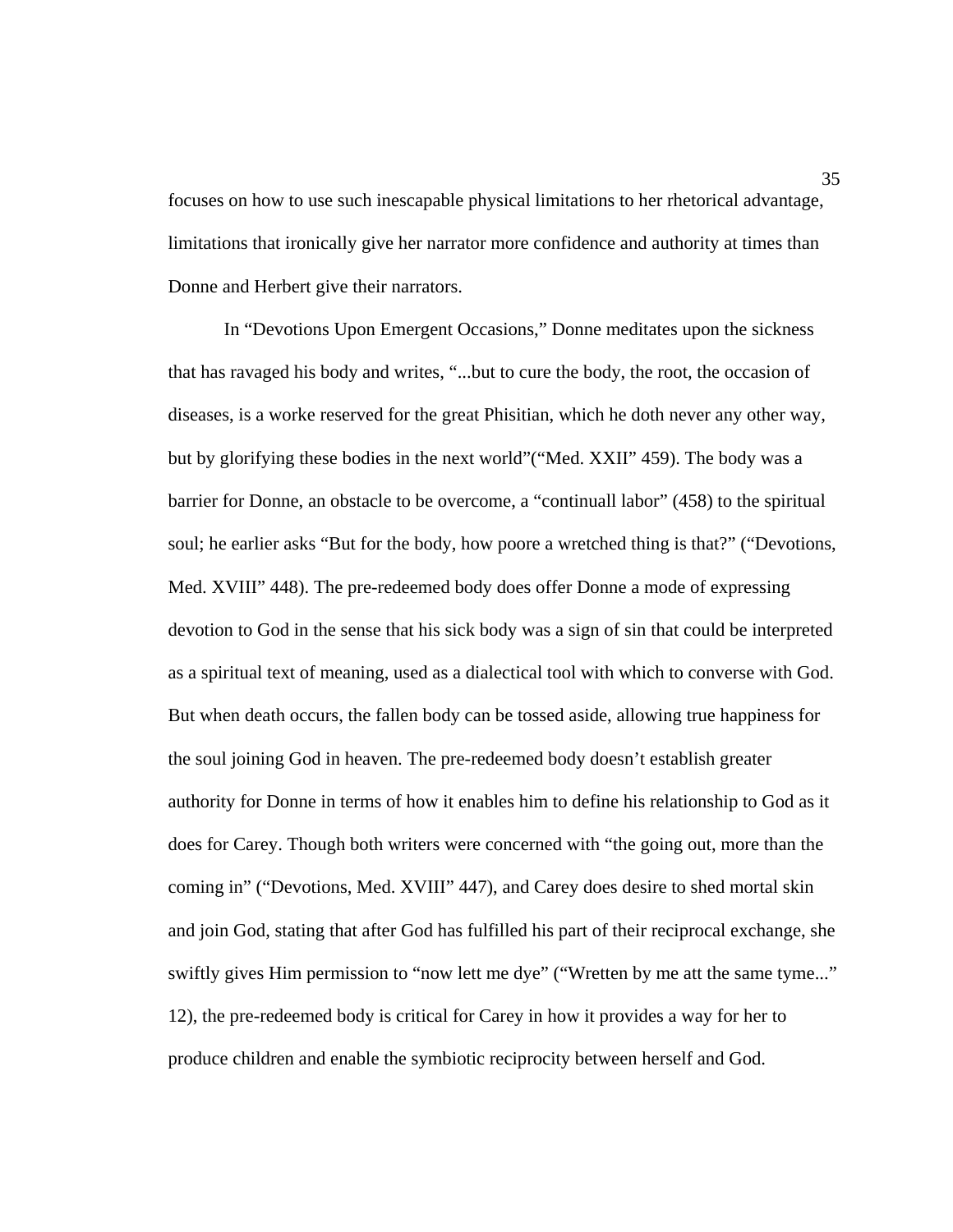focuses on how to use such inescapable physical limitations to her rhetorical advantage, limitations that ironically give her narrator more confidence and authority at times than Donne and Herbert give their narrators.

In "Devotions Upon Emergent Occasions," Donne meditates upon the sickness that has ravaged his body and writes, "...but to cure the body, the root, the occasion of diseases, is a worke reserved for the great Phisitian, which he doth never any other way, but by glorifying these bodies in the next world"("Med. XXII" 459). The body was a barrier for Donne, an obstacle to be overcome, a "continuall labor" (458) to the spiritual soul; he earlier asks "But for the body, how poore a wretched thing is that?" ("Devotions, Med. XVIII" 448). The pre-redeemed body does offer Donne a mode of expressing devotion to God in the sense that his sick body was a sign of sin that could be interpreted as a spiritual text of meaning, used as a dialectical tool with which to converse with God. But when death occurs, the fallen body can be tossed aside, allowing true happiness for the soul joining God in heaven. The pre-redeemed body doesn't establish greater authority for Donne in terms of how it enables him to define his relationship to God as it does for Carey. Though both writers were concerned with "the going out, more than the coming in" ("Devotions, Med. XVIII" 447), and Carey does desire to shed mortal skin and join God, stating that after God has fulfilled his part of their reciprocal exchange, she swiftly gives Him permission to "now lett me dye" ("Wretten by me att the same tyme..." 12), the pre-redeemed body is critical for Carey in how it provides a way for her to produce children and enable the symbiotic reciprocity between herself and God.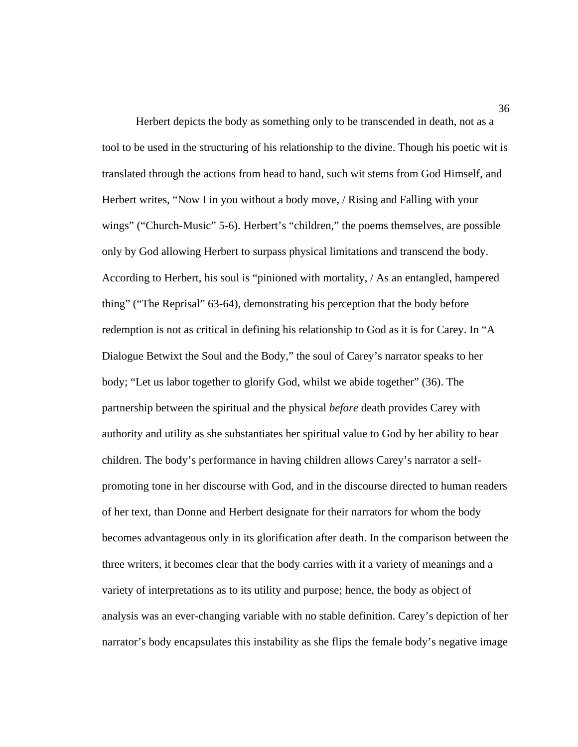Herbert depicts the body as something only to be transcended in death, not as a tool to be used in the structuring of his relationship to the divine. Though his poetic wit is translated through the actions from head to hand, such wit stems from God Himself, and Herbert writes, "Now I in you without a body move, / Rising and Falling with your wings" ("Church-Music" 5-6). Herbert's "children," the poems themselves, are possible only by God allowing Herbert to surpass physical limitations and transcend the body. According to Herbert, his soul is "pinioned with mortality, / As an entangled, hampered thing" ("The Reprisal" 63-64), demonstrating his perception that the body before redemption is not as critical in defining his relationship to God as it is for Carey. In "A Dialogue Betwixt the Soul and the Body," the soul of Carey's narrator speaks to her body; "Let us labor together to glorify God, whilst we abide together" (36). The partnership between the spiritual and the physical *before* death provides Carey with authority and utility as she substantiates her spiritual value to God by her ability to bear children. The body's performance in having children allows Carey's narrator a self-promoting tone in her discourse with God, and in the discourse directed to human readers of her text, than Donne and Herbert designate for their narrators for whom the body becomes advantageous only in its glorification after death. In the comparison between the three writers, it becomes clear that the body carries with it a variety of meanings and a variety of interpretations as to its utility and purpose; hence, the body as object of analysis was an ever-changing variable with no stable definition. Carey's depiction of her narrator's body encapsulates this instability as she flips the female body's negative image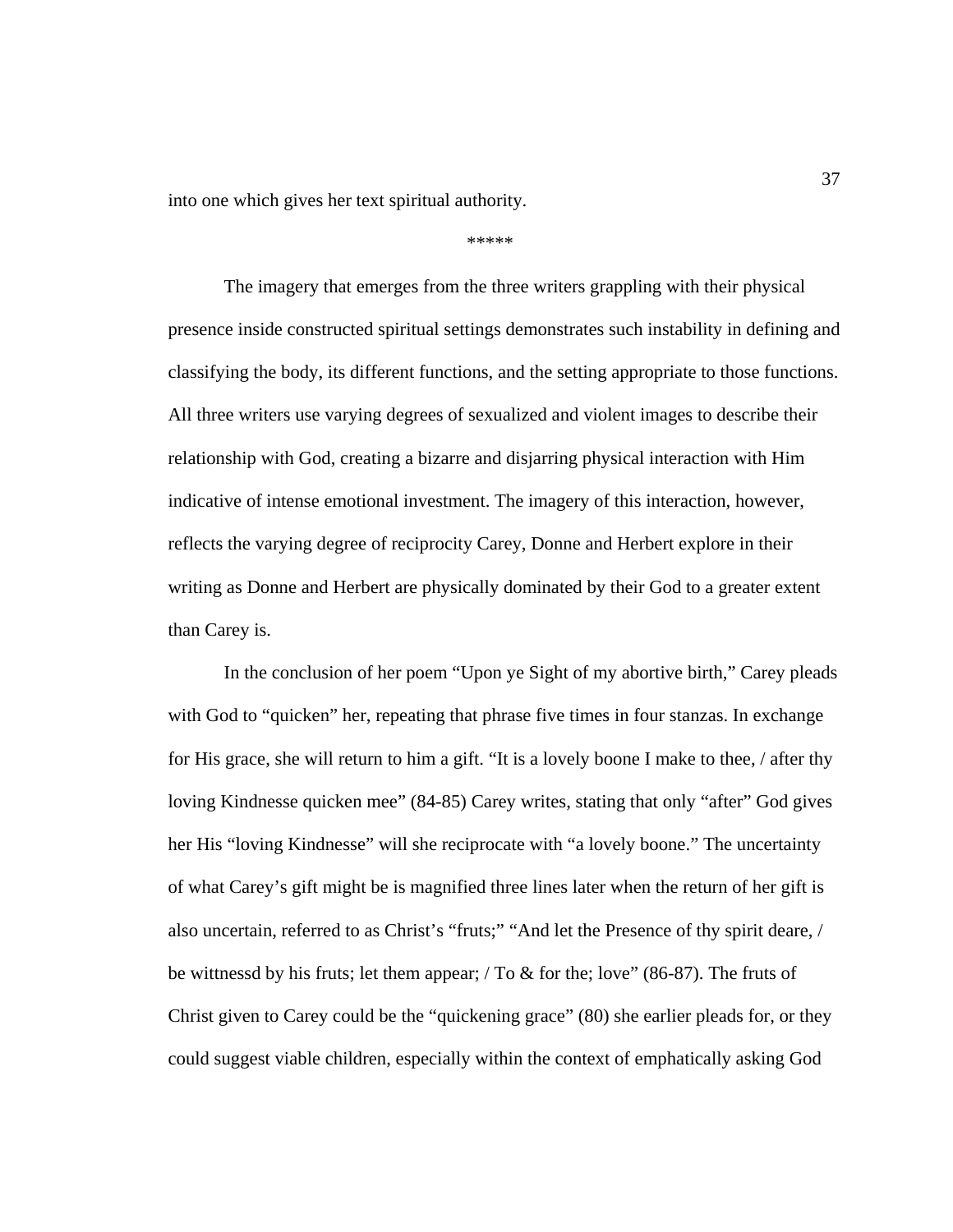into one which gives her text spiritual authority.

*****

The imagery that emerges from the three writers grappling with their physical presence inside constructed spiritual settings demonstrates such instability in defining and classifying the body, its different functions, and the setting appropriate to those functions. All three writers use varying degrees of sexualized and violent images to describe their relationship with God, creating a bizarre and disjarring physical interaction with Him indicative of intense emotional investment. The imagery of this interaction, however, reflects the varying degree of reciprocity Carey, Donne and Herbert explore in their writing as Donne and Herbert are physically dominated by their God to a greater extent than Carey is.

In the conclusion of her poem "Upon ye Sight of my abortive birth," Carey pleads with God to "quicken" her, repeating that phrase five times in four stanzas. In exchange for His grace, she will return to him a gift. "It is a lovely boone I make to thee, / after thy loving Kindnesse quicken mee" (84-85) Carey writes, stating that only "after" God gives her His "loving Kindnesse" will she reciprocate with "a lovely boone." The uncertainty of what Carey's gift might be is magnified three lines later when the return of her gift is also uncertain, referred to as Christ's "fruts;" "And let the Presence of thy spirit deare, / be wittnessd by his fruts; let them appear; / To & for the; love" (86-87). The fruts of Christ given to Carey could be the "quickening grace" (80) she earlier pleads for, or they could suggest viable children, especially within the context of emphatically asking God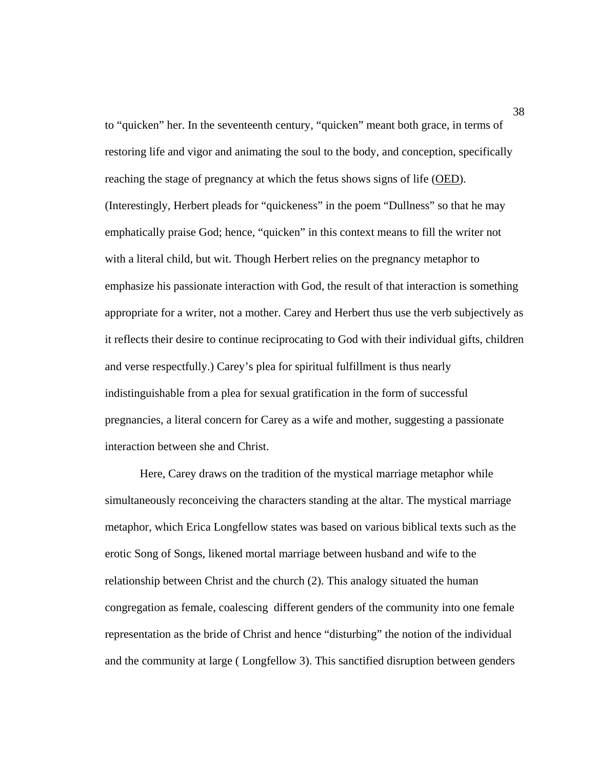to "quicken" her. In the seventeenth century, "quicken" meant both grace, in terms of restoring life and vigor and animating the soul to the body, and conception, specifically reaching the stage of pregnancy at which the fetus shows signs of life (OED). (Interestingly, Herbert pleads for "quickeness" in the poem "Dullness" so that he may emphatically praise God; hence, "quicken" in this context means to fill the writer not with a literal child, but wit. Though Herbert relies on the pregnancy metaphor to emphasize his passionate interaction with God, the result of that interaction is something appropriate for a writer, not a mother. Carey and Herbert thus use the verb subjectively as it reflects their desire to continue reciprocating to God with their individual gifts, children and verse respectfully.) Carey's plea for spiritual fulfillment is thus nearly indistinguishable from a plea for sexual gratification in the form of successful pregnancies, a literal concern for Carey as a wife and mother, suggesting a passionate interaction between she and Christ.

Here, Carey draws on the tradition of the mystical marriage metaphor while simultaneously reconceiving the characters standing at the altar. The mystical marriage metaphor, which Erica Longfellow states was based on various biblical texts such as the erotic Song of Songs, likened mortal marriage between husband and wife to the relationship between Christ and the church (2). This analogy situated the human congregation as female, coalescing different genders of the community into one female representation as the bride of Christ and hence "disturbing" the notion of the individual and the community at large ( Longfellow 3). This sanctified disruption between genders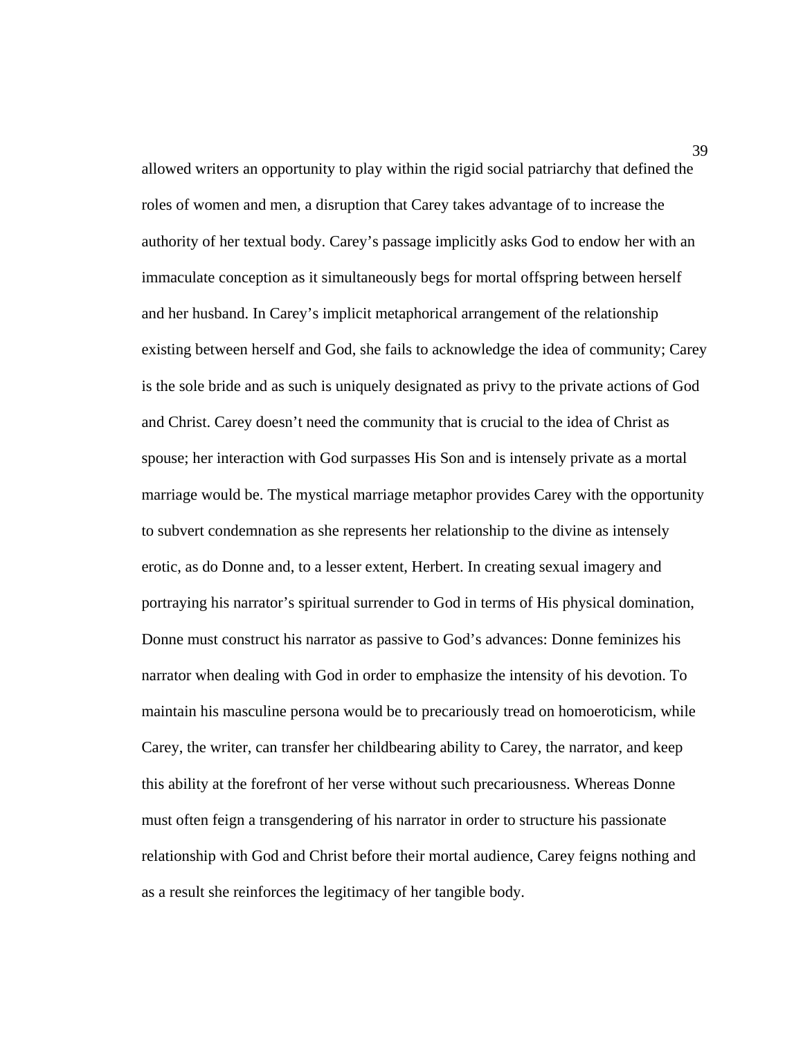allowed writers an opportunity to play within the rigid social patriarchy that defined the roles of women and men, a disruption that Carey takes advantage of to increase the authority of her textual body. Carey's passage implicitly asks God to endow her with an immaculate conception as it simultaneously begs for mortal offspring between herself and her husband. In Carey's implicit metaphorical arrangement of the relationship existing between herself and God, she fails to acknowledge the idea of community; Carey is the sole bride and as such is uniquely designated as privy to the private actions of God and Christ. Carey doesn't need the community that is crucial to the idea of Christ as spouse; her interaction with God surpasses His Son and is intensely private as a mortal marriage would be. The mystical marriage metaphor provides Carey with the opportunity to subvert condemnation as she represents her relationship to the divine as intensely erotic, as do Donne and, to a lesser extent, Herbert. In creating sexual imagery and portraying his narrator's spiritual surrender to God in terms of His physical domination, Donne must construct his narrator as passive to God's advances: Donne feminizes his narrator when dealing with God in order to emphasize the intensity of his devotion. To maintain his masculine persona would be to precariously tread on homoeroticism, while Carey, the writer, can transfer her childbearing ability to Carey, the narrator, and keep this ability at the forefront of her verse without such precariousness. Whereas Donne must often feign a transgendering of his narrator in order to structure his passionate relationship with God and Christ before their mortal audience, Carey feigns nothing and as a result she reinforces the legitimacy of her tangible body.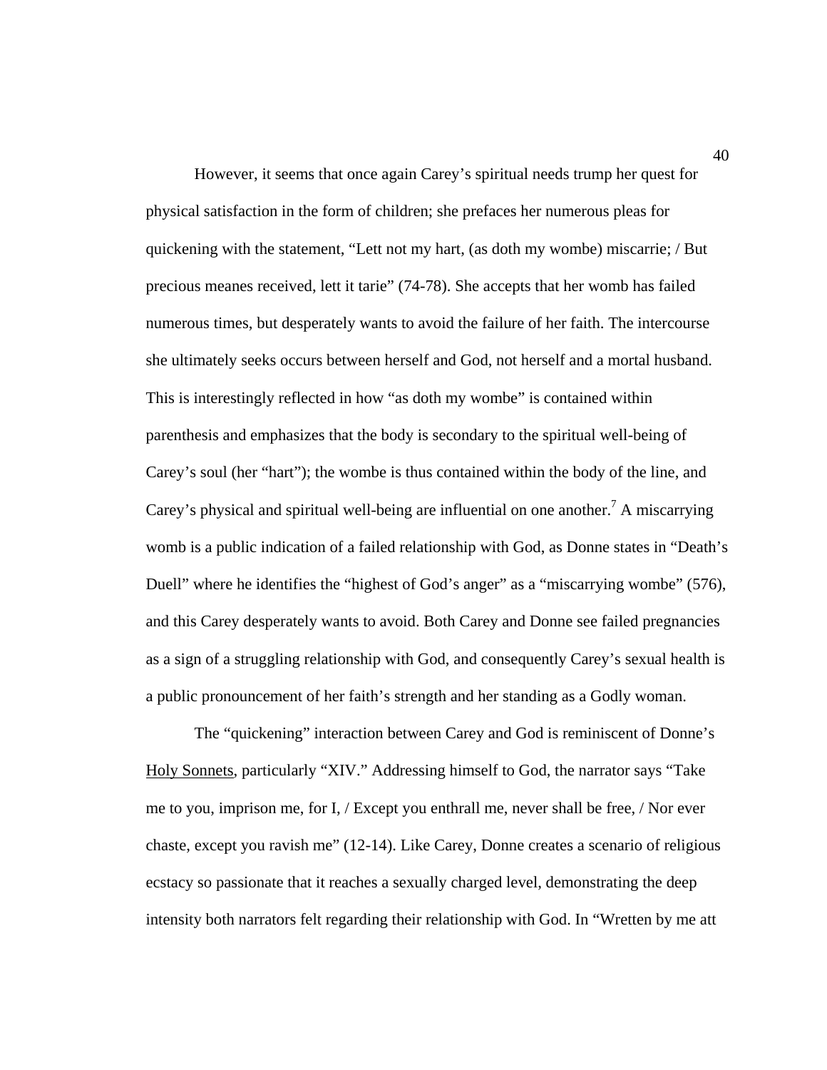However, it seems that once again Carey's spiritual needs trump her quest for physical satisfaction in the form of children; she prefaces her numerous pleas for quickening with the statement, "Lett not my hart, (as doth my wombe) miscarrie; / But precious meanes received, lett it tarie" (74-78). She accepts that her womb has failed numerous times, but desperately wants to avoid the failure of her faith. The intercourse she ultimately seeks occurs between herself and God, not herself and a mortal husband. This is interestingly reflected in how "as doth my wombe" is contained within parenthesis and emphasizes that the body is secondary to the spiritual well-being of Carey's soul (her "hart"); the wombe is thus contained within the body of the line, and Carey's physical and spiritual well-being are influential on one another.[7] A miscarrying womb is a public indication of a failed relationship with God, as Donne states in "Death's Duell" where he identifies the "highest of God's anger" as a "miscarrying wombe" (576), and this Carey desperately wants to avoid. Both Carey and Donne see failed pregnancies as a sign of a struggling relationship with God, and consequently Carey's sexual health is a public pronouncement of her faith's strength and her standing as a Godly woman.

The "quickening" interaction between Carey and God is reminiscent of Donne's <u>Holy Sonnets</u>, particularly "XIV." Addressing himself to God, the narrator says "Take me to you, imprison me, for I, / Except you enthrall me, never shall be free, / Nor ever chaste, except you ravish me" (12-14). Like Carey, Donne creates a scenario of religious ecstacy so passionate that it reaches a sexually charged level, demonstrating the deep intensity both narrators felt regarding their relationship with God. In "Wretten by me att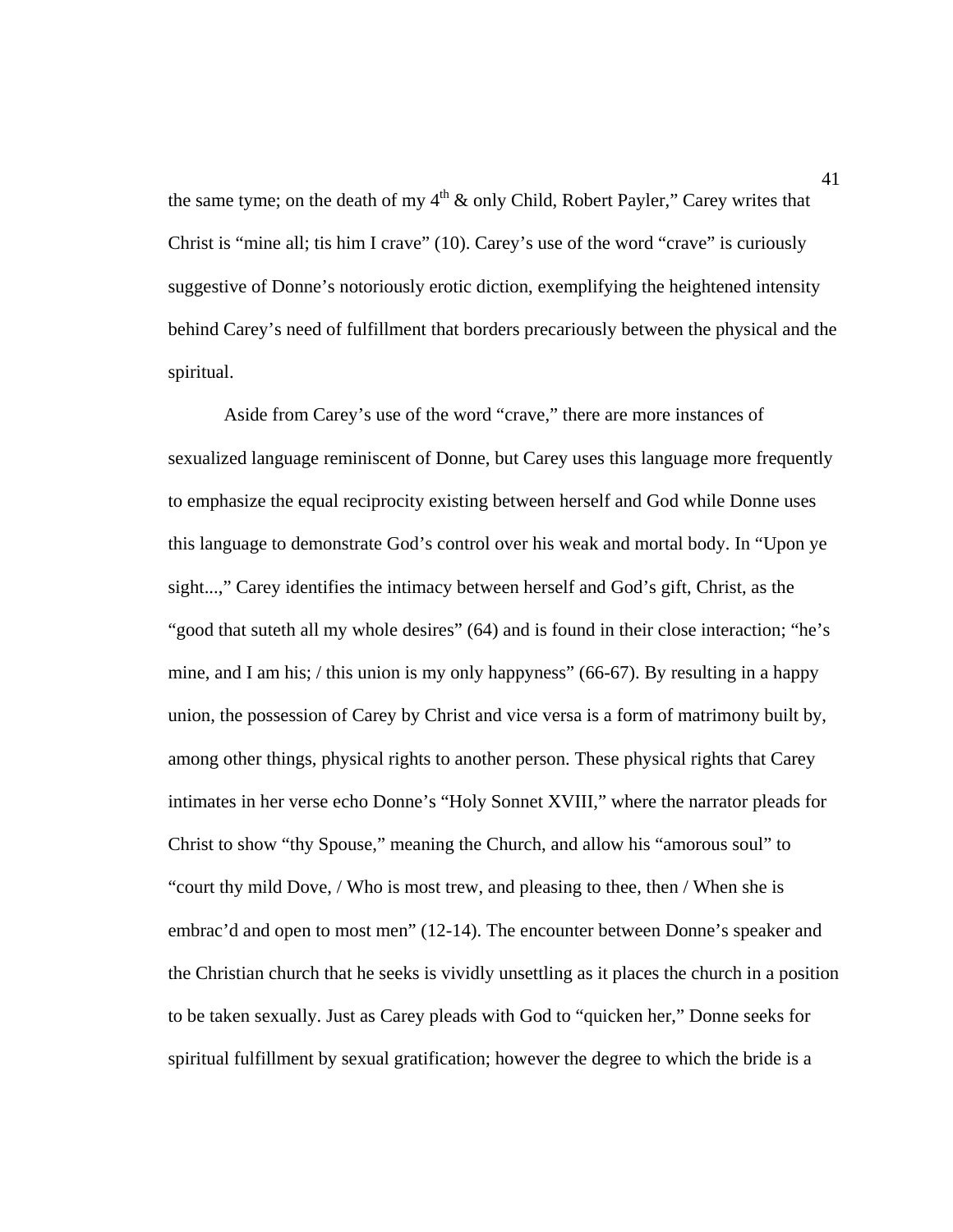the same tyme; on the death of my 4th & only Child, Robert Payler," Carey writes that Christ is "mine all; tis him I crave" (10). Carey's use of the word "crave" is curiously suggestive of Donne's notoriously erotic diction, exemplifying the heightened intensity behind Carey's need of fulfillment that borders precariously between the physical and the spiritual.

Aside from Carey's use of the word "crave," there are more instances of sexualized language reminiscent of Donne, but Carey uses this language more frequently to emphasize the equal reciprocity existing between herself and God while Donne uses this language to demonstrate God's control over his weak and mortal body. In "Upon ye sight...," Carey identifies the intimacy between herself and God's gift, Christ, as the "good that suteth all my whole desires" (64) and is found in their close interaction; "he's mine, and I am his; / this union is my only happyness" (66-67). By resulting in a happy union, the possession of Carey by Christ and vice versa is a form of matrimony built by, among other things, physical rights to another person. These physical rights that Carey intimates in her verse echo Donne's "Holy Sonnet XVIII," where the narrator pleads for Christ to show "thy Spouse," meaning the Church, and allow his "amorous soul" to "court thy mild Dove, / Who is most trew, and pleasing to thee, then / When she is embrac'd and open to most men" (12-14). The encounter between Donne's speaker and the Christian church that he seeks is vividly unsettling as it places the church in a position to be taken sexually. Just as Carey pleads with God to "quicken her," Donne seeks for spiritual fulfillment by sexual gratification; however the degree to which the bride is a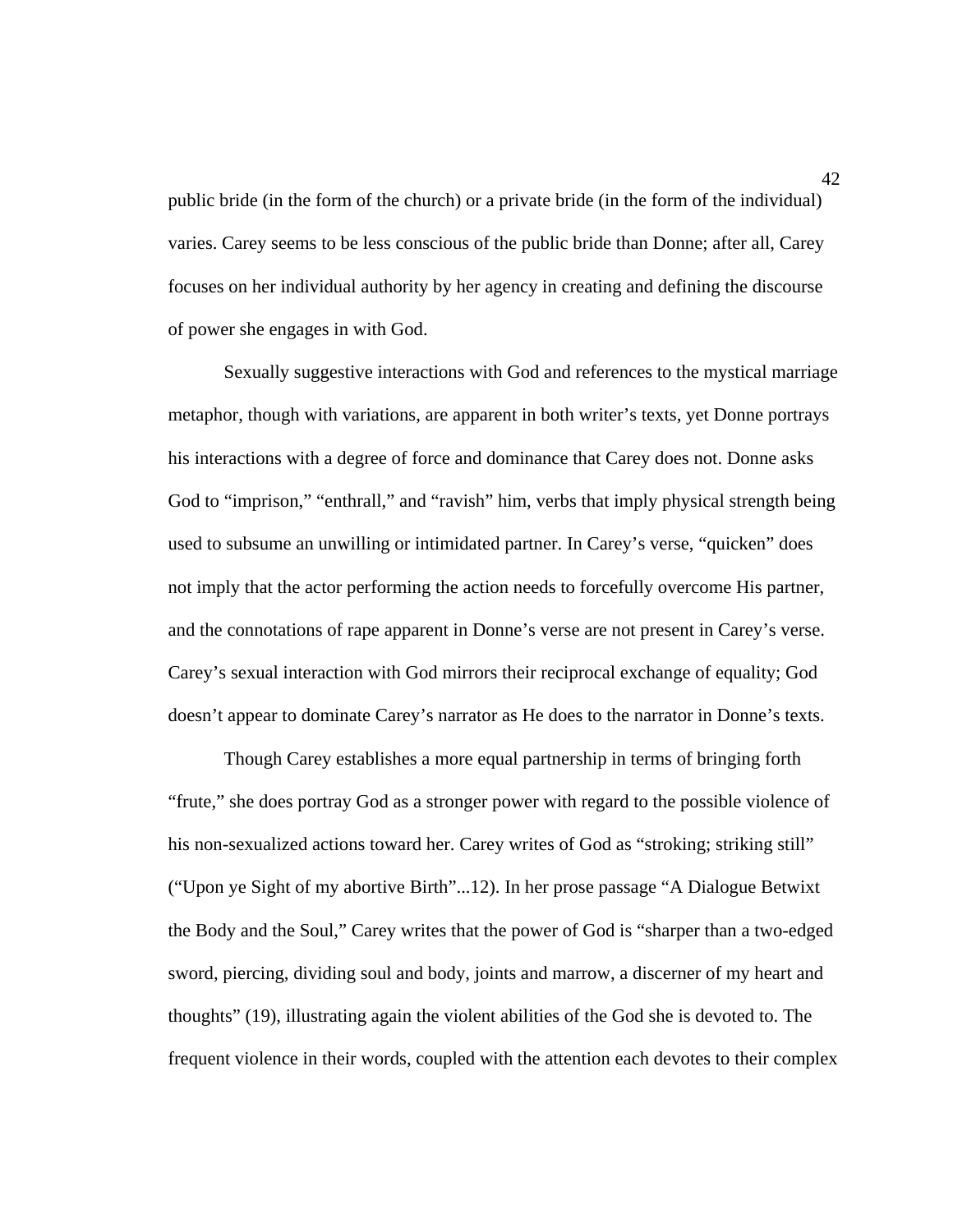public bride (in the form of the church) or a private bride (in the form of the individual) varies. Carey seems to be less conscious of the public bride than Donne; after all, Carey focuses on her individual authority by her agency in creating and defining the discourse of power she engages in with God.

Sexually suggestive interactions with God and references to the mystical marriage metaphor, though with variations, are apparent in both writer's texts, yet Donne portrays his interactions with a degree of force and dominance that Carey does not. Donne asks God to "imprison," "enthrall," and "ravish" him, verbs that imply physical strength being used to subsume an unwilling or intimidated partner. In Carey's verse, "quicken" does not imply that the actor performing the action needs to forcefully overcome His partner, and the connotations of rape apparent in Donne's verse are not present in Carey's verse. Carey's sexual interaction with God mirrors their reciprocal exchange of equality; God doesn't appear to dominate Carey's narrator as He does to the narrator in Donne's texts.

Though Carey establishes a more equal partnership in terms of bringing forth "frute," she does portray God as a stronger power with regard to the possible violence of his non-sexualized actions toward her. Carey writes of God as "stroking; striking still" ("Upon ye Sight of my abortive Birth"...12). In her prose passage "A Dialogue Betwixt the Body and the Soul," Carey writes that the power of God is "sharper than a two-edged sword, piercing, dividing soul and body, joints and marrow, a discerner of my heart and thoughts" (19), illustrating again the violent abilities of the God she is devoted to. The frequent violence in their words, coupled with the attention each devotes to their complex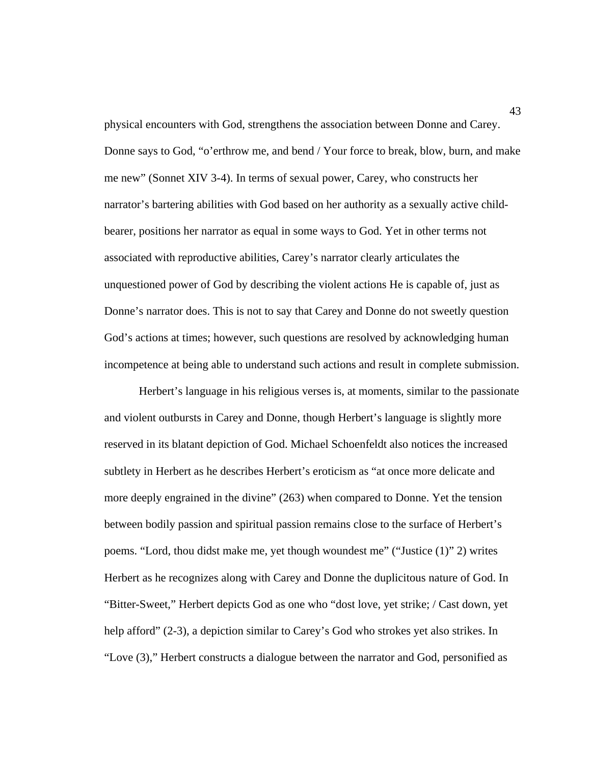physical encounters with God, strengthens the association between Donne and Carey. Donne says to God, "o'erthrow me, and bend / Your force to break, blow, burn, and make me new" (Sonnet XIV 3-4). In terms of sexual power, Carey, who constructs her narrator's bartering abilities with God based on her authority as a sexually active child-bearer, positions her narrator as equal in some ways to God. Yet in other terms not associated with reproductive abilities, Carey's narrator clearly articulates the unquestioned power of God by describing the violent actions He is capable of, just as Donne's narrator does. This is not to say that Carey and Donne do not sweetly question God's actions at times; however, such questions are resolved by acknowledging human incompetence at being able to understand such actions and result in complete submission.

Herbert's language in his religious verses is, at moments, similar to the passionate and violent outbursts in Carey and Donne, though Herbert's language is slightly more reserved in its blatant depiction of God. Michael Schoenfeldt also notices the increased subtlety in Herbert as he describes Herbert's eroticism as "at once more delicate and more deeply engrained in the divine" (263) when compared to Donne. Yet the tension between bodily passion and spiritual passion remains close to the surface of Herbert's poems. "Lord, thou didst make me, yet though woundest me" ("Justice (1)" 2) writes Herbert as he recognizes along with Carey and Donne the duplicitous nature of God. In "Bitter-Sweet," Herbert depicts God as one who "dost love, yet strike; / Cast down, yet help afford" (2-3), a depiction similar to Carey's God who strokes yet also strikes. In "Love (3)," Herbert constructs a dialogue between the narrator and God, personified as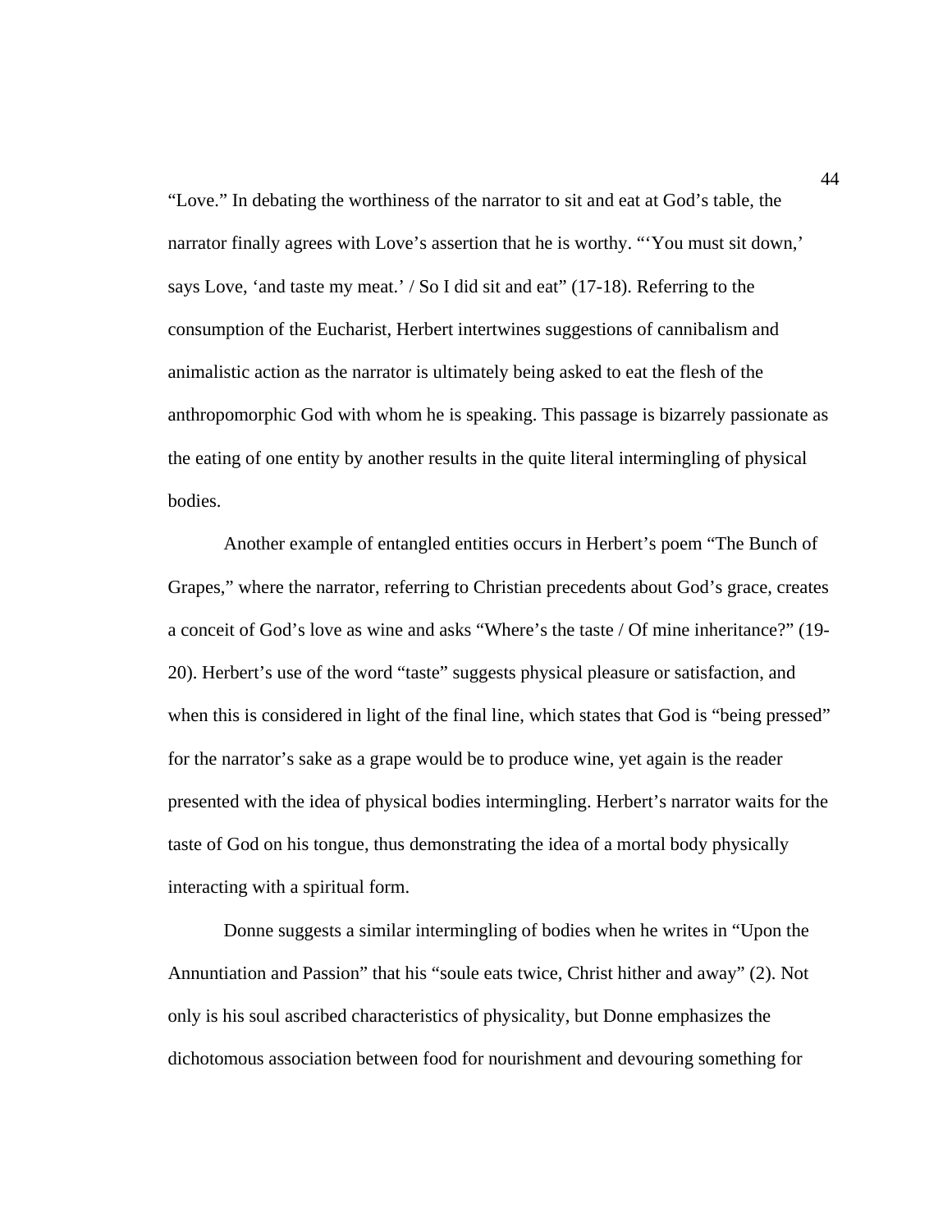"Love." In debating the worthiness of the narrator to sit and eat at God's table, the narrator finally agrees with Love's assertion that he is worthy. "'You must sit down,' says Love, 'and taste my meat.' / So I did sit and eat" (17-18). Referring to the consumption of the Eucharist, Herbert intertwines suggestions of cannibalism and animalistic action as the narrator is ultimately being asked to eat the flesh of the anthropomorphic God with whom he is speaking. This passage is bizarrely passionate as the eating of one entity by another results in the quite literal intermingling of physical bodies.

Another example of entangled entities occurs in Herbert's poem "The Bunch of Grapes," where the narrator, referring to Christian precedents about God's grace, creates a conceit of God's love as wine and asks "Where's the taste / Of mine inheritance?" (19-20). Herbert's use of the word "taste" suggests physical pleasure or satisfaction, and when this is considered in light of the final line, which states that God is "being pressed" for the narrator's sake as a grape would be to produce wine, yet again is the reader presented with the idea of physical bodies intermingling. Herbert's narrator waits for the taste of God on his tongue, thus demonstrating the idea of a mortal body physically interacting with a spiritual form.

Donne suggests a similar intermingling of bodies when he writes in "Upon the Annuntiation and Passion" that his "soule eats twice, Christ hither and away" (2). Not only is his soul ascribed characteristics of physicality, but Donne emphasizes the dichotomous association between food for nourishment and devouring something for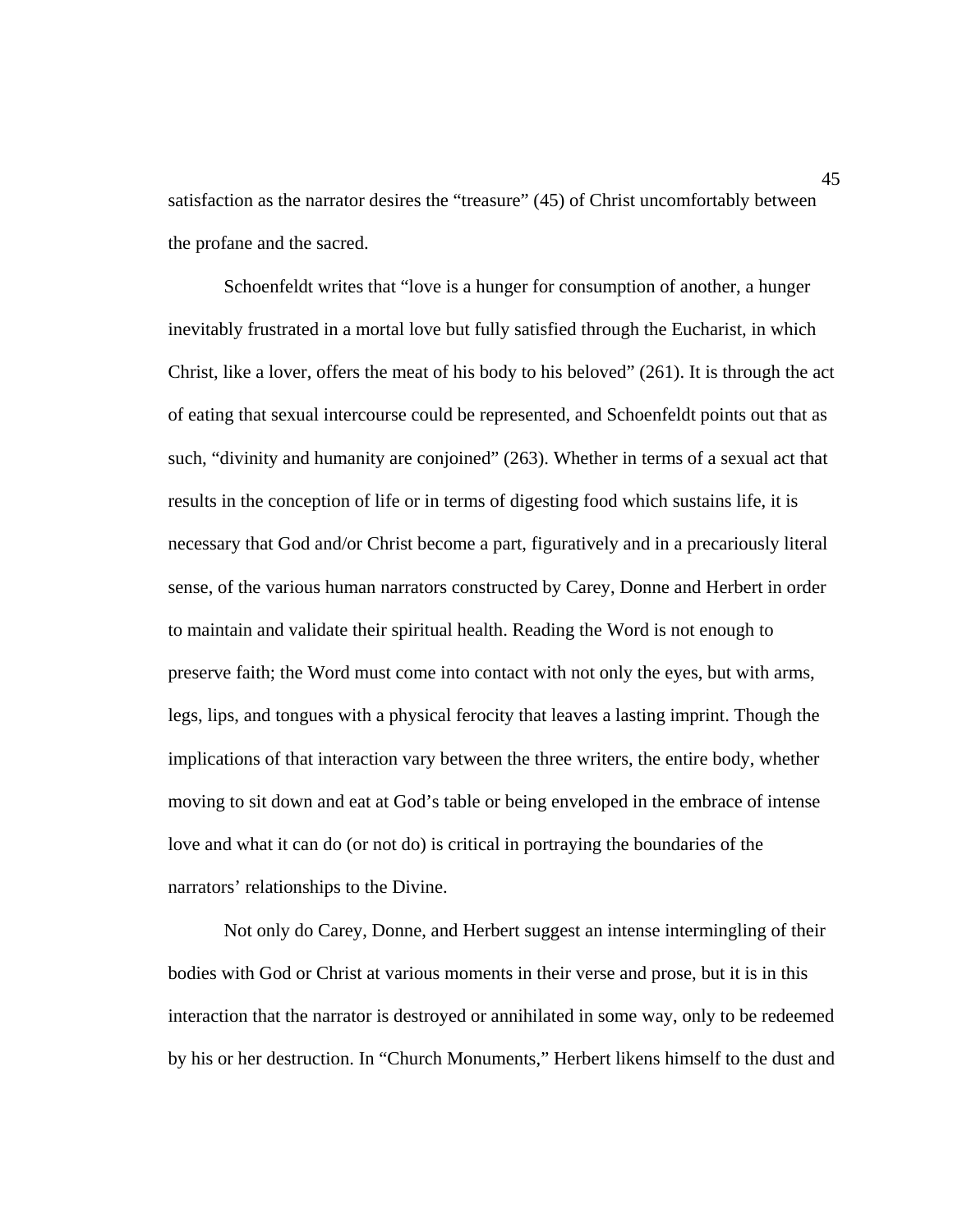satisfaction as the narrator desires the "treasure" (45) of Christ uncomfortably between the profane and the sacred.

Schoenfeldt writes that "love is a hunger for consumption of another, a hunger inevitably frustrated in a mortal love but fully satisfied through the Eucharist, in which Christ, like a lover, offers the meat of his body to his beloved" (261). It is through the act of eating that sexual intercourse could be represented, and Schoenfeldt points out that as such, "divinity and humanity are conjoined" (263). Whether in terms of a sexual act that results in the conception of life or in terms of digesting food which sustains life, it is necessary that God and/or Christ become a part, figuratively and in a precariously literal sense, of the various human narrators constructed by Carey, Donne and Herbert in order to maintain and validate their spiritual health. Reading the Word is not enough to preserve faith; the Word must come into contact with not only the eyes, but with arms, legs, lips, and tongues with a physical ferocity that leaves a lasting imprint. Though the implications of that interaction vary between the three writers, the entire body, whether moving to sit down and eat at God's table or being enveloped in the embrace of intense love and what it can do (or not do) is critical in portraying the boundaries of the narrators' relationships to the Divine.

Not only do Carey, Donne, and Herbert suggest an intense intermingling of their bodies with God or Christ at various moments in their verse and prose, but it is in this interaction that the narrator is destroyed or annihilated in some way, only to be redeemed by his or her destruction. In "Church Monuments," Herbert likens himself to the dust and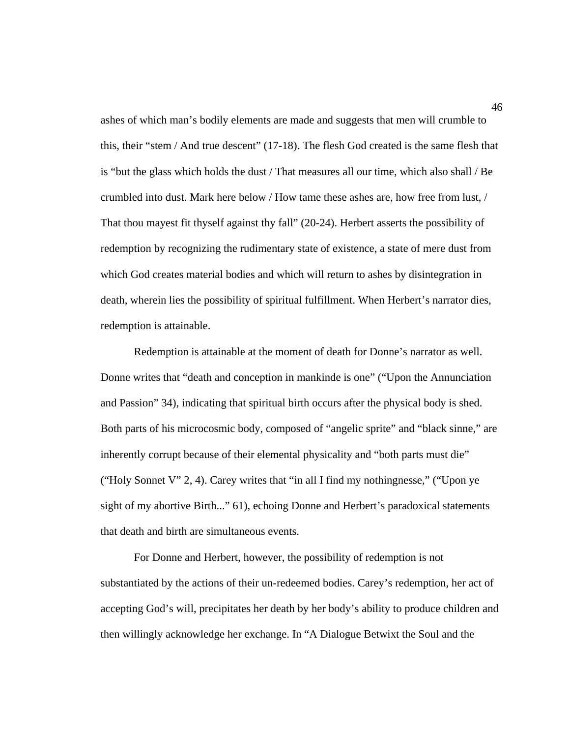ashes of which man's bodily elements are made and suggests that men will crumble to this, their "stem / And true descent" (17-18). The flesh God created is the same flesh that is "but the glass which holds the dust / That measures all our time, which also shall / Be crumbled into dust. Mark here below / How tame these ashes are, how free from lust, / That thou mayest fit thyself against thy fall" (20-24). Herbert asserts the possibility of redemption by recognizing the rudimentary state of existence, a state of mere dust from which God creates material bodies and which will return to ashes by disintegration in death, wherein lies the possibility of spiritual fulfillment. When Herbert's narrator dies, redemption is attainable.

Redemption is attainable at the moment of death for Donne's narrator as well. Donne writes that "death and conception in mankinde is one" ("Upon the Annunciation and Passion" 34), indicating that spiritual birth occurs after the physical body is shed. Both parts of his microcosmic body, composed of "angelic sprite" and "black sinne," are inherently corrupt because of their elemental physicality and "both parts must die" ("Holy Sonnet V" 2, 4). Carey writes that "in all I find my nothingnesse," ("Upon ye sight of my abortive Birth..." 61), echoing Donne and Herbert's paradoxical statements that death and birth are simultaneous events.

For Donne and Herbert, however, the possibility of redemption is not substantiated by the actions of their un-redeemed bodies. Carey's redemption, her act of accepting God's will, precipitates her death by her body's ability to produce children and then willingly acknowledge her exchange. In "A Dialogue Betwixt the Soul and the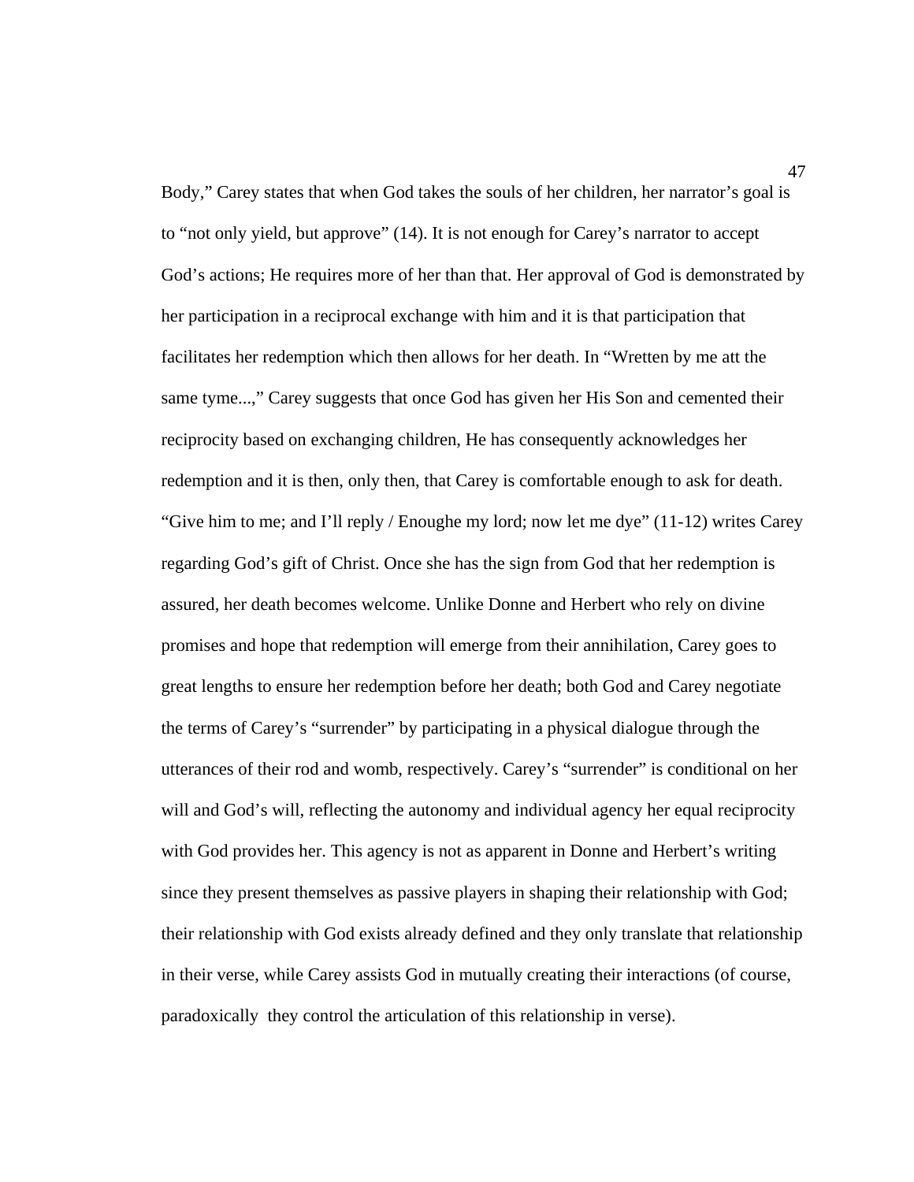Body," Carey states that when God takes the souls of her children, her narrator's goal is to "not only yield, but approve" (14). It is not enough for Carey's narrator to accept God's actions; He requires more of her than that. Her approval of God is demonstrated by her participation in a reciprocal exchange with him and it is that participation that facilitates her redemption which then allows for her death. In "Wretten by me att the same tyme...," Carey suggests that once God has given her His Son and cemented their reciprocity based on exchanging children, He has consequently acknowledges her redemption and it is then, only then, that Carey is comfortable enough to ask for death. "Give him to me; and I'll reply / Enoughe my lord; now let me dye" (11-12) writes Carey regarding God's gift of Christ. Once she has the sign from God that her redemption is assured, her death becomes welcome. Unlike Donne and Herbert who rely on divine promises and hope that redemption will emerge from their annihilation, Carey goes to great lengths to ensure her redemption before her death; both God and Carey negotiate the terms of Carey's "surrender" by participating in a physical dialogue through the utterances of their rod and womb, respectively. Carey's "surrender" is conditional on her will and God's will, reflecting the autonomy and individual agency her equal reciprocity with God provides her. This agency is not as apparent in Donne and Herbert's writing since they present themselves as passive players in shaping their relationship with God; their relationship with God exists already defined and they only translate that relationship in their verse, while Carey assists God in mutually creating their interactions (of course, paradoxically they control the articulation of this relationship in verse).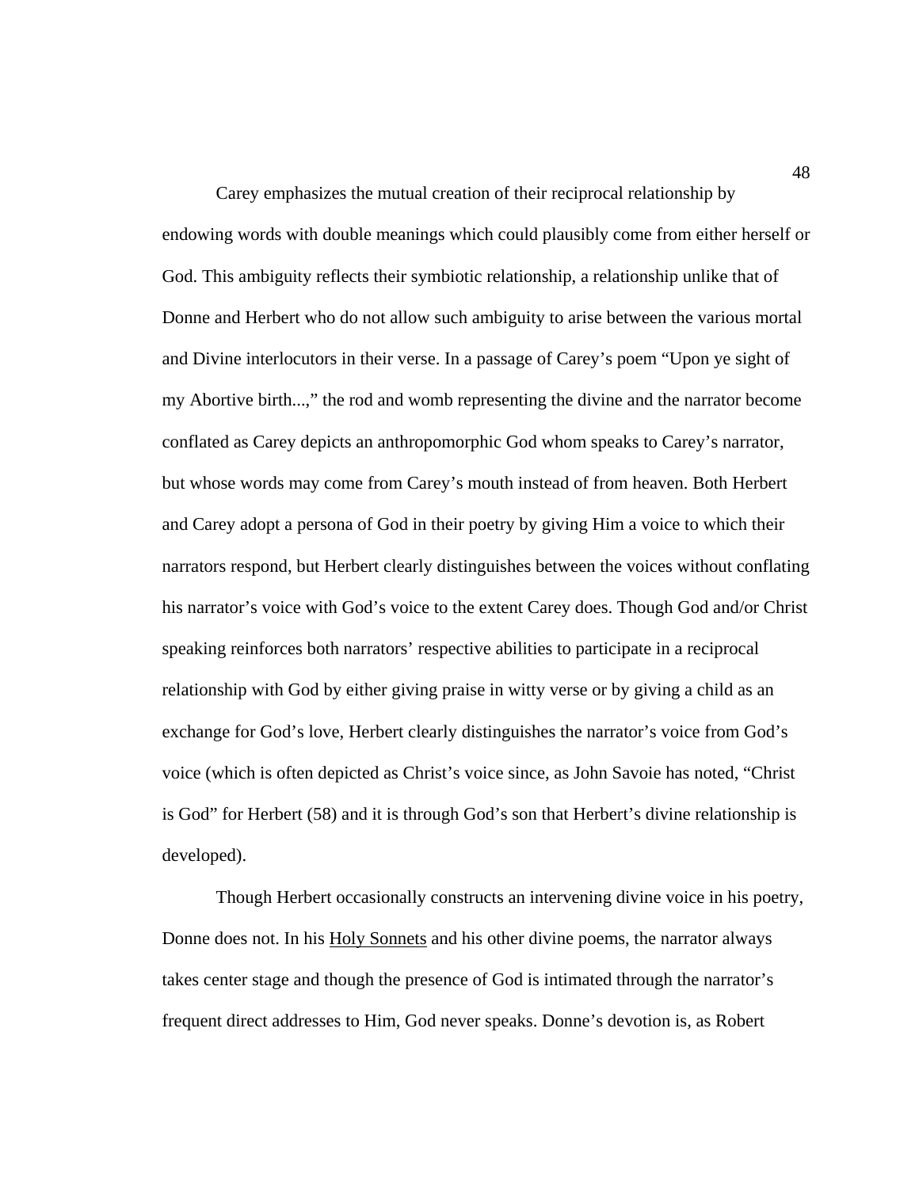Carey emphasizes the mutual creation of their reciprocal relationship by endowing words with double meanings which could plausibly come from either herself or God. This ambiguity reflects their symbiotic relationship, a relationship unlike that of Donne and Herbert who do not allow such ambiguity to arise between the various mortal and Divine interlocutors in their verse. In a passage of Carey's poem "Upon ye sight of my Abortive birth...," the rod and womb representing the divine and the narrator become conflated as Carey depicts an anthropomorphic God whom speaks to Carey's narrator, but whose words may come from Carey's mouth instead of from heaven. Both Herbert and Carey adopt a persona of God in their poetry by giving Him a voice to which their narrators respond, but Herbert clearly distinguishes between the voices without conflating his narrator's voice with God's voice to the extent Carey does. Though God and/or Christ speaking reinforces both narrators' respective abilities to participate in a reciprocal relationship with God by either giving praise in witty verse or by giving a child as an exchange for God's love, Herbert clearly distinguishes the narrator's voice from God's voice (which is often depicted as Christ's voice since, as John Savoie has noted, "Christ is God" for Herbert (58) and it is through God's son that Herbert's divine relationship is developed).

Though Herbert occasionally constructs an intervening divine voice in his poetry, Donne does not. In his <u>Holy Sonnets</u> and his other divine poems, the narrator always takes center stage and though the presence of God is intimated through the narrator's frequent direct addresses to Him, God never speaks. Donne's devotion is, as Robert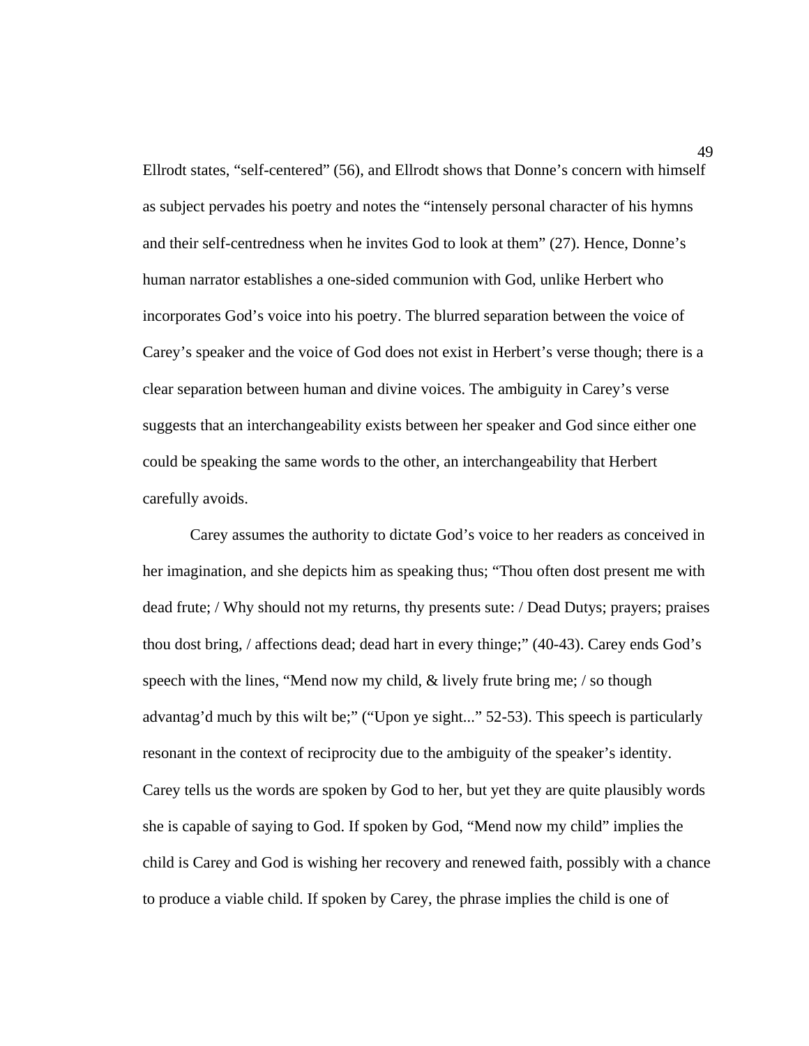Ellrodt states, "self-centered" (56), and Ellrodt shows that Donne's concern with himself as subject pervades his poetry and notes the "intensely personal character of his hymns and their self-centredness when he invites God to look at them" (27). Hence, Donne's human narrator establishes a one-sided communion with God, unlike Herbert who incorporates God's voice into his poetry. The blurred separation between the voice of Carey's speaker and the voice of God does not exist in Herbert's verse though; there is a clear separation between human and divine voices. The ambiguity in Carey's verse suggests that an interchangeability exists between her speaker and God since either one could be speaking the same words to the other, an interchangeability that Herbert carefully avoids.

Carey assumes the authority to dictate God's voice to her readers as conceived in her imagination, and she depicts him as speaking thus; "Thou often dost present me with dead frute; / Why should not my returns, thy presents sute: / Dead Dutys; prayers; praises thou dost bring, / affections dead; dead hart in every thinge;" (40-43). Carey ends God's speech with the lines, "Mend now my child, & lively frute bring me; / so though advantag'd much by this wilt be;" ("Upon ye sight..." 52-53). This speech is particularly resonant in the context of reciprocity due to the ambiguity of the speaker's identity. Carey tells us the words are spoken by God to her, but yet they are quite plausibly words she is capable of saying to God. If spoken by God, "Mend now my child" implies the child is Carey and God is wishing her recovery and renewed faith, possibly with a chance to produce a viable child. If spoken by Carey, the phrase implies the child is one of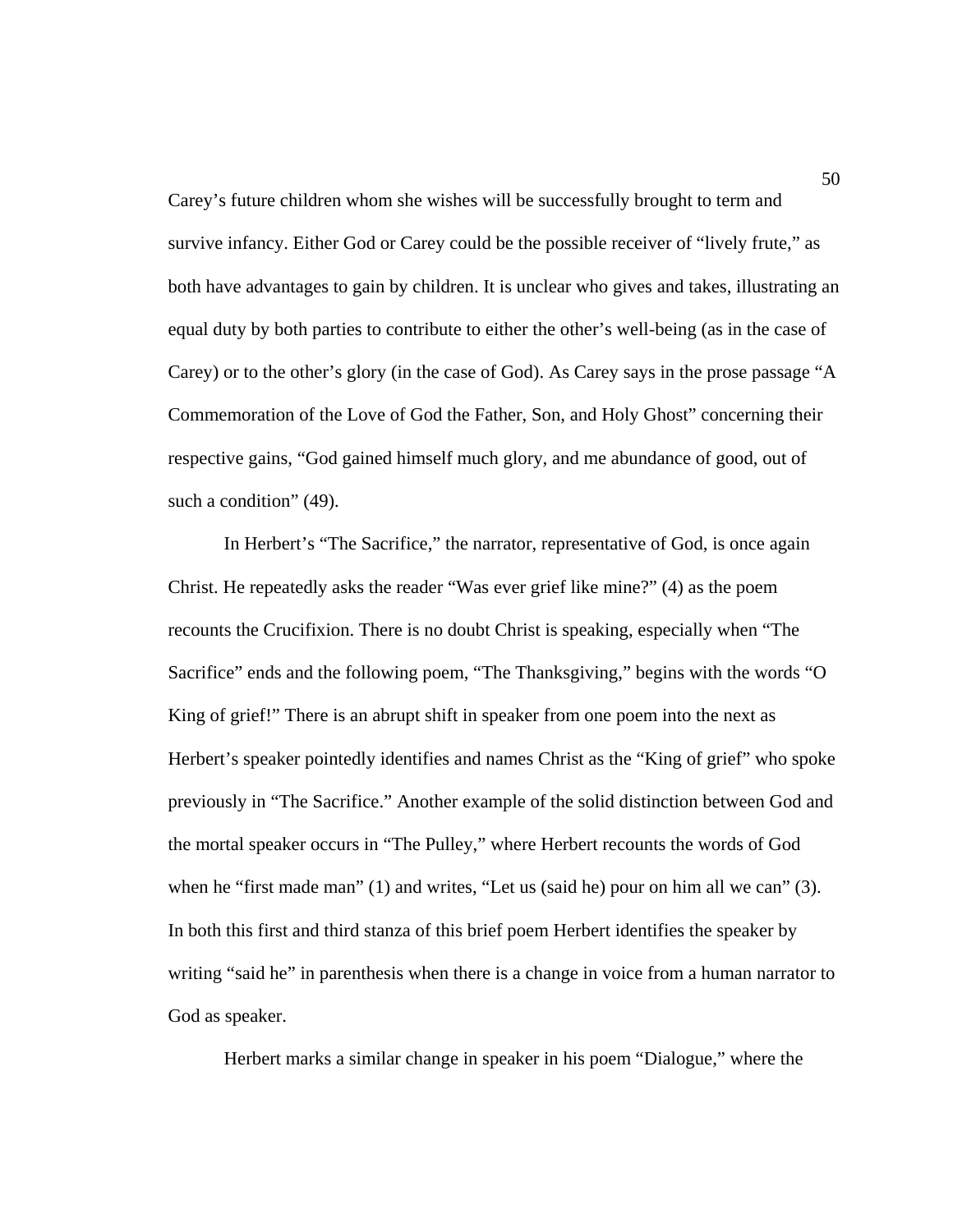Carey's future children whom she wishes will be successfully brought to term and survive infancy. Either God or Carey could be the possible receiver of "lively frute," as both have advantages to gain by children. It is unclear who gives and takes, illustrating an equal duty by both parties to contribute to either the other's well-being (as in the case of Carey) or to the other's glory (in the case of God). As Carey says in the prose passage "A Commemoration of the Love of God the Father, Son, and Holy Ghost" concerning their respective gains, "God gained himself much glory, and me abundance of good, out of such a condition" (49).

In Herbert's "The Sacrifice," the narrator, representative of God, is once again Christ. He repeatedly asks the reader "Was ever grief like mine?" (4) as the poem recounts the Crucifixion. There is no doubt Christ is speaking, especially when "The Sacrifice" ends and the following poem, "The Thanksgiving," begins with the words "O King of grief!" There is an abrupt shift in speaker from one poem into the next as Herbert's speaker pointedly identifies and names Christ as the "King of grief" who spoke previously in "The Sacrifice." Another example of the solid distinction between God and the mortal speaker occurs in "The Pulley," where Herbert recounts the words of God when he "first made man" (1) and writes, "Let us (said he) pour on him all we can" (3). In both this first and third stanza of this brief poem Herbert identifies the speaker by writing "said he" in parenthesis when there is a change in voice from a human narrator to God as speaker.

Herbert marks a similar change in speaker in his poem "Dialogue," where the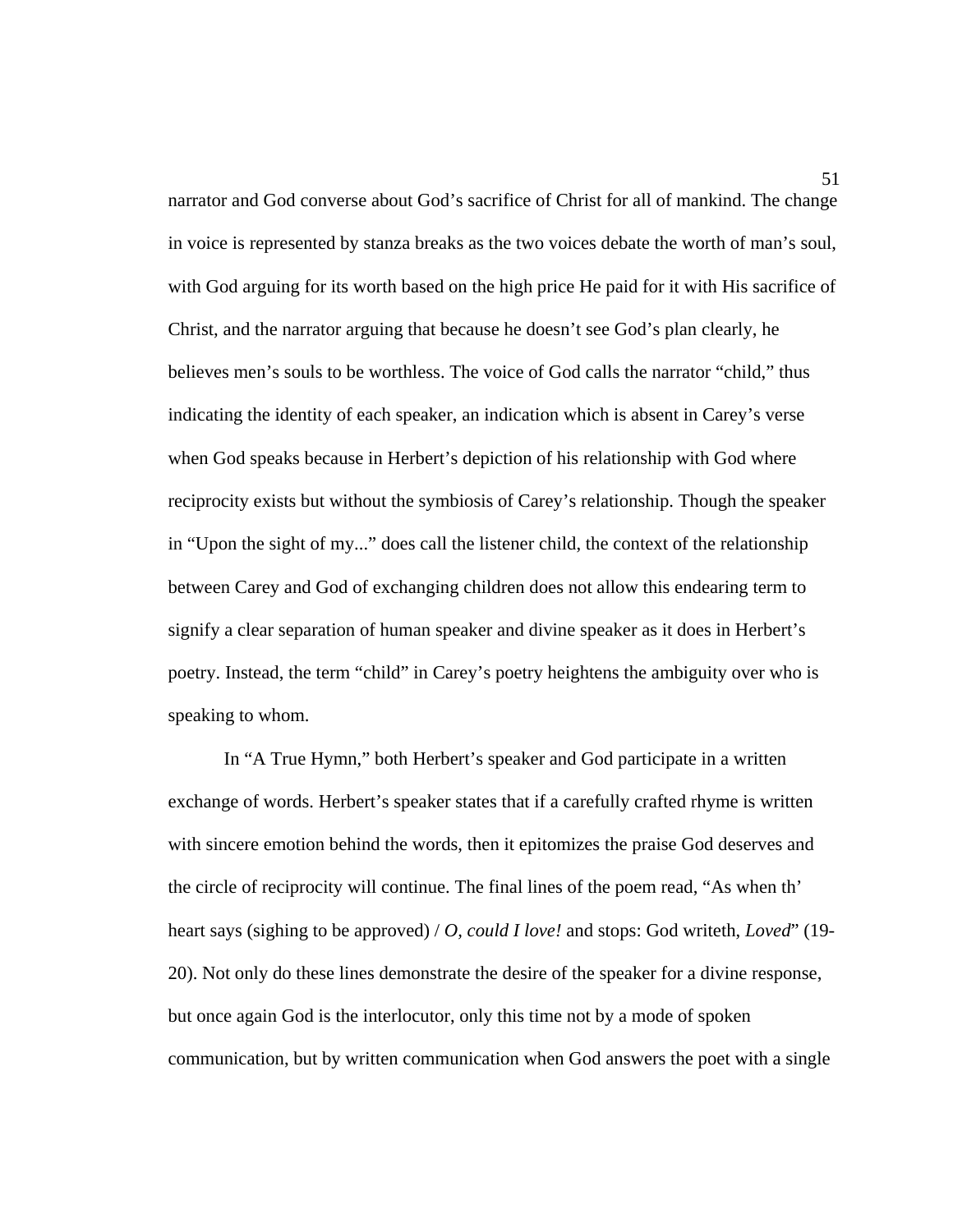narrator and God converse about God's sacrifice of Christ for all of mankind. The change in voice is represented by stanza breaks as the two voices debate the worth of man's soul, with God arguing for its worth based on the high price He paid for it with His sacrifice of Christ, and the narrator arguing that because he doesn't see God's plan clearly, he believes men's souls to be worthless. The voice of God calls the narrator "child," thus indicating the identity of each speaker, an indication which is absent in Carey's verse when God speaks because in Herbert's depiction of his relationship with God where reciprocity exists but without the symbiosis of Carey's relationship. Though the speaker in "Upon the sight of my..." does call the listener child, the context of the relationship between Carey and God of exchanging children does not allow this endearing term to signify a clear separation of human speaker and divine speaker as it does in Herbert's poetry. Instead, the term "child" in Carey's poetry heightens the ambiguity over who is speaking to whom.

In "A True Hymn," both Herbert's speaker and God participate in a written exchange of words. Herbert's speaker states that if a carefully crafted rhyme is written with sincere emotion behind the words, then it epitomizes the praise God deserves and the circle of reciprocity will continue. The final lines of the poem read, "As when th' heart says (sighing to be approved) / *O, could I love!* and stops: God writeth, *Loved*" (19-20). Not only do these lines demonstrate the desire of the speaker for a divine response, but once again God is the interlocutor, only this time not by a mode of spoken communication, but by written communication when God answers the poet with a single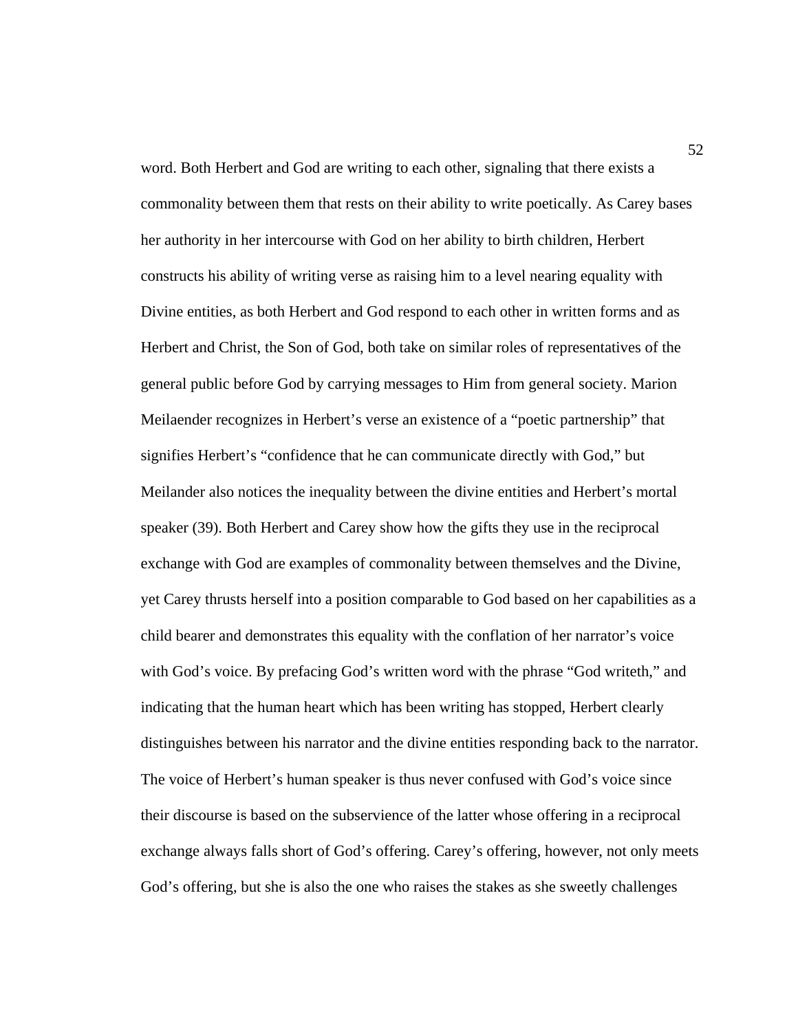word. Both Herbert and God are writing to each other, signaling that there exists a commonality between them that rests on their ability to write poetically. As Carey bases her authority in her intercourse with God on her ability to birth children, Herbert constructs his ability of writing verse as raising him to a level nearing equality with Divine entities, as both Herbert and God respond to each other in written forms and as Herbert and Christ, the Son of God, both take on similar roles of representatives of the general public before God by carrying messages to Him from general society. Marion Meilaender recognizes in Herbert's verse an existence of a "poetic partnership" that signifies Herbert's "confidence that he can communicate directly with God," but Meilander also notices the inequality between the divine entities and Herbert's mortal speaker (39). Both Herbert and Carey show how the gifts they use in the reciprocal exchange with God are examples of commonality between themselves and the Divine, yet Carey thrusts herself into a position comparable to God based on her capabilities as a child bearer and demonstrates this equality with the conflation of her narrator's voice with God's voice. By prefacing God's written word with the phrase "God writeth," and indicating that the human heart which has been writing has stopped, Herbert clearly distinguishes between his narrator and the divine entities responding back to the narrator. The voice of Herbert's human speaker is thus never confused with God's voice since their discourse is based on the subservience of the latter whose offering in a reciprocal exchange always falls short of God's offering. Carey's offering, however, not only meets God's offering, but she is also the one who raises the stakes as she sweetly challenges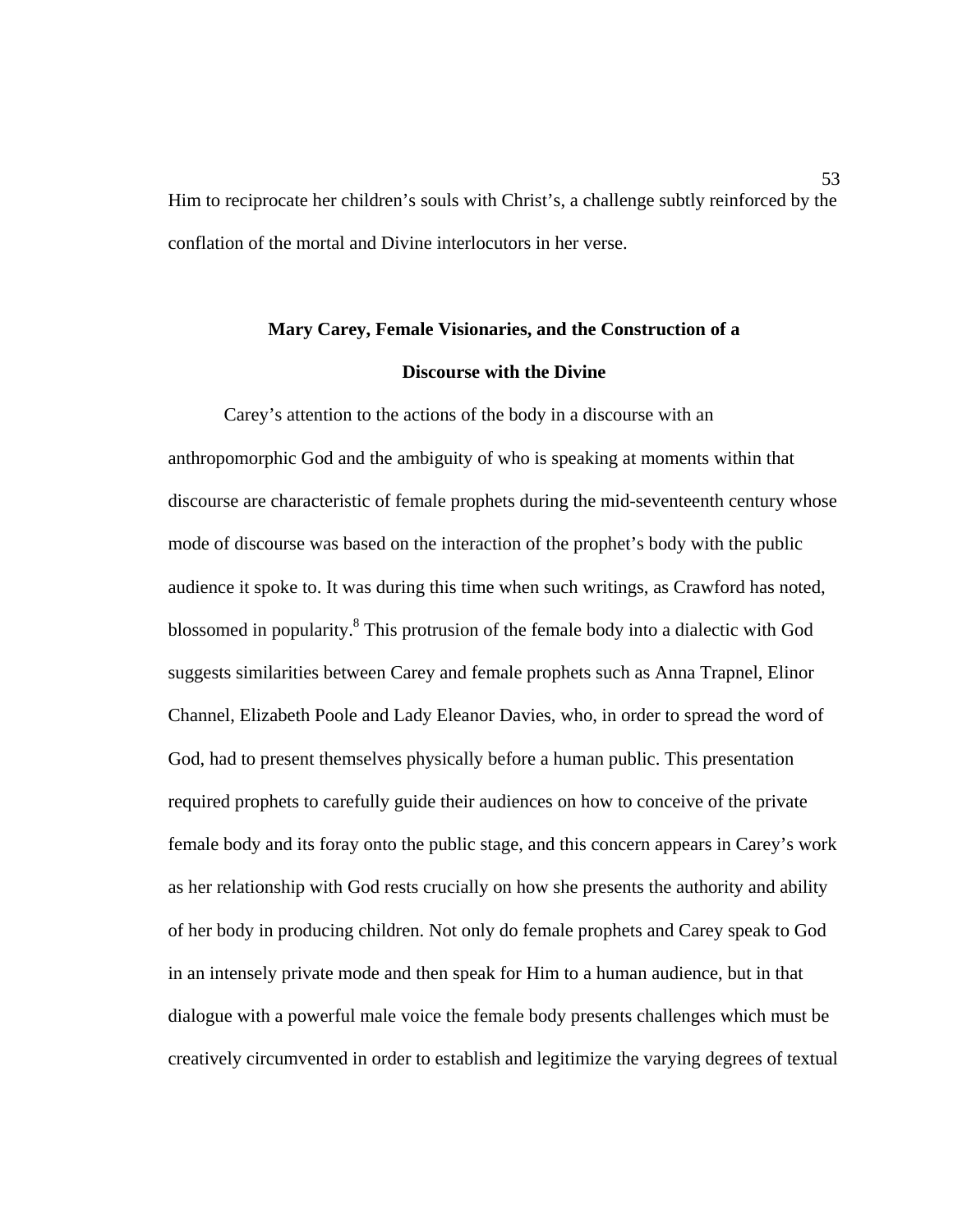Him to reciprocate her children's souls with Christ's, a challenge subtly reinforced by the conflation of the mortal and Divine interlocutors in her verse.

## Mary Carey, Female Visionaries, and the Construction of a Discourse with the Divine

Carey's attention to the actions of the body in a discourse with an anthropomorphic God and the ambiguity of who is speaking at moments within that discourse are characteristic of female prophets during the mid-seventeenth century whose mode of discourse was based on the interaction of the prophet's body with the public audience it spoke to. It was during this time when such writings, as Crawford has noted, blossomed in popularity.[8] This protrusion of the female body into a dialectic with God suggests similarities between Carey and female prophets such as Anna Trapnel, Elinor Channel, Elizabeth Poole and Lady Eleanor Davies, who, in order to spread the word of God, had to present themselves physically before a human public. This presentation required prophets to carefully guide their audiences on how to conceive of the private female body and its foray onto the public stage, and this concern appears in Carey's work as her relationship with God rests crucially on how she presents the authority and ability of her body in producing children. Not only do female prophets and Carey speak to God in an intensely private mode and then speak for Him to a human audience, but in that dialogue with a powerful male voice the female body presents challenges which must be creatively circumvented in order to establish and legitimize the varying degrees of textual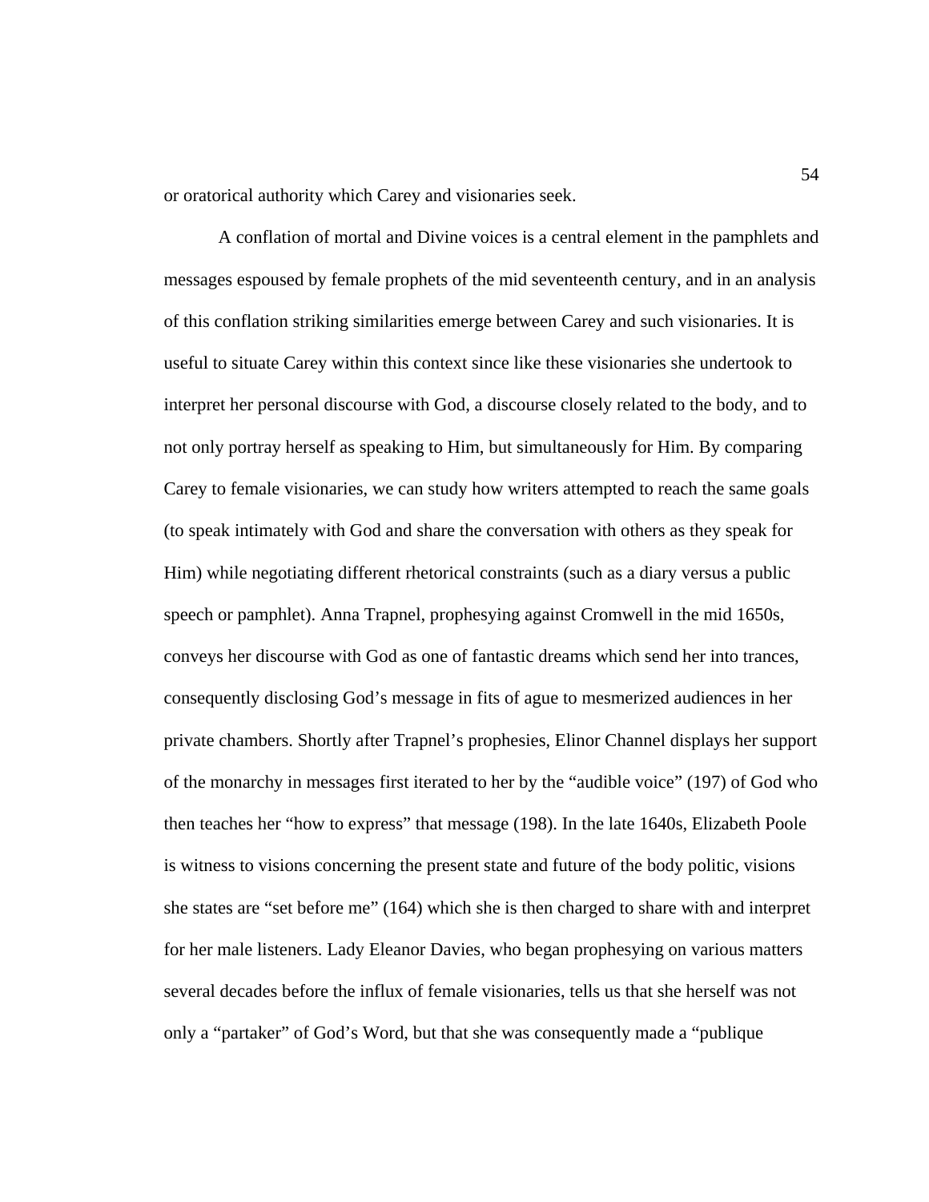or oratorical authority which Carey and visionaries seek.

A conflation of mortal and Divine voices is a central element in the pamphlets and messages espoused by female prophets of the mid seventeenth century, and in an analysis of this conflation striking similarities emerge between Carey and such visionaries. It is useful to situate Carey within this context since like these visionaries she undertook to interpret her personal discourse with God, a discourse closely related to the body, and to not only portray herself as speaking to Him, but simultaneously for Him. By comparing Carey to female visionaries, we can study how writers attempted to reach the same goals (to speak intimately with God and share the conversation with others as they speak for Him) while negotiating different rhetorical constraints (such as a diary versus a public speech or pamphlet). Anna Trapnel, prophesying against Cromwell in the mid 1650s, conveys her discourse with God as one of fantastic dreams which send her into trances, consequently disclosing God's message in fits of ague to mesmerized audiences in her private chambers. Shortly after Trapnel's prophesies, Elinor Channel displays her support of the monarchy in messages first iterated to her by the "audible voice" (197) of God who then teaches her "how to express" that message (198). In the late 1640s, Elizabeth Poole is witness to visions concerning the present state and future of the body politic, visions she states are "set before me" (164) which she is then charged to share with and interpret for her male listeners. Lady Eleanor Davies, who began prophesying on various matters several decades before the influx of female visionaries, tells us that she herself was not only a "partaker" of God's Word, but that she was consequently made a "publique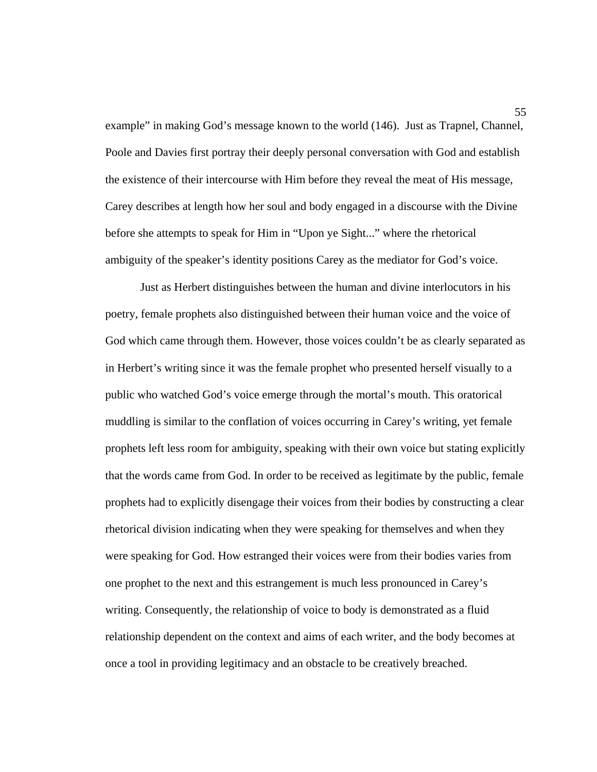example" in making God's message known to the world (146). Just as Trapnel, Channel, Poole and Davies first portray their deeply personal conversation with God and establish the existence of their intercourse with Him before they reveal the meat of His message, Carey describes at length how her soul and body engaged in a discourse with the Divine before she attempts to speak for Him in "Upon ye Sight..." where the rhetorical ambiguity of the speaker's identity positions Carey as the mediator for God's voice.

Just as Herbert distinguishes between the human and divine interlocutors in his poetry, female prophets also distinguished between their human voice and the voice of God which came through them. However, those voices couldn't be as clearly separated as in Herbert's writing since it was the female prophet who presented herself visually to a public who watched God's voice emerge through the mortal's mouth. This oratorical muddling is similar to the conflation of voices occurring in Carey's writing, yet female prophets left less room for ambiguity, speaking with their own voice but stating explicitly that the words came from God. In order to be received as legitimate by the public, female prophets had to explicitly disengage their voices from their bodies by constructing a clear rhetorical division indicating when they were speaking for themselves and when they were speaking for God. How estranged their voices were from their bodies varies from one prophet to the next and this estrangement is much less pronounced in Carey's writing. Consequently, the relationship of voice to body is demonstrated as a fluid relationship dependent on the context and aims of each writer, and the body becomes at once a tool in providing legitimacy and an obstacle to be creatively breached.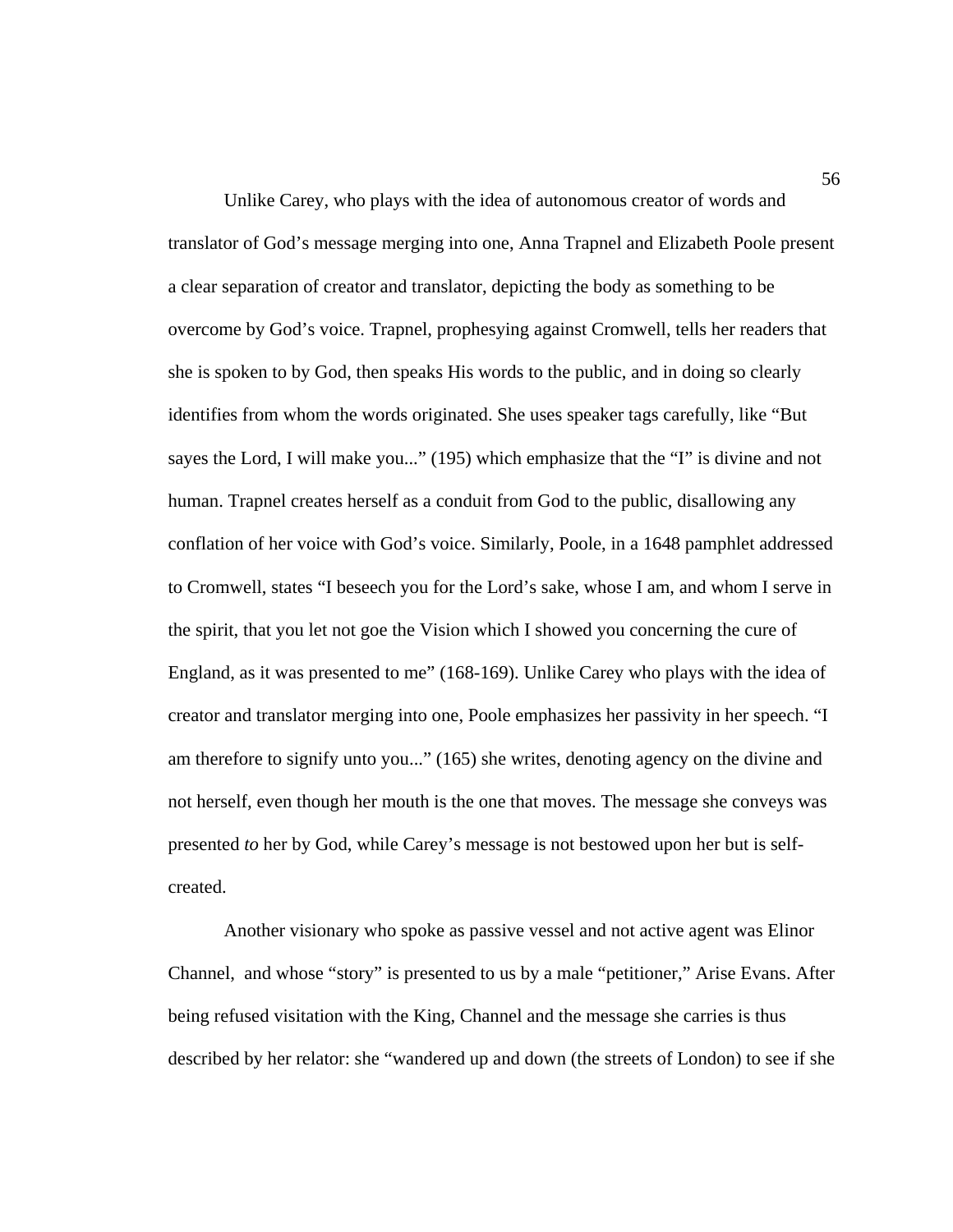Unlike Carey, who plays with the idea of autonomous creator of words and translator of God's message merging into one, Anna Trapnel and Elizabeth Poole present a clear separation of creator and translator, depicting the body as something to be overcome by God's voice. Trapnel, prophesying against Cromwell, tells her readers that she is spoken to by God, then speaks His words to the public, and in doing so clearly identifies from whom the words originated. She uses speaker tags carefully, like "But sayes the Lord, I will make you..." (195) which emphasize that the "I" is divine and not human. Trapnel creates herself as a conduit from God to the public, disallowing any conflation of her voice with God's voice. Similarly, Poole, in a 1648 pamphlet addressed to Cromwell, states "I beseech you for the Lord's sake, whose I am, and whom I serve in the spirit, that you let not goe the Vision which I showed you concerning the cure of England, as it was presented to me" (168-169). Unlike Carey who plays with the idea of creator and translator merging into one, Poole emphasizes her passivity in her speech. "I am therefore to signify unto you..." (165) she writes, denoting agency on the divine and not herself, even though her mouth is the one that moves. The message she conveys was presented *to* her by God, while Carey's message is not bestowed upon her but is self-created.

Another visionary who spoke as passive vessel and not active agent was Elinor Channel, and whose "story" is presented to us by a male "petitioner," Arise Evans. After being refused visitation with the King, Channel and the message she carries is thus described by her relator: she "wandered up and down (the streets of London) to see if she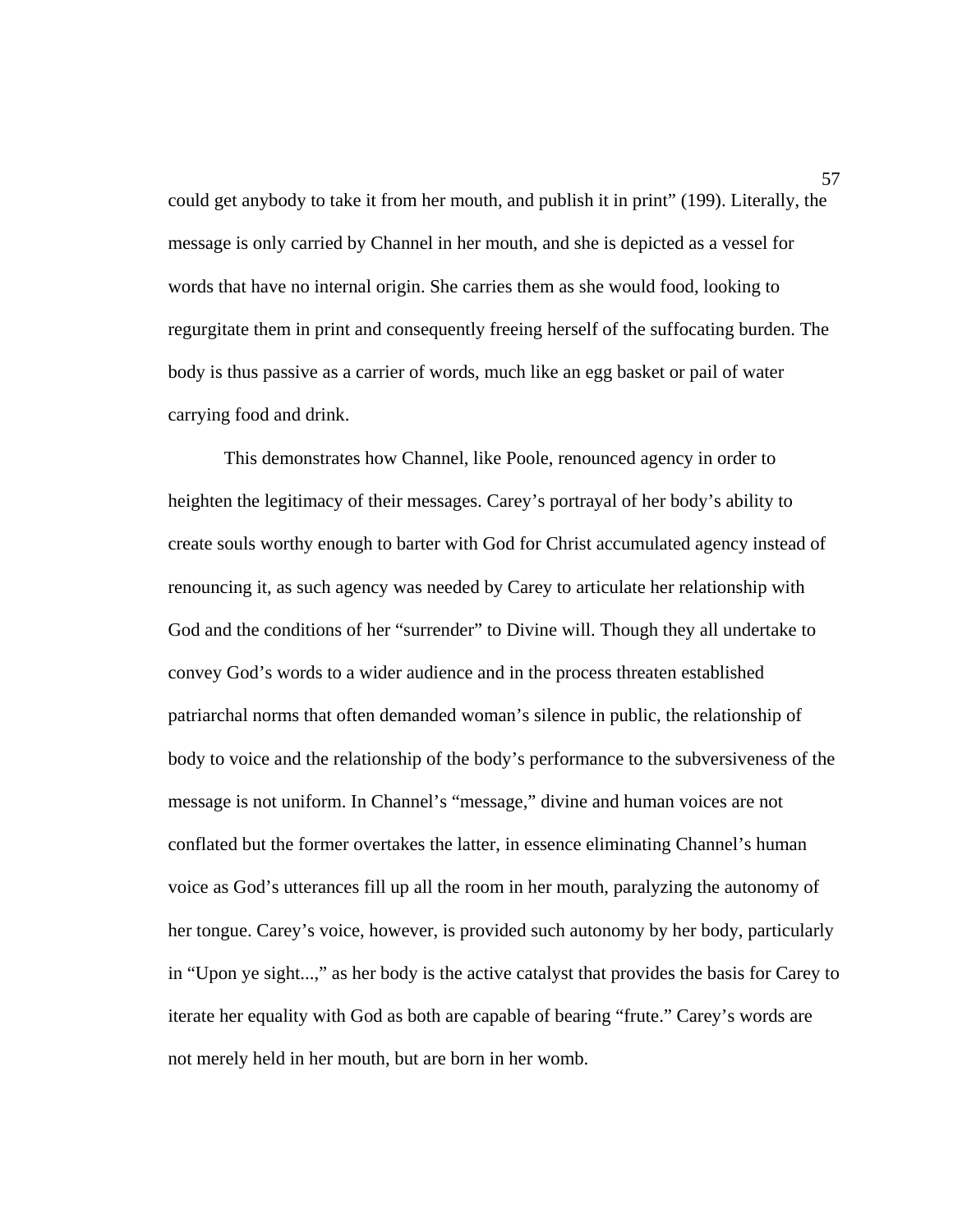could get anybody to take it from her mouth, and publish it in print" (199). Literally, the message is only carried by Channel in her mouth, and she is depicted as a vessel for words that have no internal origin. She carries them as she would food, looking to regurgitate them in print and consequently freeing herself of the suffocating burden. The body is thus passive as a carrier of words, much like an egg basket or pail of water carrying food and drink.

This demonstrates how Channel, like Poole, renounced agency in order to heighten the legitimacy of their messages. Carey's portrayal of her body's ability to create souls worthy enough to barter with God for Christ accumulated agency instead of renouncing it, as such agency was needed by Carey to articulate her relationship with God and the conditions of her "surrender" to Divine will. Though they all undertake to convey God's words to a wider audience and in the process threaten established patriarchal norms that often demanded woman's silence in public, the relationship of body to voice and the relationship of the body's performance to the subversiveness of the message is not uniform. In Channel's "message," divine and human voices are not conflated but the former overtakes the latter, in essence eliminating Channel's human voice as God's utterances fill up all the room in her mouth, paralyzing the autonomy of her tongue. Carey's voice, however, is provided such autonomy by her body, particularly in "Upon ye sight...," as her body is the active catalyst that provides the basis for Carey to iterate her equality with God as both are capable of bearing "frute." Carey's words are not merely held in her mouth, but are born in her womb.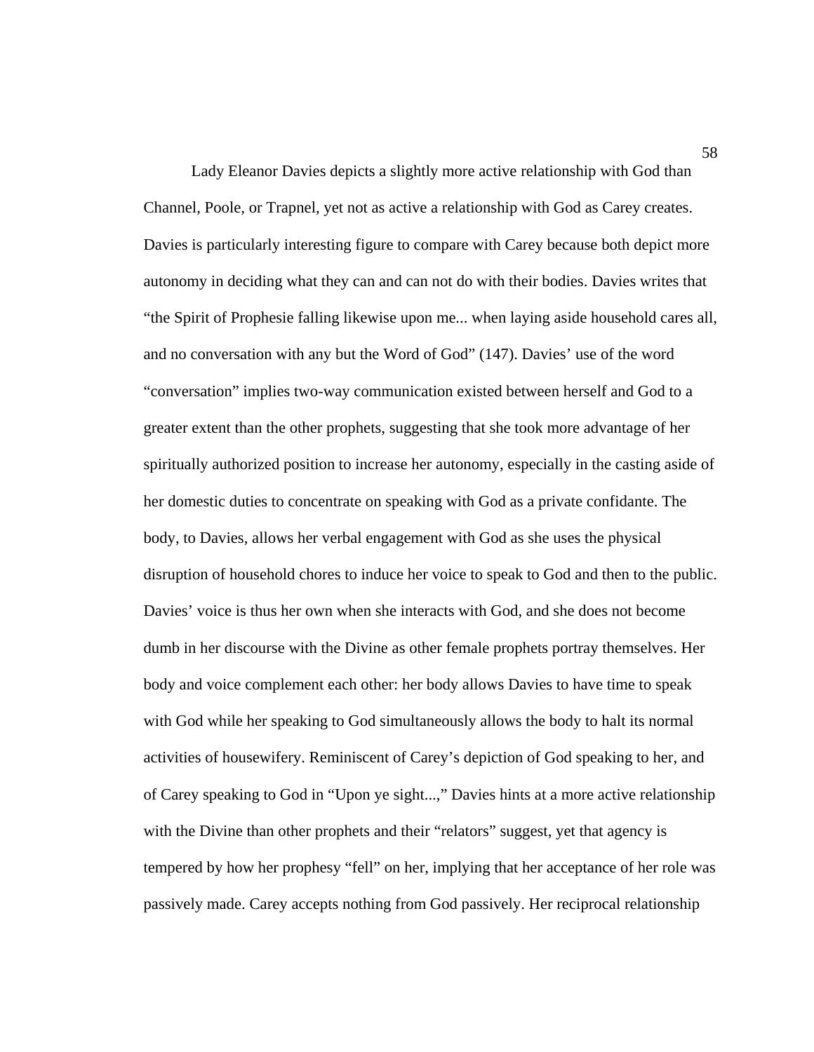Lady Eleanor Davies depicts a slightly more active relationship with God than Channel, Poole, or Trapnel, yet not as active a relationship with God as Carey creates. Davies is particularly interesting figure to compare with Carey because both depict more autonomy in deciding what they can and can not do with their bodies. Davies writes that "the Spirit of Prophesie falling likewise upon me... when laying aside household cares all, and no conversation with any but the Word of God" (147). Davies' use of the word "conversation" implies two-way communication existed between herself and God to a greater extent than the other prophets, suggesting that she took more advantage of her spiritually authorized position to increase her autonomy, especially in the casting aside of her domestic duties to concentrate on speaking with God as a private confidante. The body, to Davies, allows her verbal engagement with God as she uses the physical disruption of household chores to induce her voice to speak to God and then to the public. Davies' voice is thus her own when she interacts with God, and she does not become dumb in her discourse with the Divine as other female prophets portray themselves. Her body and voice complement each other: her body allows Davies to have time to speak with God while her speaking to God simultaneously allows the body to halt its normal activities of housewifery. Reminiscent of Carey's depiction of God speaking to her, and of Carey speaking to God in "Upon ye sight...," Davies hints at a more active relationship with the Divine than other prophets and their "relators" suggest, yet that agency is tempered by how her prophesy "fell" on her, implying that her acceptance of her role was passively made. Carey accepts nothing from God passively. Her reciprocal relationship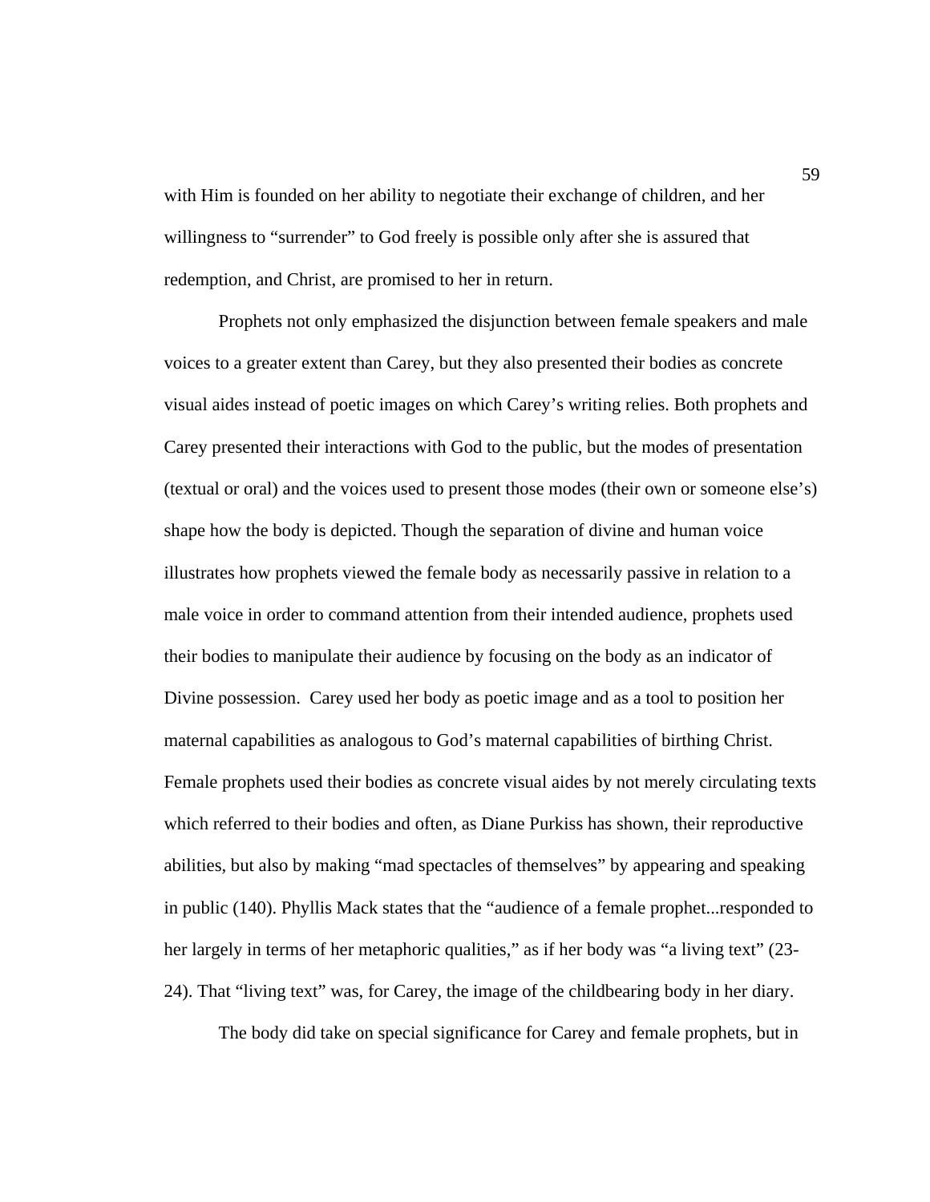with Him is founded on her ability to negotiate their exchange of children, and her willingness to "surrender" to God freely is possible only after she is assured that redemption, and Christ, are promised to her in return.

Prophets not only emphasized the disjunction between female speakers and male voices to a greater extent than Carey, but they also presented their bodies as concrete visual aides instead of poetic images on which Carey's writing relies. Both prophets and Carey presented their interactions with God to the public, but the modes of presentation (textual or oral) and the voices used to present those modes (their own or someone else's) shape how the body is depicted. Though the separation of divine and human voice illustrates how prophets viewed the female body as necessarily passive in relation to a male voice in order to command attention from their intended audience, prophets used their bodies to manipulate their audience by focusing on the body as an indicator of Divine possession. Carey used her body as poetic image and as a tool to position her maternal capabilities as analogous to God's maternal capabilities of birthing Christ. Female prophets used their bodies as concrete visual aides by not merely circulating texts which referred to their bodies and often, as Diane Purkiss has shown, their reproductive abilities, but also by making "mad spectacles of themselves" by appearing and speaking in public (140). Phyllis Mack states that the "audience of a female prophet...responded to her largely in terms of her metaphoric qualities," as if her body was "a living text" (23-24). That "living text" was, for Carey, the image of the childbearing body in her diary.

The body did take on special significance for Carey and female prophets, but in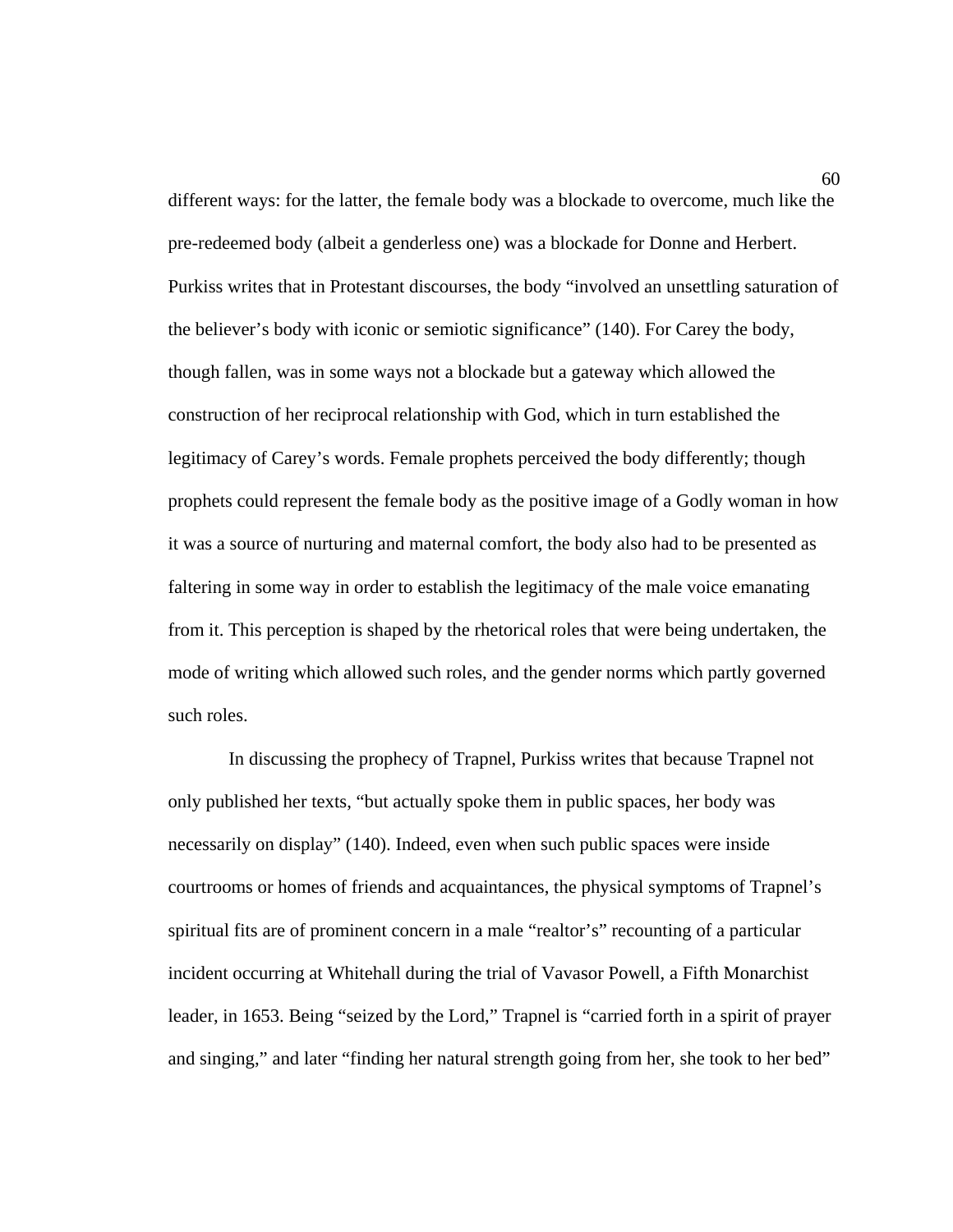different ways: for the latter, the female body was a blockade to overcome, much like the pre-redeemed body (albeit a genderless one) was a blockade for Donne and Herbert. Purkiss writes that in Protestant discourses, the body "involved an unsettling saturation of the believer's body with iconic or semiotic significance" (140). For Carey the body, though fallen, was in some ways not a blockade but a gateway which allowed the construction of her reciprocal relationship with God, which in turn established the legitimacy of Carey's words. Female prophets perceived the body differently; though prophets could represent the female body as the positive image of a Godly woman in how it was a source of nurturing and maternal comfort, the body also had to be presented as faltering in some way in order to establish the legitimacy of the male voice emanating from it. This perception is shaped by the rhetorical roles that were being undertaken, the mode of writing which allowed such roles, and the gender norms which partly governed such roles.

In discussing the prophecy of Trapnel, Purkiss writes that because Trapnel not only published her texts, "but actually spoke them in public spaces, her body was necessarily on display" (140). Indeed, even when such public spaces were inside courtrooms or homes of friends and acquaintances, the physical symptoms of Trapnel's spiritual fits are of prominent concern in a male "realtor's" recounting of a particular incident occurring at Whitehall during the trial of Vavasor Powell, a Fifth Monarchist leader, in 1653. Being "seized by the Lord," Trapnel is "carried forth in a spirit of prayer and singing," and later "finding her natural strength going from her, she took to her bed"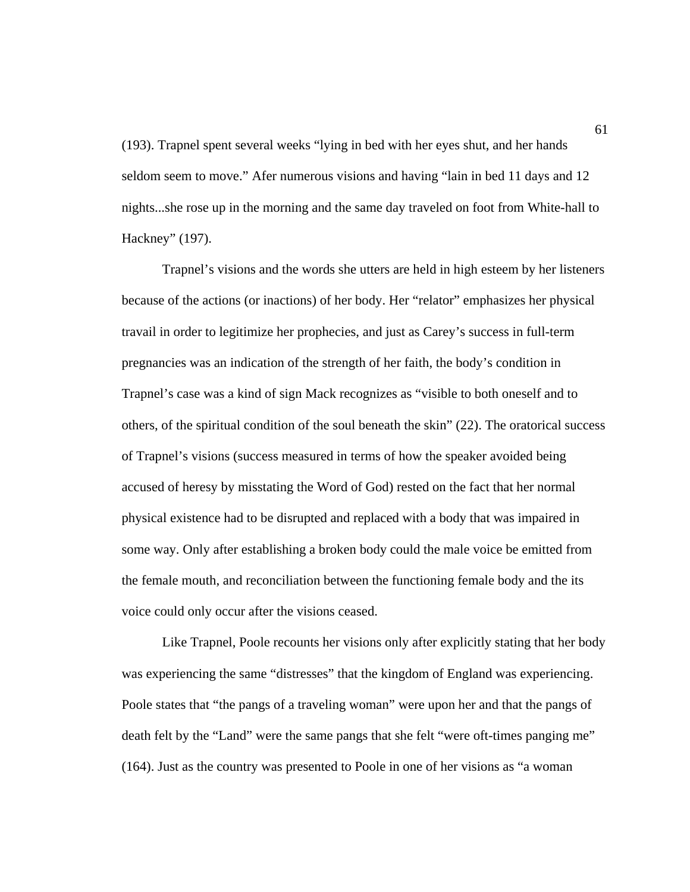(193). Trapnel spent several weeks “lying in bed with her eyes shut, and her hands seldom seem to move.” Afer numerous visions and having “lain in bed 11 days and 12 nights...she rose up in the morning and the same day traveled on foot from White-hall to Hackney” (197).

Trapnel’s visions and the words she utters are held in high esteem by her listeners because of the actions (or inactions) of her body. Her “relator” emphasizes her physical travail in order to legitimize her prophecies, and just as Carey’s success in full-term pregnancies was an indication of the strength of her faith, the body’s condition in Trapnel’s case was a kind of sign Mack recognizes as “visible to both oneself and to others, of the spiritual condition of the soul beneath the skin” (22). The oratorical success of Trapnel’s visions (success measured in terms of how the speaker avoided being accused of heresy by misstating the Word of God) rested on the fact that her normal physical existence had to be disrupted and replaced with a body that was impaired in some way. Only after establishing a broken body could the male voice be emitted from the female mouth, and reconciliation between the functioning female body and the its voice could only occur after the visions ceased.

Like Trapnel, Poole recounts her visions only after explicitly stating that her body was experiencing the same “distresses” that the kingdom of England was experiencing. Poole states that “the pangs of a traveling woman” were upon her and that the pangs of death felt by the “Land” were the same pangs that she felt “were oft-times panging me” (164). Just as the country was presented to Poole in one of her visions as “a woman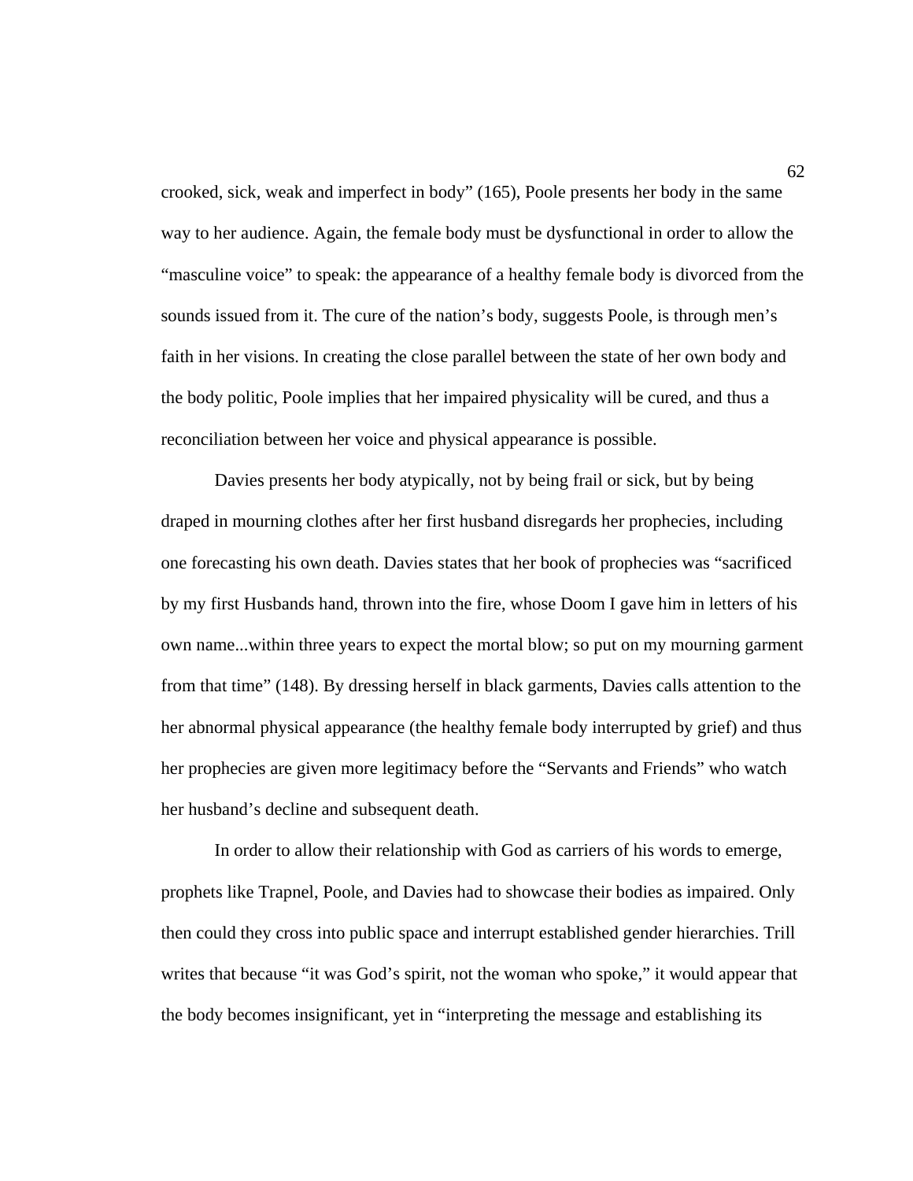crooked, sick, weak and imperfect in body" (165), Poole presents her body in the same way to her audience. Again, the female body must be dysfunctional in order to allow the "masculine voice" to speak: the appearance of a healthy female body is divorced from the sounds issued from it. The cure of the nation's body, suggests Poole, is through men's faith in her visions. In creating the close parallel between the state of her own body and the body politic, Poole implies that her impaired physicality will be cured, and thus a reconciliation between her voice and physical appearance is possible.

Davies presents her body atypically, not by being frail or sick, but by being draped in mourning clothes after her first husband disregards her prophecies, including one forecasting his own death. Davies states that her book of prophecies was "sacrificed by my first Husbands hand, thrown into the fire, whose Doom I gave him in letters of his own name...within three years to expect the mortal blow; so put on my mourning garment from that time" (148). By dressing herself in black garments, Davies calls attention to the her abnormal physical appearance (the healthy female body interrupted by grief) and thus her prophecies are given more legitimacy before the "Servants and Friends" who watch her husband's decline and subsequent death.

In order to allow their relationship with God as carriers of his words to emerge, prophets like Trapnel, Poole, and Davies had to showcase their bodies as impaired. Only then could they cross into public space and interrupt established gender hierarchies. Trill writes that because "it was God's spirit, not the woman who spoke," it would appear that the body becomes insignificant, yet in "interpreting the message and establishing its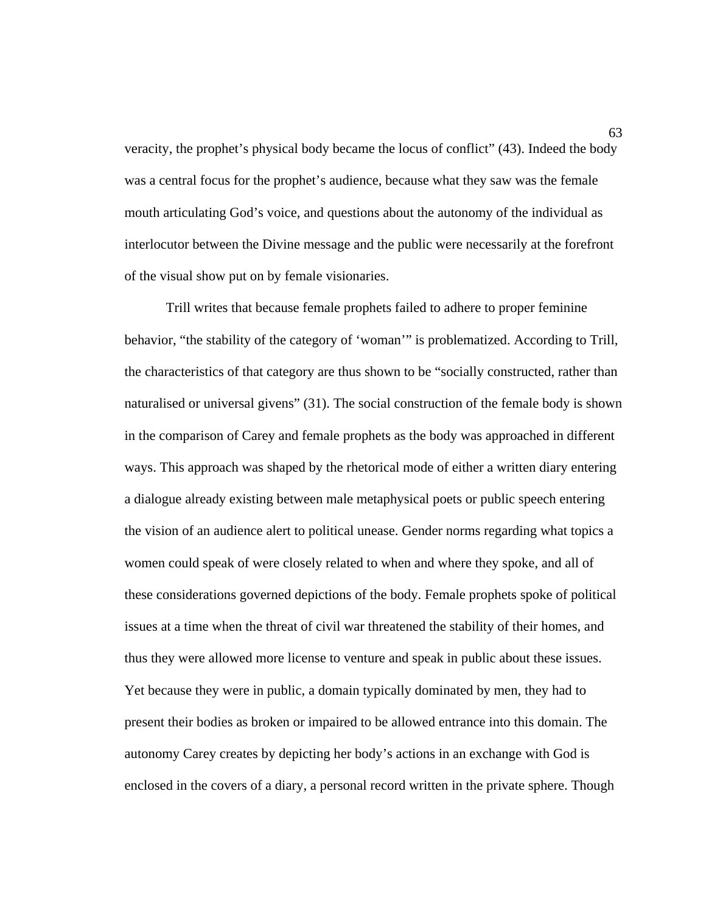veracity, the prophet's physical body became the locus of conflict" (43). Indeed the body was a central focus for the prophet's audience, because what they saw was the female mouth articulating God's voice, and questions about the autonomy of the individual as interlocutor between the Divine message and the public were necessarily at the forefront of the visual show put on by female visionaries.

Trill writes that because female prophets failed to adhere to proper feminine behavior, "the stability of the category of 'woman'" is problematized. According to Trill, the characteristics of that category are thus shown to be "socially constructed, rather than naturalised or universal givens" (31). The social construction of the female body is shown in the comparison of Carey and female prophets as the body was approached in different ways. This approach was shaped by the rhetorical mode of either a written diary entering a dialogue already existing between male metaphysical poets or public speech entering the vision of an audience alert to political unease. Gender norms regarding what topics a women could speak of were closely related to when and where they spoke, and all of these considerations governed depictions of the body. Female prophets spoke of political issues at a time when the threat of civil war threatened the stability of their homes, and thus they were allowed more license to venture and speak in public about these issues. Yet because they were in public, a domain typically dominated by men, they had to present their bodies as broken or impaired to be allowed entrance into this domain. The autonomy Carey creates by depicting her body's actions in an exchange with God is enclosed in the covers of a diary, a personal record written in the private sphere. Though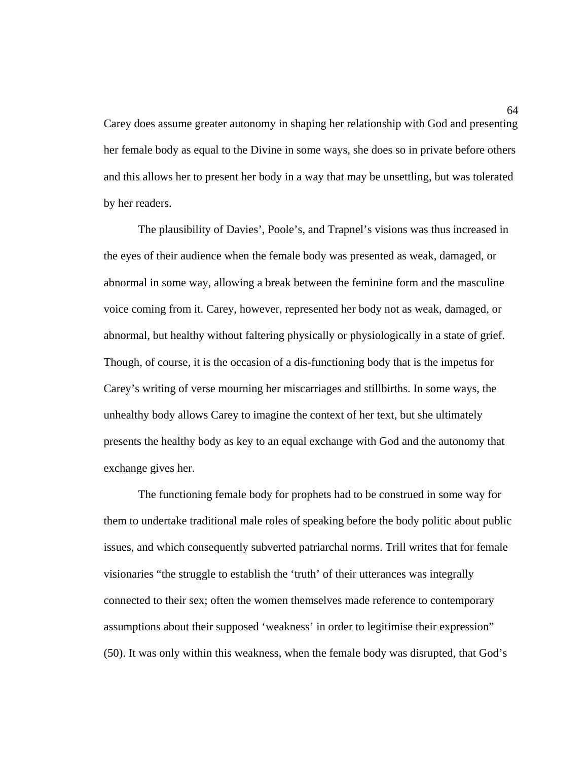Carey does assume greater autonomy in shaping her relationship with God and presenting her female body as equal to the Divine in some ways, she does so in private before others and this allows her to present her body in a way that may be unsettling, but was tolerated by her readers.

The plausibility of Davies', Poole's, and Trapnel's visions was thus increased in the eyes of their audience when the female body was presented as weak, damaged, or abnormal in some way, allowing a break between the feminine form and the masculine voice coming from it. Carey, however, represented her body not as weak, damaged, or abnormal, but healthy without faltering physically or physiologically in a state of grief. Though, of course, it is the occasion of a dis-functioning body that is the impetus for Carey's writing of verse mourning her miscarriages and stillbirths. In some ways, the unhealthy body allows Carey to imagine the context of her text, but she ultimately presents the healthy body as key to an equal exchange with God and the autonomy that exchange gives her.

The functioning female body for prophets had to be construed in some way for them to undertake traditional male roles of speaking before the body politic about public issues, and which consequently subverted patriarchal norms. Trill writes that for female visionaries "the struggle to establish the 'truth' of their utterances was integrally connected to their sex; often the women themselves made reference to contemporary assumptions about their supposed 'weakness' in order to legitimise their expression" (50). It was only within this weakness, when the female body was disrupted, that God's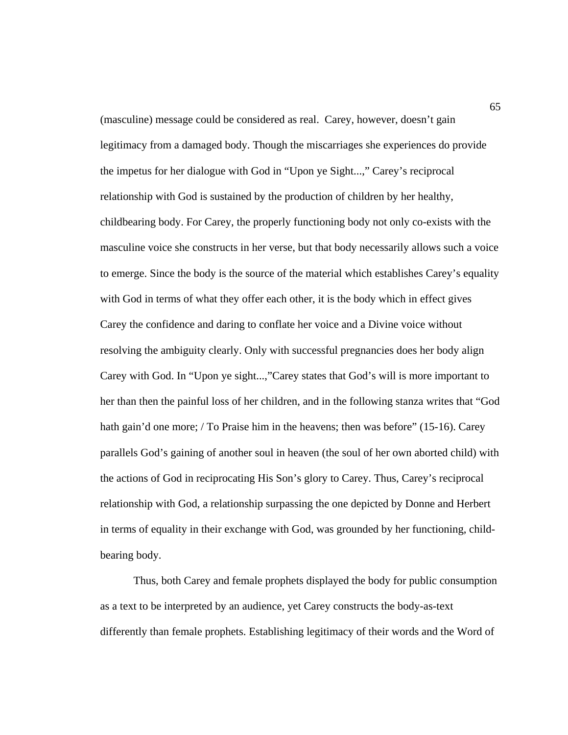(masculine) message could be considered as real. Carey, however, doesn't gain legitimacy from a damaged body. Though the miscarriages she experiences do provide the impetus for her dialogue with God in "Upon ye Sight...," Carey's reciprocal relationship with God is sustained by the production of children by her healthy, childbearing body. For Carey, the properly functioning body not only co-exists with the masculine voice she constructs in her verse, but that body necessarily allows such a voice to emerge. Since the body is the source of the material which establishes Carey's equality with God in terms of what they offer each other, it is the body which in effect gives Carey the confidence and daring to conflate her voice and a Divine voice without resolving the ambiguity clearly. Only with successful pregnancies does her body align Carey with God. In "Upon ye sight...,"Carey states that God's will is more important to her than then the painful loss of her children, and in the following stanza writes that "God hath gain'd one more; / To Praise him in the heavens; then was before" (15-16). Carey parallels God's gaining of another soul in heaven (the soul of her own aborted child) with the actions of God in reciprocating His Son's glory to Carey. Thus, Carey's reciprocal relationship with God, a relationship surpassing the one depicted by Donne and Herbert in terms of equality in their exchange with God, was grounded by her functioning, child-bearing body.

Thus, both Carey and female prophets displayed the body for public consumption as a text to be interpreted by an audience, yet Carey constructs the body-as-text differently than female prophets. Establishing legitimacy of their words and the Word of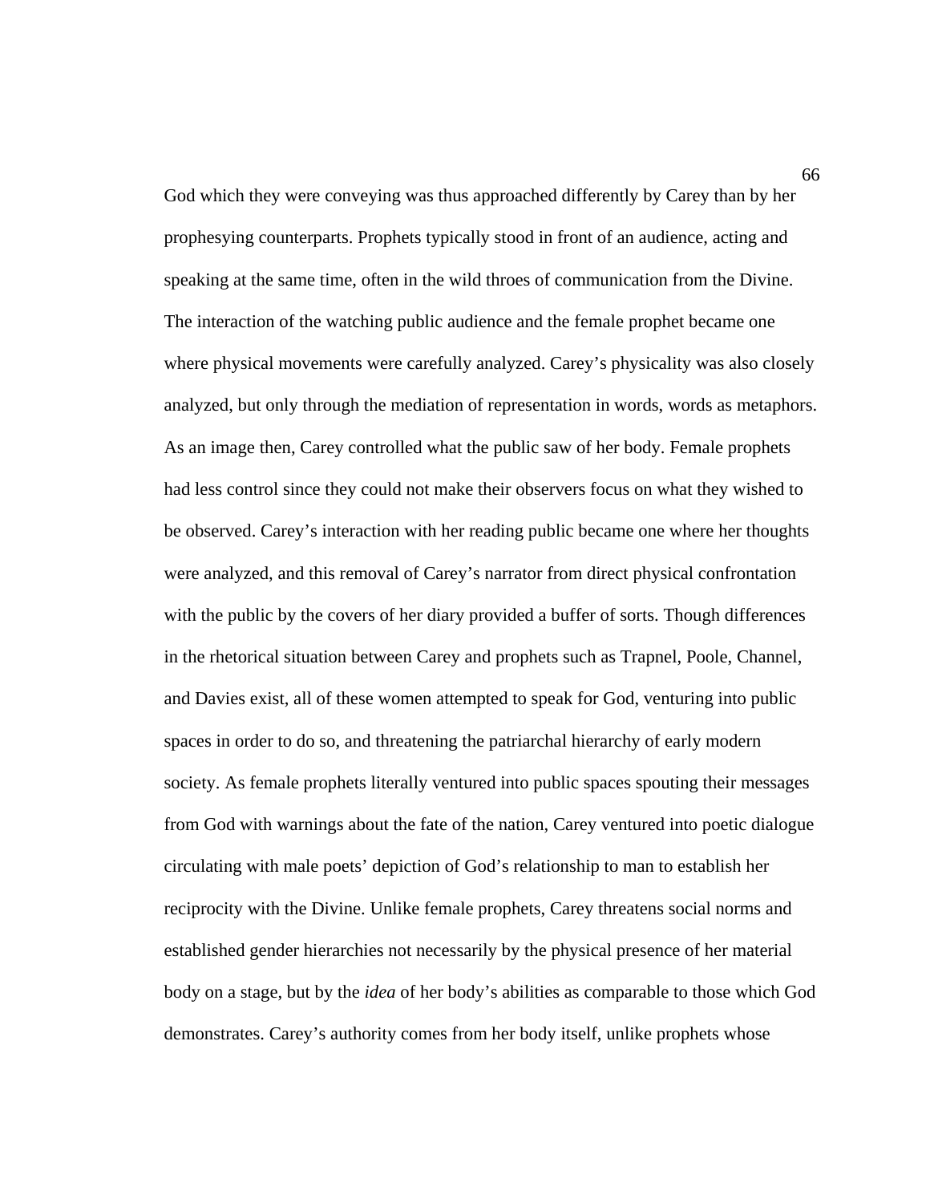God which they were conveying was thus approached differently by Carey than by her prophesying counterparts. Prophets typically stood in front of an audience, acting and speaking at the same time, often in the wild throes of communication from the Divine. The interaction of the watching public audience and the female prophet became one where physical movements were carefully analyzed. Carey's physicality was also closely analyzed, but only through the mediation of representation in words, words as metaphors. As an image then, Carey controlled what the public saw of her body. Female prophets had less control since they could not make their observers focus on what they wished to be observed. Carey's interaction with her reading public became one where her thoughts were analyzed, and this removal of Carey's narrator from direct physical confrontation with the public by the covers of her diary provided a buffer of sorts. Though differences in the rhetorical situation between Carey and prophets such as Trapnel, Poole, Channel, and Davies exist, all of these women attempted to speak for God, venturing into public spaces in order to do so, and threatening the patriarchal hierarchy of early modern society. As female prophets literally ventured into public spaces spouting their messages from God with warnings about the fate of the nation, Carey ventured into poetic dialogue circulating with male poets' depiction of God's relationship to man to establish her reciprocity with the Divine. Unlike female prophets, Carey threatens social norms and established gender hierarchies not necessarily by the physical presence of her material body on a stage, but by the *idea* of her body's abilities as comparable to those which God demonstrates. Carey's authority comes from her body itself, unlike prophets whose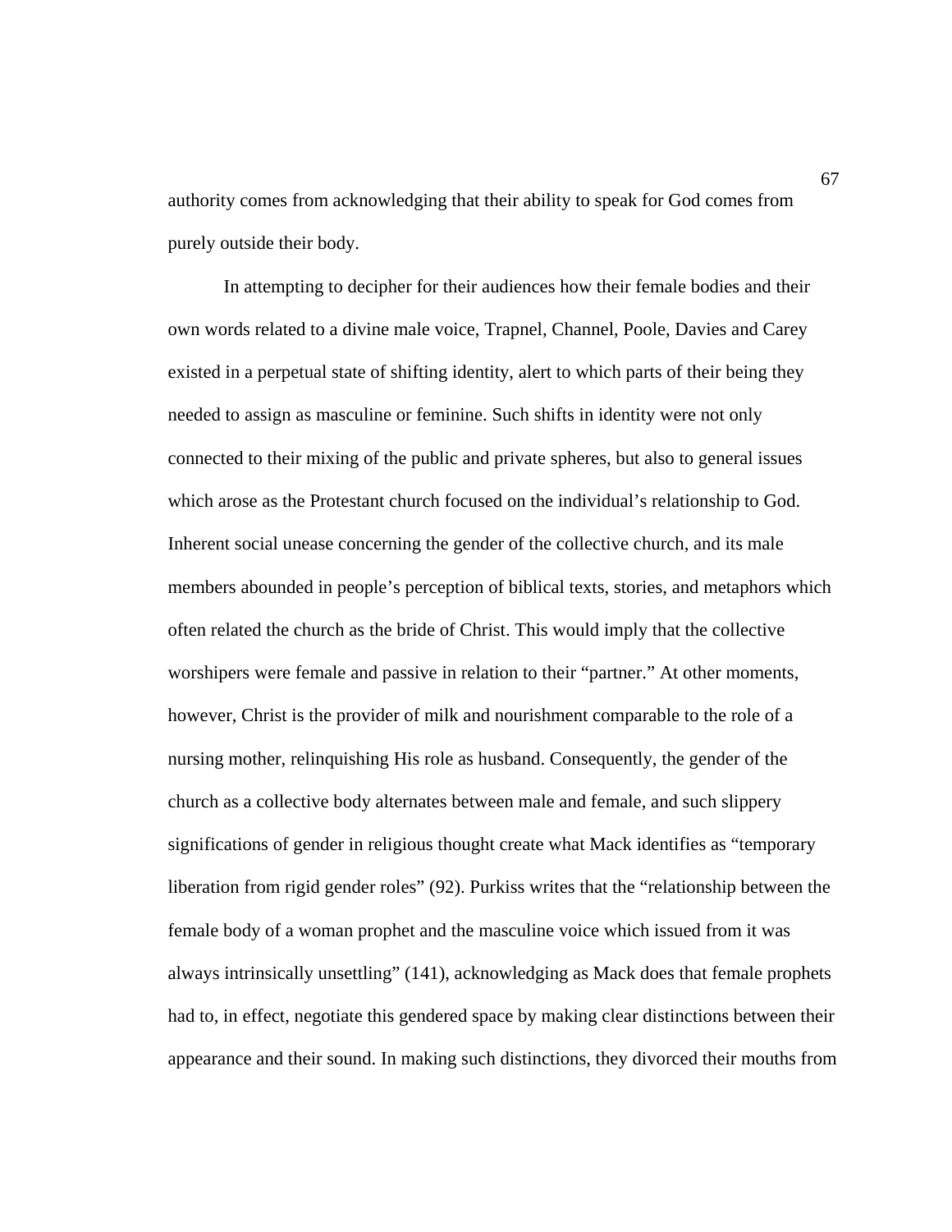authority comes from acknowledging that their ability to speak for God comes from purely outside their body.

In attempting to decipher for their audiences how their female bodies and their own words related to a divine male voice, Trapnel, Channel, Poole, Davies and Carey existed in a perpetual state of shifting identity, alert to which parts of their being they needed to assign as masculine or feminine. Such shifts in identity were not only connected to their mixing of the public and private spheres, but also to general issues which arose as the Protestant church focused on the individual's relationship to God. Inherent social unease concerning the gender of the collective church, and its male members abounded in people's perception of biblical texts, stories, and metaphors which often related the church as the bride of Christ. This would imply that the collective worshipers were female and passive in relation to their "partner." At other moments, however, Christ is the provider of milk and nourishment comparable to the role of a nursing mother, relinquishing His role as husband. Consequently, the gender of the church as a collective body alternates between male and female, and such slippery significations of gender in religious thought create what Mack identifies as "temporary liberation from rigid gender roles" (92). Purkiss writes that the "relationship between the female body of a woman prophet and the masculine voice which issued from it was always intrinsically unsettling" (141), acknowledging as Mack does that female prophets had to, in effect, negotiate this gendered space by making clear distinctions between their appearance and their sound. In making such distinctions, they divorced their mouths from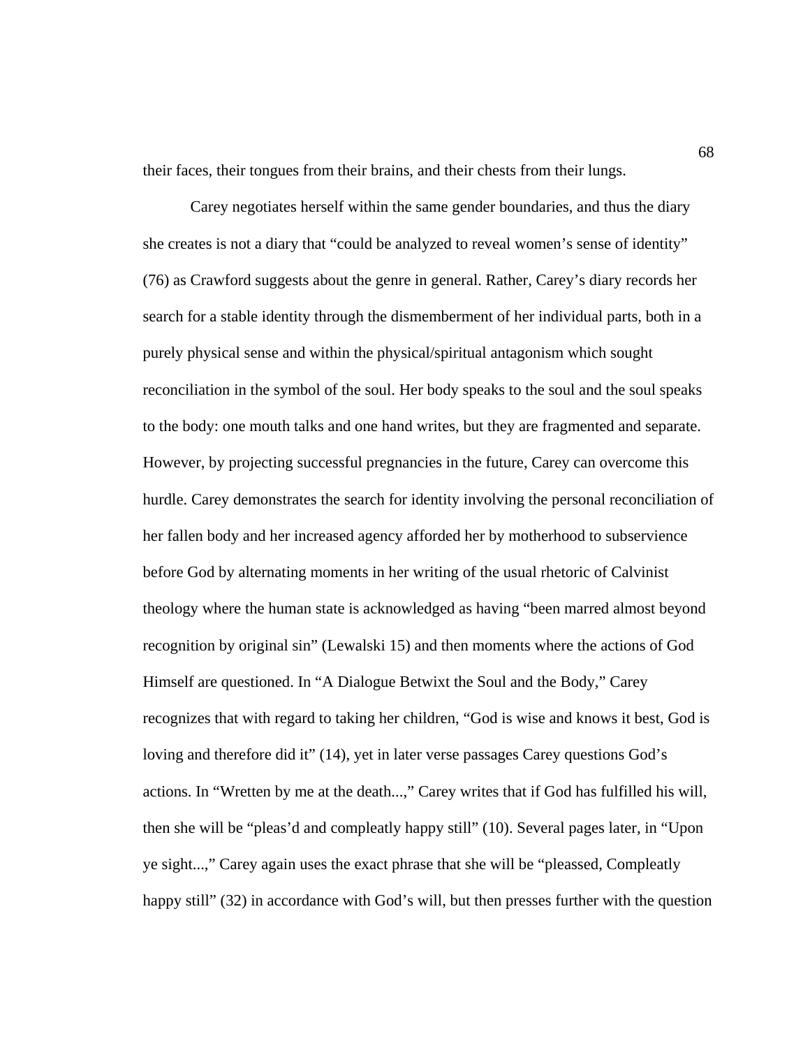their faces, their tongues from their brains, and their chests from their lungs.

Carey negotiates herself within the same gender boundaries, and thus the diary she creates is not a diary that "could be analyzed to reveal women's sense of identity" (76) as Crawford suggests about the genre in general. Rather, Carey's diary records her search for a stable identity through the dismemberment of her individual parts, both in a purely physical sense and within the physical/spiritual antagonism which sought reconciliation in the symbol of the soul. Her body speaks to the soul and the soul speaks to the body: one mouth talks and one hand writes, but they are fragmented and separate. However, by projecting successful pregnancies in the future, Carey can overcome this hurdle. Carey demonstrates the search for identity involving the personal reconciliation of her fallen body and her increased agency afforded her by motherhood to subservience before God by alternating moments in her writing of the usual rhetoric of Calvinist theology where the human state is acknowledged as having "been marred almost beyond recognition by original sin" (Lewalski 15) and then moments where the actions of God Himself are questioned. In "A Dialogue Betwixt the Soul and the Body," Carey recognizes that with regard to taking her children, "God is wise and knows it best, God is loving and therefore did it" (14), yet in later verse passages Carey questions God's actions. In "Wretten by me at the death...," Carey writes that if God has fulfilled his will, then she will be "pleas'd and compleatly happy still" (10). Several pages later, in "Upon ye sight...," Carey again uses the exact phrase that she will be "pleassed, Compleatly happy still" (32) in accordance with God's will, but then presses further with the question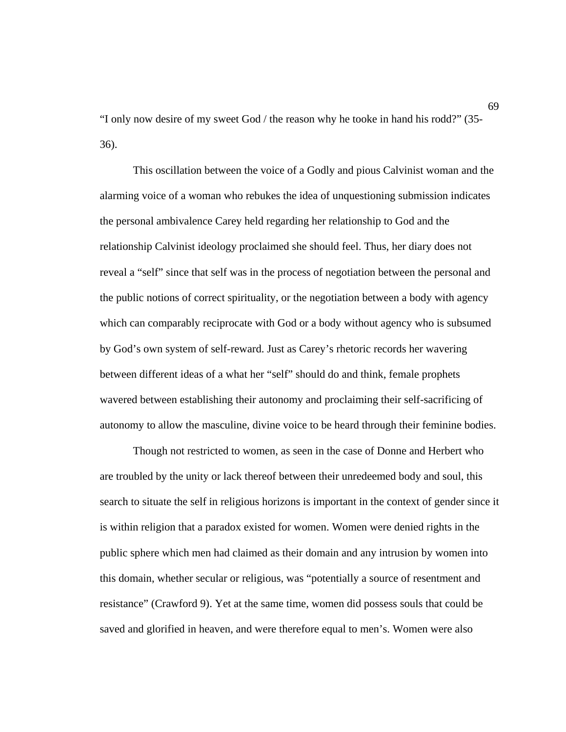"I only now desire of my sweet God / the reason why he tooke in hand his rodd?" (35-36).

This oscillation between the voice of a Godly and pious Calvinist woman and the alarming voice of a woman who rebukes the idea of unquestioning submission indicates the personal ambivalence Carey held regarding her relationship to God and the relationship Calvinist ideology proclaimed she should feel. Thus, her diary does not reveal a "self" since that self was in the process of negotiation between the personal and the public notions of correct spirituality, or the negotiation between a body with agency which can comparably reciprocate with God or a body without agency who is subsumed by God's own system of self-reward. Just as Carey's rhetoric records her wavering between different ideas of a what her "self" should do and think, female prophets wavered between establishing their autonomy and proclaiming their self-sacrificing of autonomy to allow the masculine, divine voice to be heard through their feminine bodies.

Though not restricted to women, as seen in the case of Donne and Herbert who are troubled by the unity or lack thereof between their unredeemed body and soul, this search to situate the self in religious horizons is important in the context of gender since it is within religion that a paradox existed for women. Women were denied rights in the public sphere which men had claimed as their domain and any intrusion by women into this domain, whether secular or religious, was "potentially a source of resentment and resistance" (Crawford 9). Yet at the same time, women did possess souls that could be saved and glorified in heaven, and were therefore equal to men's. Women were also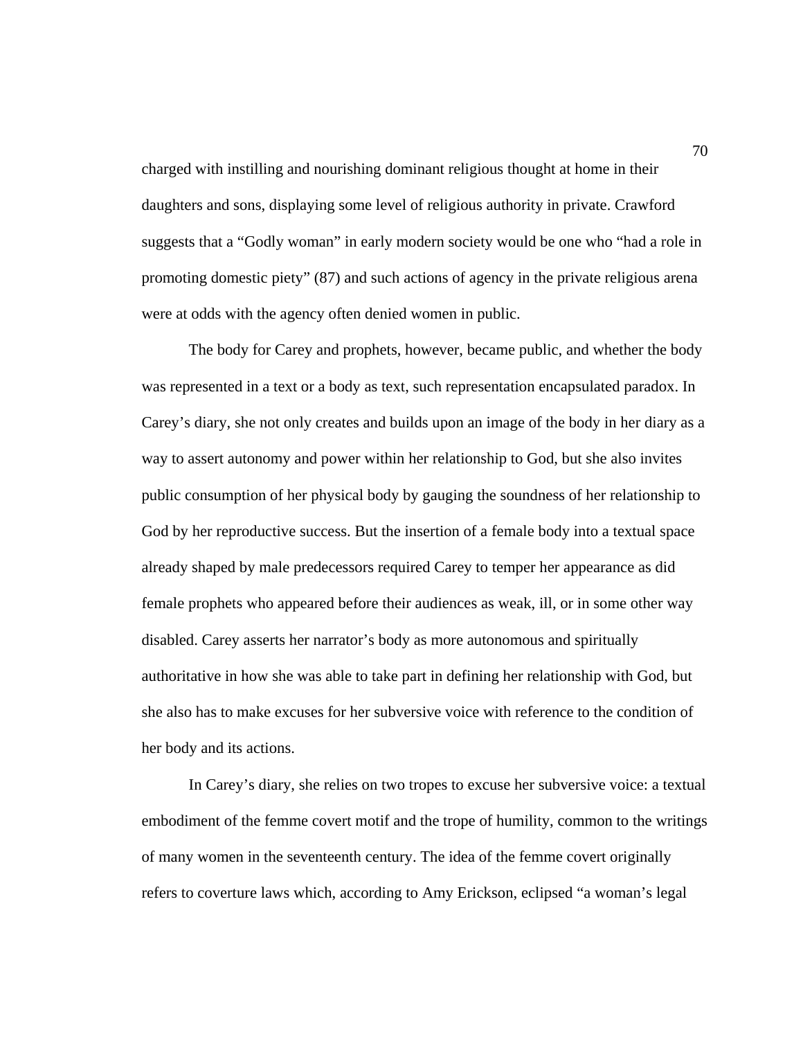charged with instilling and nourishing dominant religious thought at home in their daughters and sons, displaying some level of religious authority in private. Crawford suggests that a "Godly woman" in early modern society would be one who "had a role in promoting domestic piety" (87) and such actions of agency in the private religious arena were at odds with the agency often denied women in public.

The body for Carey and prophets, however, became public, and whether the body was represented in a text or a body as text, such representation encapsulated paradox. In Carey's diary, she not only creates and builds upon an image of the body in her diary as a way to assert autonomy and power within her relationship to God, but she also invites public consumption of her physical body by gauging the soundness of her relationship to God by her reproductive success. But the insertion of a female body into a textual space already shaped by male predecessors required Carey to temper her appearance as did female prophets who appeared before their audiences as weak, ill, or in some other way disabled. Carey asserts her narrator's body as more autonomous and spiritually authoritative in how she was able to take part in defining her relationship with God, but she also has to make excuses for her subversive voice with reference to the condition of her body and its actions.

In Carey's diary, she relies on two tropes to excuse her subversive voice: a textual embodiment of the femme covert motif and the trope of humility, common to the writings of many women in the seventeenth century. The idea of the femme covert originally refers to coverture laws which, according to Amy Erickson, eclipsed "a woman's legal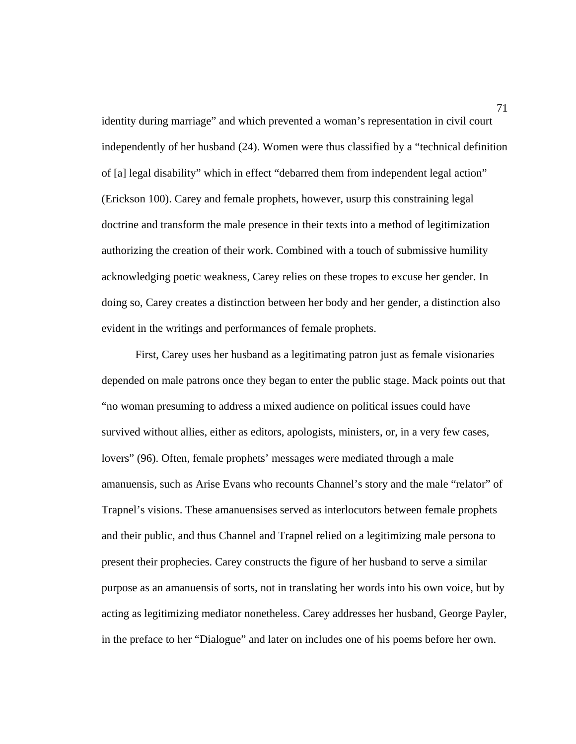identity during marriage" and which prevented a woman's representation in civil court independently of her husband (24). Women were thus classified by a "technical definition of [a] legal disability" which in effect "debarred them from independent legal action" (Erickson 100). Carey and female prophets, however, usurp this constraining legal doctrine and transform the male presence in their texts into a method of legitimization authorizing the creation of their work. Combined with a touch of submissive humility acknowledging poetic weakness, Carey relies on these tropes to excuse her gender. In doing so, Carey creates a distinction between her body and her gender, a distinction also evident in the writings and performances of female prophets.

First, Carey uses her husband as a legitimating patron just as female visionaries depended on male patrons once they began to enter the public stage. Mack points out that "no woman presuming to address a mixed audience on political issues could have survived without allies, either as editors, apologists, ministers, or, in a very few cases, lovers" (96). Often, female prophets' messages were mediated through a male amanuensis, such as Arise Evans who recounts Channel's story and the male "relator" of Trapnel's visions. These amanuensises served as interlocutors between female prophets and their public, and thus Channel and Trapnel relied on a legitimizing male persona to present their prophecies. Carey constructs the figure of her husband to serve a similar purpose as an amanuensis of sorts, not in translating her words into his own voice, but by acting as legitimizing mediator nonetheless. Carey addresses her husband, George Payler, in the preface to her "Dialogue" and later on includes one of his poems before her own.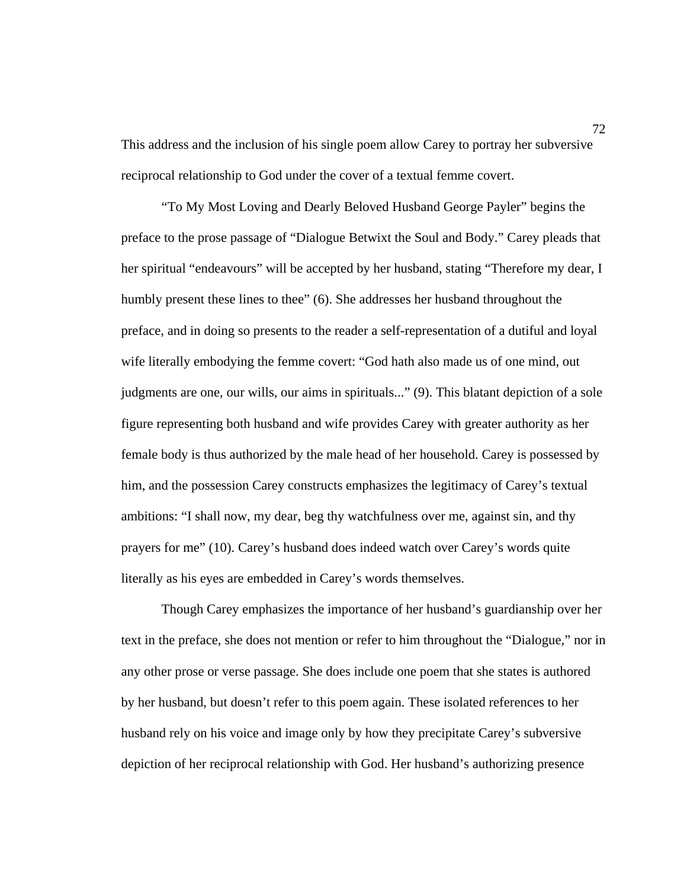This address and the inclusion of his single poem allow Carey to portray her subversive reciprocal relationship to God under the cover of a textual femme covert.

"To My Most Loving and Dearly Beloved Husband George Payler" begins the preface to the prose passage of "Dialogue Betwixt the Soul and Body." Carey pleads that her spiritual "endeavours" will be accepted by her husband, stating "Therefore my dear, I humbly present these lines to thee" (6). She addresses her husband throughout the preface, and in doing so presents to the reader a self-representation of a dutiful and loyal wife literally embodying the femme covert: "God hath also made us of one mind, out judgments are one, our wills, our aims in spirituals..." (9). This blatant depiction of a sole figure representing both husband and wife provides Carey with greater authority as her female body is thus authorized by the male head of her household. Carey is possessed by him, and the possession Carey constructs emphasizes the legitimacy of Carey's textual ambitions: "I shall now, my dear, beg thy watchfulness over me, against sin, and thy prayers for me" (10). Carey's husband does indeed watch over Carey's words quite literally as his eyes are embedded in Carey's words themselves.

Though Carey emphasizes the importance of her husband's guardianship over her text in the preface, she does not mention or refer to him throughout the "Dialogue," nor in any other prose or verse passage. She does include one poem that she states is authored by her husband, but doesn't refer to this poem again. These isolated references to her husband rely on his voice and image only by how they precipitate Carey's subversive depiction of her reciprocal relationship with God. Her husband's authorizing presence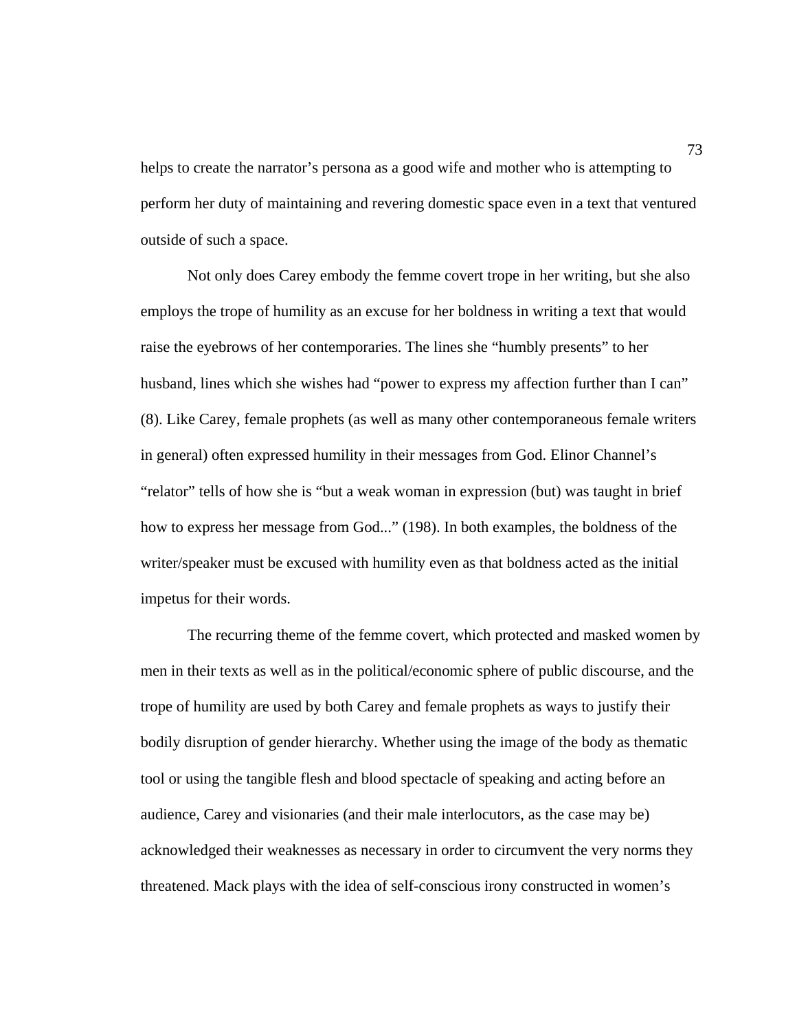helps to create the narrator's persona as a good wife and mother who is attempting to perform her duty of maintaining and revering domestic space even in a text that ventured outside of such a space.

Not only does Carey embody the femme covert trope in her writing, but she also employs the trope of humility as an excuse for her boldness in writing a text that would raise the eyebrows of her contemporaries. The lines she "humbly presents" to her husband, lines which she wishes had "power to express my affection further than I can" (8). Like Carey, female prophets (as well as many other contemporaneous female writers in general) often expressed humility in their messages from God. Elinor Channel's "relator" tells of how she is "but a weak woman in expression (but) was taught in brief how to express her message from God..." (198). In both examples, the boldness of the writer/speaker must be excused with humility even as that boldness acted as the initial impetus for their words.

The recurring theme of the femme covert, which protected and masked women by men in their texts as well as in the political/economic sphere of public discourse, and the trope of humility are used by both Carey and female prophets as ways to justify their bodily disruption of gender hierarchy. Whether using the image of the body as thematic tool or using the tangible flesh and blood spectacle of speaking and acting before an audience, Carey and visionaries (and their male interlocutors, as the case may be) acknowledged their weaknesses as necessary in order to circumvent the very norms they threatened. Mack plays with the idea of self-conscious irony constructed in women's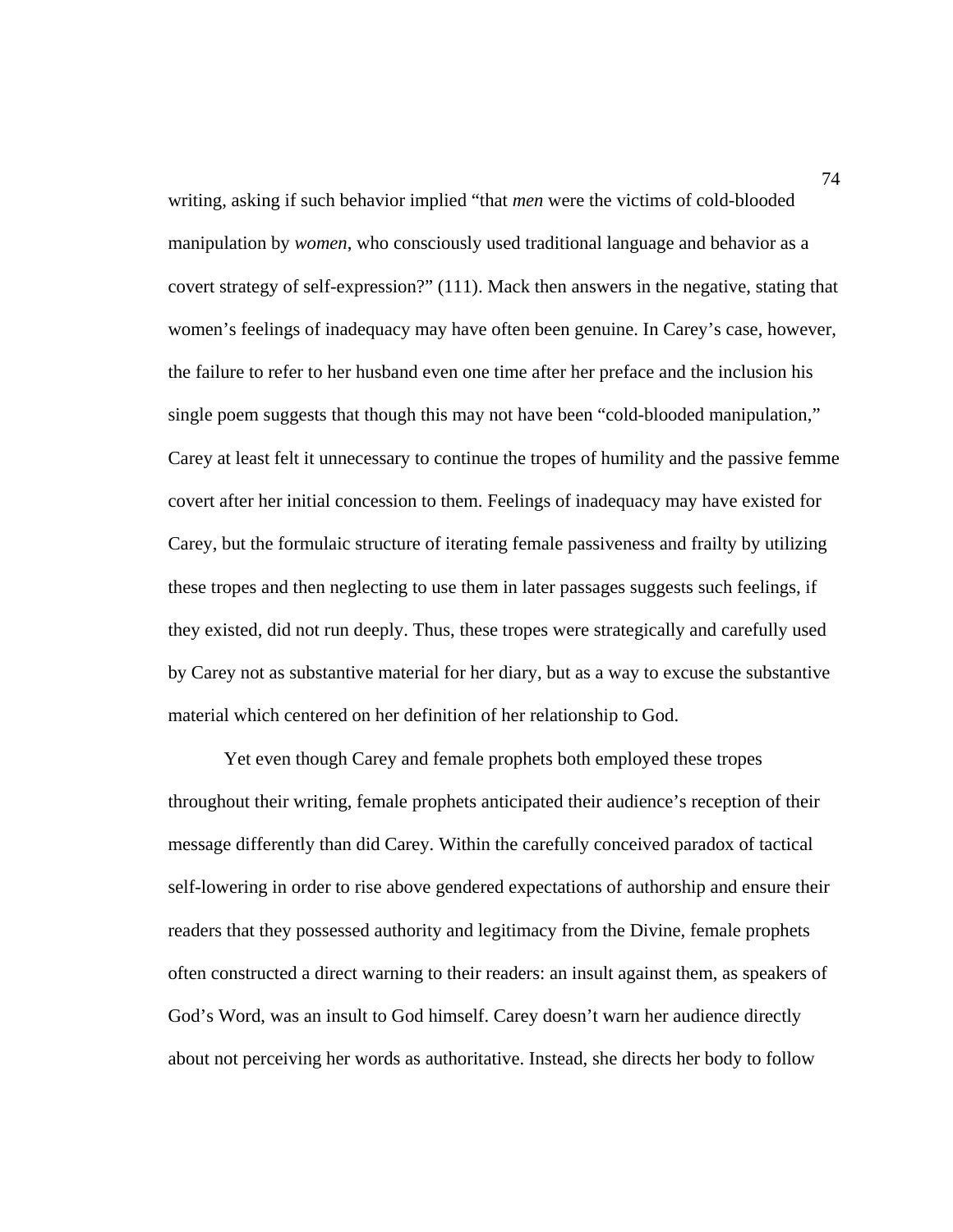writing, asking if such behavior implied "that *men* were the victims of cold-blooded manipulation by *women*, who consciously used traditional language and behavior as a covert strategy of self-expression?" (111). Mack then answers in the negative, stating that women's feelings of inadequacy may have often been genuine. In Carey's case, however, the failure to refer to her husband even one time after her preface and the inclusion his single poem suggests that though this may not have been "cold-blooded manipulation," Carey at least felt it unnecessary to continue the tropes of humility and the passive femme covert after her initial concession to them. Feelings of inadequacy may have existed for Carey, but the formulaic structure of iterating female passiveness and frailty by utilizing these tropes and then neglecting to use them in later passages suggests such feelings, if they existed, did not run deeply. Thus, these tropes were strategically and carefully used by Carey not as substantive material for her diary, but as a way to excuse the substantive material which centered on her definition of her relationship to God.

Yet even though Carey and female prophets both employed these tropes throughout their writing, female prophets anticipated their audience's reception of their message differently than did Carey. Within the carefully conceived paradox of tactical self-lowering in order to rise above gendered expectations of authorship and ensure their readers that they possessed authority and legitimacy from the Divine, female prophets often constructed a direct warning to their readers: an insult against them, as speakers of God's Word, was an insult to God himself. Carey doesn't warn her audience directly about not perceiving her words as authoritative. Instead, she directs her body to follow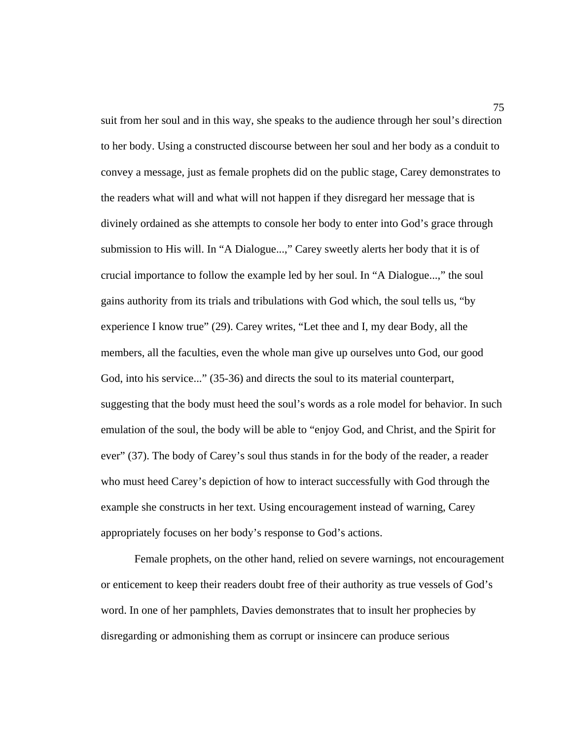suit from her soul and in this way, she speaks to the audience through her soul's direction to her body. Using a constructed discourse between her soul and her body as a conduit to convey a message, just as female prophets did on the public stage, Carey demonstrates to the readers what will and what will not happen if they disregard her message that is divinely ordained as she attempts to console her body to enter into God's grace through submission to His will. In "A Dialogue...," Carey sweetly alerts her body that it is of crucial importance to follow the example led by her soul. In "A Dialogue...," the soul gains authority from its trials and tribulations with God which, the soul tells us, "by experience I know true" (29). Carey writes, "Let thee and I, my dear Body, all the members, all the faculties, even the whole man give up ourselves unto God, our good God, into his service..." (35-36) and directs the soul to its material counterpart, suggesting that the body must heed the soul's words as a role model for behavior. In such emulation of the soul, the body will be able to "enjoy God, and Christ, and the Spirit for ever" (37). The body of Carey's soul thus stands in for the body of the reader, a reader who must heed Carey's depiction of how to interact successfully with God through the example she constructs in her text. Using encouragement instead of warning, Carey appropriately focuses on her body's response to God's actions.

Female prophets, on the other hand, relied on severe warnings, not encouragement or enticement to keep their readers doubt free of their authority as true vessels of God's word. In one of her pamphlets, Davies demonstrates that to insult her prophecies by disregarding or admonishing them as corrupt or insincere can produce serious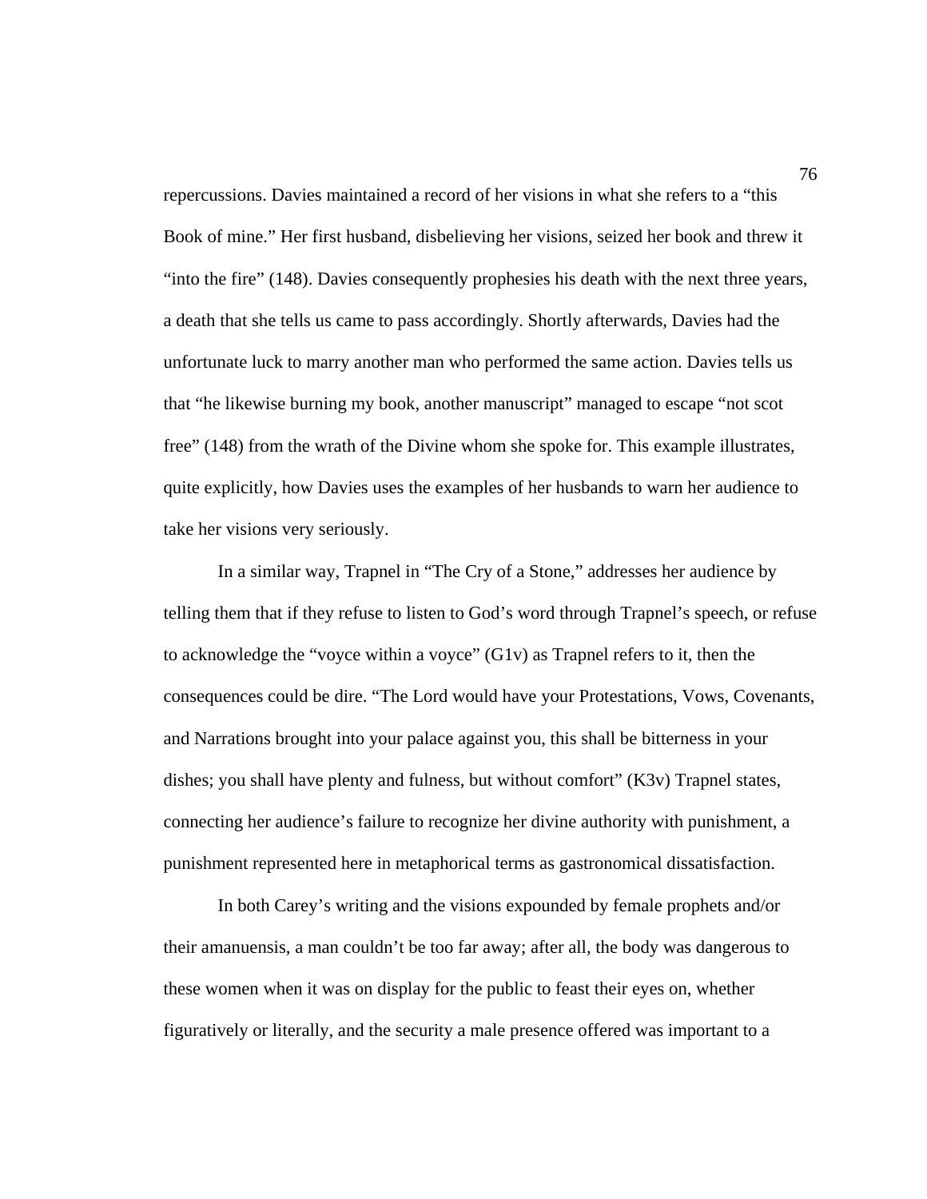repercussions. Davies maintained a record of her visions in what she refers to a "this Book of mine." Her first husband, disbelieving her visions, seized her book and threw it "into the fire" (148). Davies consequently prophesies his death with the next three years, a death that she tells us came to pass accordingly. Shortly afterwards, Davies had the unfortunate luck to marry another man who performed the same action. Davies tells us that "he likewise burning my book, another manuscript" managed to escape "not scot free" (148) from the wrath of the Divine whom she spoke for. This example illustrates, quite explicitly, how Davies uses the examples of her husbands to warn her audience to take her visions very seriously.

In a similar way, Trapnel in "The Cry of a Stone," addresses her audience by telling them that if they refuse to listen to God's word through Trapnel's speech, or refuse to acknowledge the "voyce within a voyce" (G1v) as Trapnel refers to it, then the consequences could be dire. "The Lord would have your Protestations, Vows, Covenants, and Narrations brought into your palace against you, this shall be bitterness in your dishes; you shall have plenty and fulness, but without comfort" (K3v) Trapnel states, connecting her audience's failure to recognize her divine authority with punishment, a punishment represented here in metaphorical terms as gastronomical dissatisfaction.

In both Carey's writing and the visions expounded by female prophets and/or their amanuensis, a man couldn't be too far away; after all, the body was dangerous to these women when it was on display for the public to feast their eyes on, whether figuratively or literally, and the security a male presence offered was important to a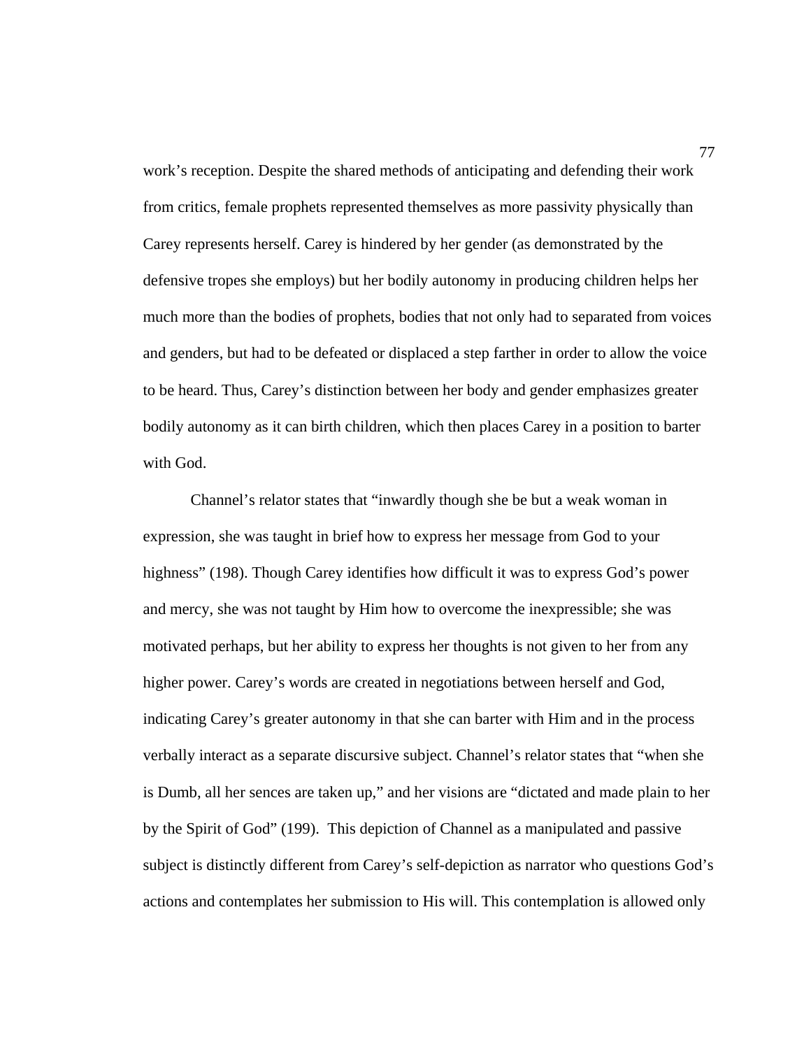work's reception. Despite the shared methods of anticipating and defending their work from critics, female prophets represented themselves as more passivity physically than Carey represents herself. Carey is hindered by her gender (as demonstrated by the defensive tropes she employs) but her bodily autonomy in producing children helps her much more than the bodies of prophets, bodies that not only had to separated from voices and genders, but had to be defeated or displaced a step farther in order to allow the voice to be heard. Thus, Carey's distinction between her body and gender emphasizes greater bodily autonomy as it can birth children, which then places Carey in a position to barter with God.

Channel's relator states that "inwardly though she be but a weak woman in expression, she was taught in brief how to express her message from God to your highness" (198). Though Carey identifies how difficult it was to express God's power and mercy, she was not taught by Him how to overcome the inexpressible; she was motivated perhaps, but her ability to express her thoughts is not given to her from any higher power. Carey's words are created in negotiations between herself and God, indicating Carey's greater autonomy in that she can barter with Him and in the process verbally interact as a separate discursive subject. Channel's relator states that "when she is Dumb, all her sences are taken up," and her visions are "dictated and made plain to her by the Spirit of God" (199). This depiction of Channel as a manipulated and passive subject is distinctly different from Carey's self-depiction as narrator who questions God's actions and contemplates her submission to His will. This contemplation is allowed only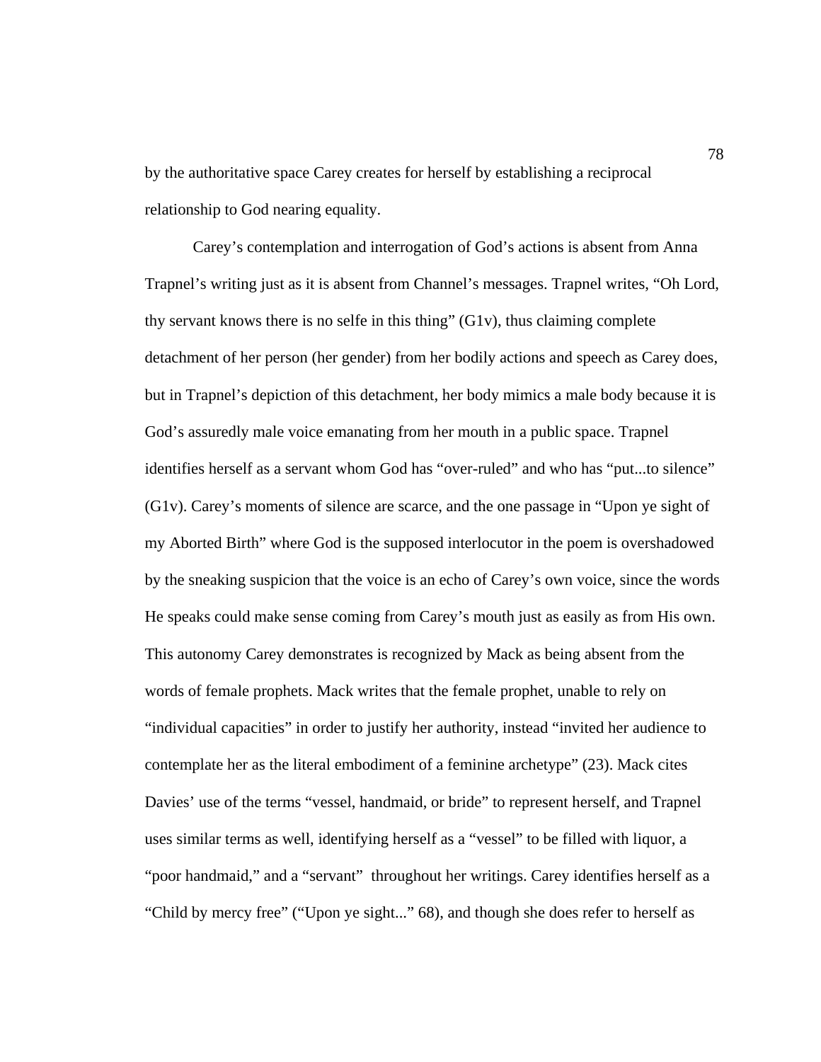by the authoritative space Carey creates for herself by establishing a reciprocal relationship to God nearing equality.

Carey's contemplation and interrogation of God's actions is absent from Anna Trapnel's writing just as it is absent from Channel's messages. Trapnel writes, "Oh Lord, thy servant knows there is no selfe in this thing" (G1v), thus claiming complete detachment of her person (her gender) from her bodily actions and speech as Carey does, but in Trapnel's depiction of this detachment, her body mimics a male body because it is God's assuredly male voice emanating from her mouth in a public space. Trapnel identifies herself as a servant whom God has "over-ruled" and who has "put...to silence" (G1v). Carey's moments of silence are scarce, and the one passage in "Upon ye sight of my Aborted Birth" where God is the supposed interlocutor in the poem is overshadowed by the sneaking suspicion that the voice is an echo of Carey's own voice, since the words He speaks could make sense coming from Carey's mouth just as easily as from His own. This autonomy Carey demonstrates is recognized by Mack as being absent from the words of female prophets. Mack writes that the female prophet, unable to rely on "individual capacities" in order to justify her authority, instead "invited her audience to contemplate her as the literal embodiment of a feminine archetype" (23). Mack cites Davies' use of the terms "vessel, handmaid, or bride" to represent herself, and Trapnel uses similar terms as well, identifying herself as a "vessel" to be filled with liquor, a "poor handmaid," and a "servant" throughout her writings. Carey identifies herself as a "Child by mercy free" ("Upon ye sight..." 68), and though she does refer to herself as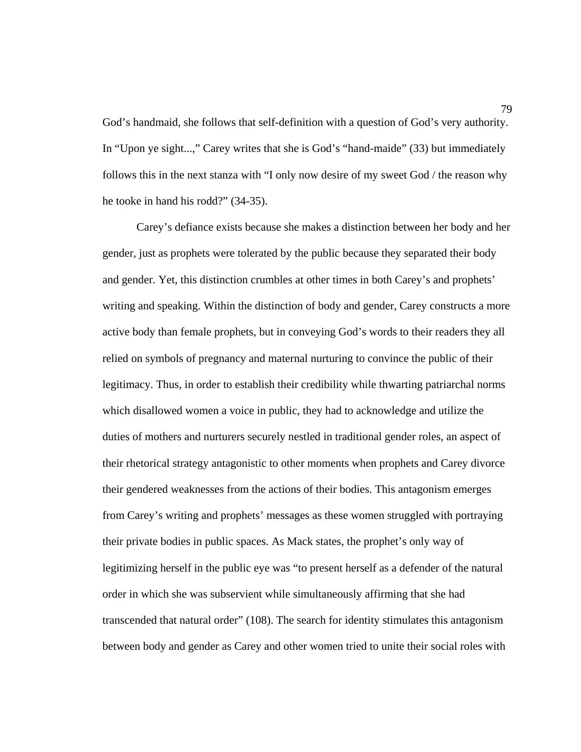God's handmaid, she follows that self-definition with a question of God's very authority. In "Upon ye sight...," Carey writes that she is God's "hand-maide" (33) but immediately follows this in the next stanza with "I only now desire of my sweet God / the reason why he tooke in hand his rodd?" (34-35).

Carey's defiance exists because she makes a distinction between her body and her gender, just as prophets were tolerated by the public because they separated their body and gender. Yet, this distinction crumbles at other times in both Carey's and prophets' writing and speaking. Within the distinction of body and gender, Carey constructs a more active body than female prophets, but in conveying God's words to their readers they all relied on symbols of pregnancy and maternal nurturing to convince the public of their legitimacy. Thus, in order to establish their credibility while thwarting patriarchal norms which disallowed women a voice in public, they had to acknowledge and utilize the duties of mothers and nurturers securely nestled in traditional gender roles, an aspect of their rhetorical strategy antagonistic to other moments when prophets and Carey divorce their gendered weaknesses from the actions of their bodies. This antagonism emerges from Carey's writing and prophets' messages as these women struggled with portraying their private bodies in public spaces. As Mack states, the prophet's only way of legitimizing herself in the public eye was "to present herself as a defender of the natural order in which she was subservient while simultaneously affirming that she had transcended that natural order" (108). The search for identity stimulates this antagonism between body and gender as Carey and other women tried to unite their social roles with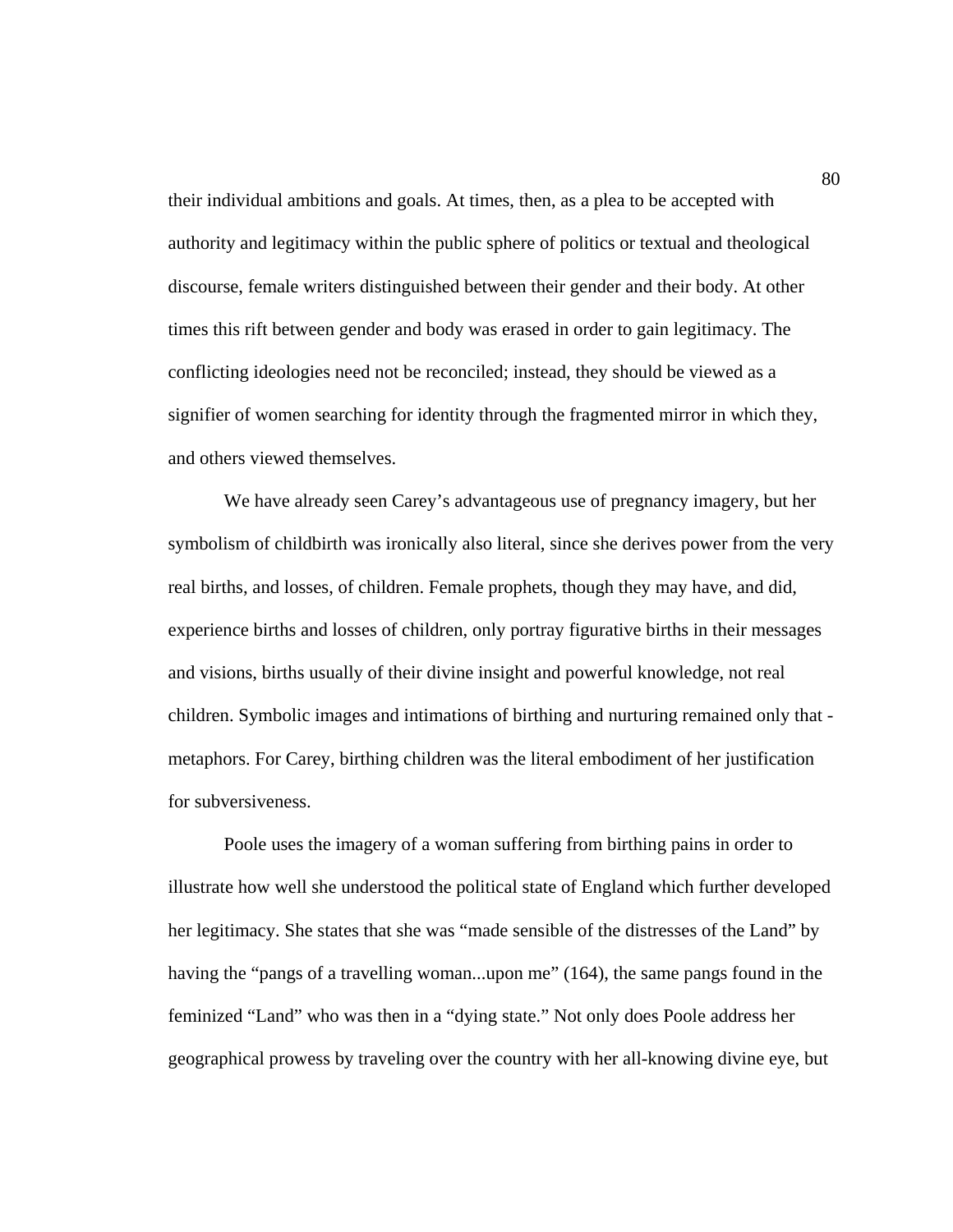their individual ambitions and goals. At times, then, as a plea to be accepted with authority and legitimacy within the public sphere of politics or textual and theological discourse, female writers distinguished between their gender and their body. At other times this rift between gender and body was erased in order to gain legitimacy. The conflicting ideologies need not be reconciled; instead, they should be viewed as a signifier of women searching for identity through the fragmented mirror in which they, and others viewed themselves.

We have already seen Carey's advantageous use of pregnancy imagery, but her symbolism of childbirth was ironically also literal, since she derives power from the very real births, and losses, of children. Female prophets, though they may have, and did, experience births and losses of children, only portray figurative births in their messages and visions, births usually of their divine insight and powerful knowledge, not real children. Symbolic images and intimations of birthing and nurturing remained only that - metaphors. For Carey, birthing children was the literal embodiment of her justification for subversiveness.

Poole uses the imagery of a woman suffering from birthing pains in order to illustrate how well she understood the political state of England which further developed her legitimacy. She states that she was "made sensible of the distresses of the Land" by having the "pangs of a travelling woman...upon me" (164), the same pangs found in the feminized "Land" who was then in a "dying state." Not only does Poole address her geographical prowess by traveling over the country with her all-knowing divine eye, but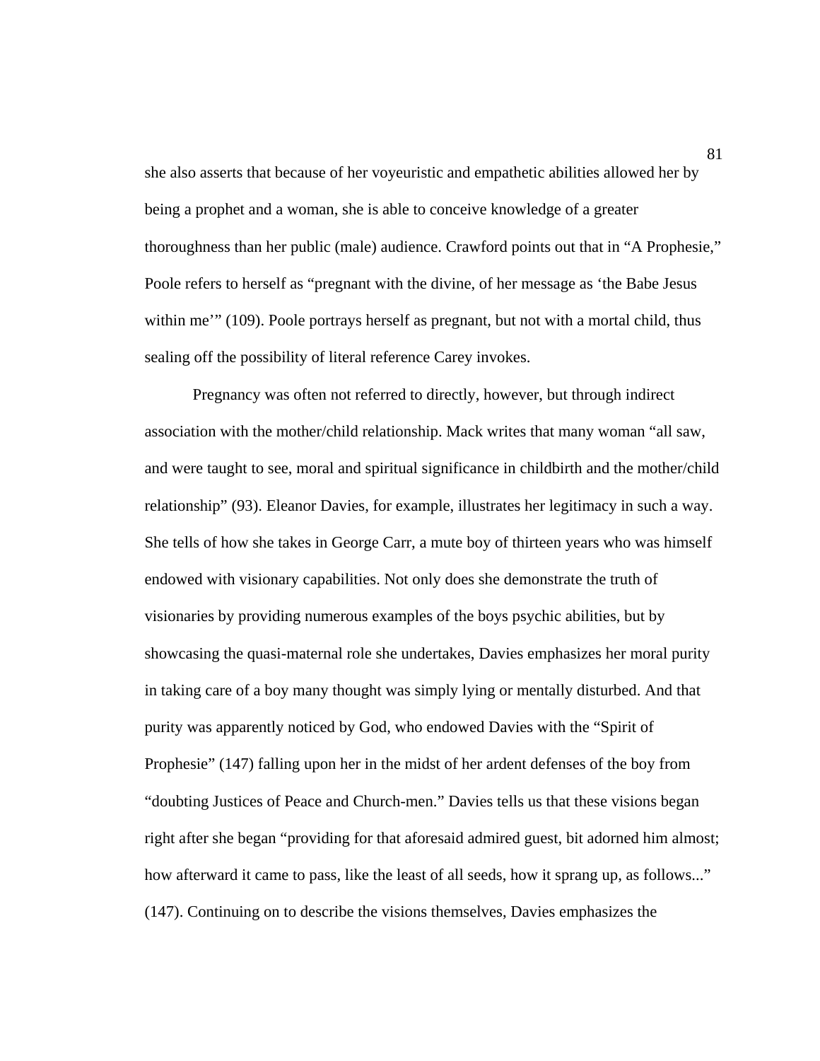she also asserts that because of her voyeuristic and empathetic abilities allowed her by being a prophet and a woman, she is able to conceive knowledge of a greater thoroughness than her public (male) audience. Crawford points out that in "A Prophesie," Poole refers to herself as "pregnant with the divine, of her message as 'the Babe Jesus within me'" (109). Poole portrays herself as pregnant, but not with a mortal child, thus sealing off the possibility of literal reference Carey invokes.

Pregnancy was often not referred to directly, however, but through indirect association with the mother/child relationship. Mack writes that many woman "all saw, and were taught to see, moral and spiritual significance in childbirth and the mother/child relationship" (93). Eleanor Davies, for example, illustrates her legitimacy in such a way. She tells of how she takes in George Carr, a mute boy of thirteen years who was himself endowed with visionary capabilities. Not only does she demonstrate the truth of visionaries by providing numerous examples of the boys psychic abilities, but by showcasing the quasi-maternal role she undertakes, Davies emphasizes her moral purity in taking care of a boy many thought was simply lying or mentally disturbed. And that purity was apparently noticed by God, who endowed Davies with the "Spirit of Prophesie" (147) falling upon her in the midst of her ardent defenses of the boy from "doubting Justices of Peace and Church-men." Davies tells us that these visions began right after she began "providing for that aforesaid admired guest, bit adorned him almost; how afterward it came to pass, like the least of all seeds, how it sprang up, as follows..." (147). Continuing on to describe the visions themselves, Davies emphasizes the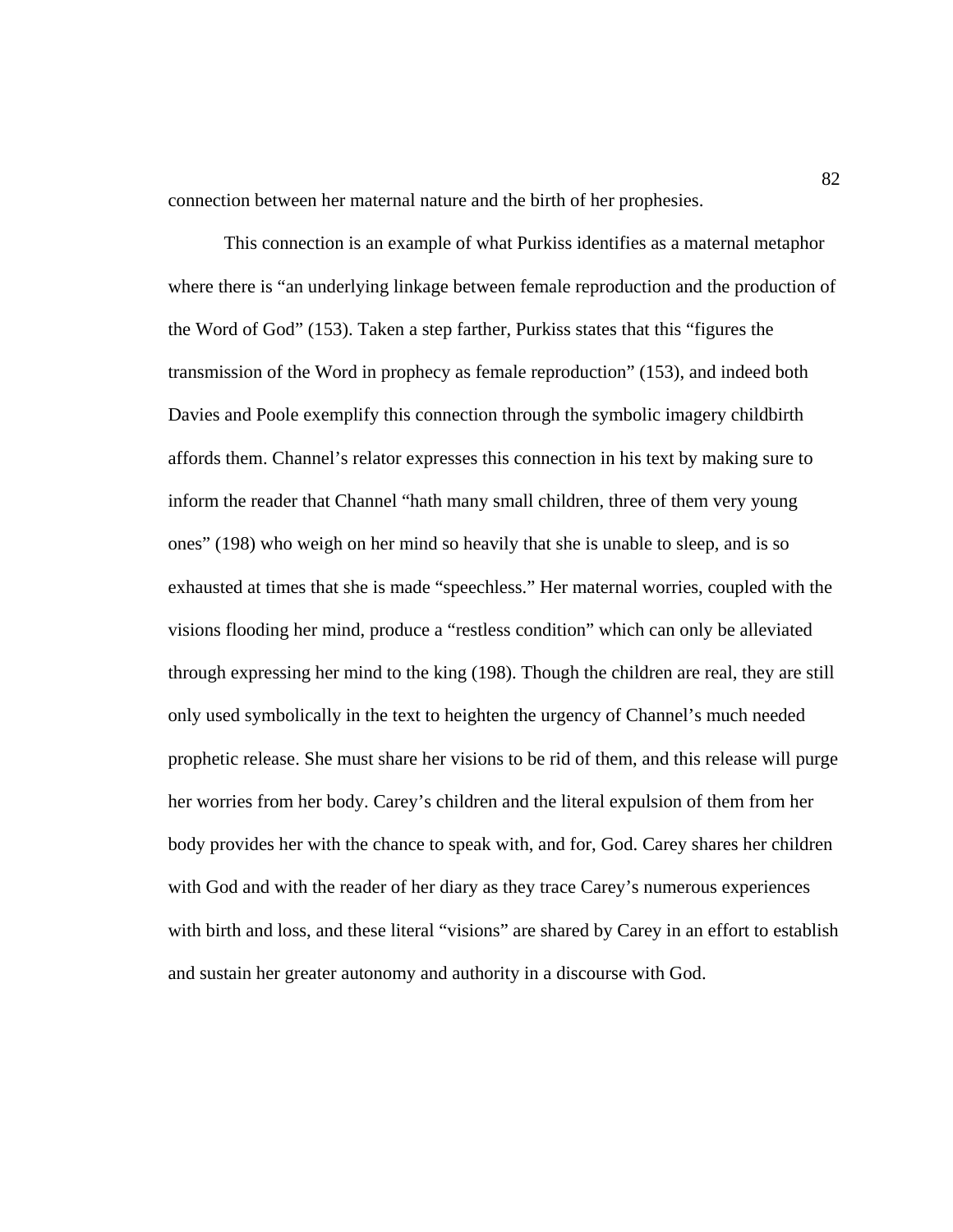connection between her maternal nature and the birth of her prophesies.

This connection is an example of what Purkiss identifies as a maternal metaphor where there is "an underlying linkage between female reproduction and the production of the Word of God" (153). Taken a step farther, Purkiss states that this "figures the transmission of the Word in prophecy as female reproduction" (153), and indeed both Davies and Poole exemplify this connection through the symbolic imagery childbirth affords them. Channel's relator expresses this connection in his text by making sure to inform the reader that Channel "hath many small children, three of them very young ones" (198) who weigh on her mind so heavily that she is unable to sleep, and is so exhausted at times that she is made "speechless." Her maternal worries, coupled with the visions flooding her mind, produce a "restless condition" which can only be alleviated through expressing her mind to the king (198). Though the children are real, they are still only used symbolically in the text to heighten the urgency of Channel's much needed prophetic release. She must share her visions to be rid of them, and this release will purge her worries from her body. Carey's children and the literal expulsion of them from her body provides her with the chance to speak with, and for, God. Carey shares her children with God and with the reader of her diary as they trace Carey's numerous experiences with birth and loss, and these literal "visions" are shared by Carey in an effort to establish and sustain her greater autonomy and authority in a discourse with God.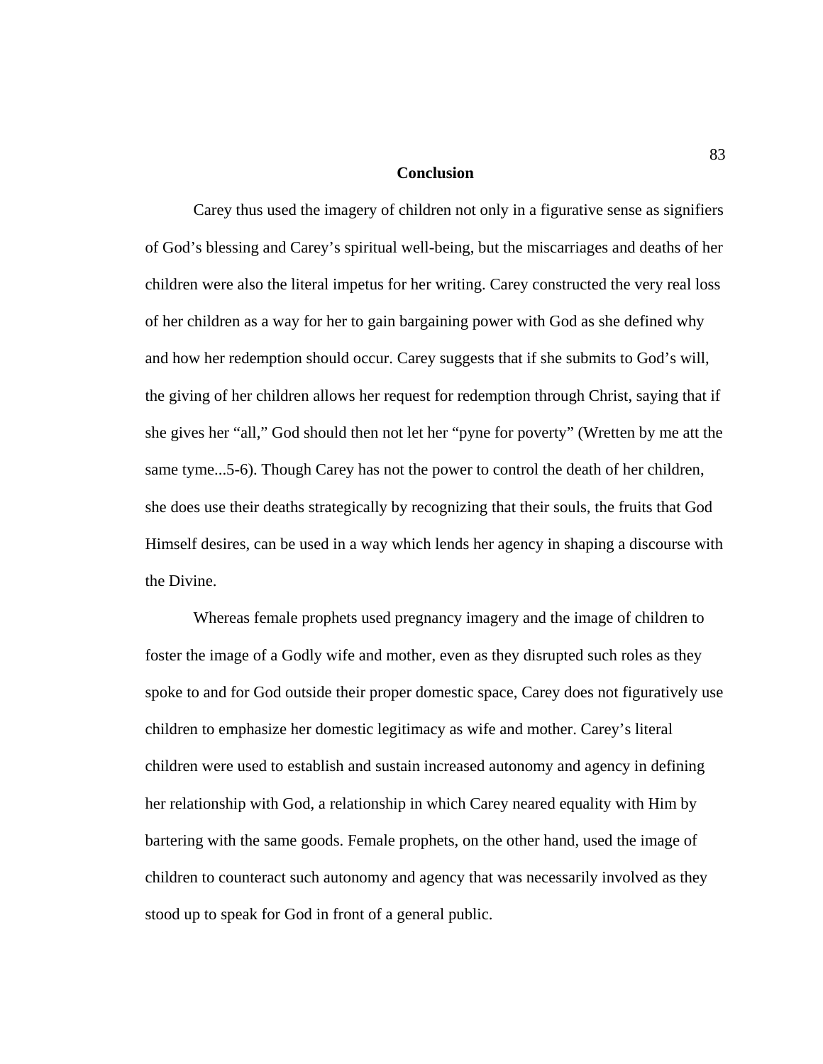## Conclusion

Carey thus used the imagery of children not only in a figurative sense as signifiers of God's blessing and Carey's spiritual well-being, but the miscarriages and deaths of her children were also the literal impetus for her writing. Carey constructed the very real loss of her children as a way for her to gain bargaining power with God as she defined why and how her redemption should occur. Carey suggests that if she submits to God's will, the giving of her children allows her request for redemption through Christ, saying that if she gives her "all," God should then not let her "pyne for poverty" (Wretten by me att the same tyme...5-6). Though Carey has not the power to control the death of her children, she does use their deaths strategically by recognizing that their souls, the fruits that God Himself desires, can be used in a way which lends her agency in shaping a discourse with the Divine.

Whereas female prophets used pregnancy imagery and the image of children to foster the image of a Godly wife and mother, even as they disrupted such roles as they spoke to and for God outside their proper domestic space, Carey does not figuratively use children to emphasize her domestic legitimacy as wife and mother. Carey's literal children were used to establish and sustain increased autonomy and agency in defining her relationship with God, a relationship in which Carey neared equality with Him by bartering with the same goods. Female prophets, on the other hand, used the image of children to counteract such autonomy and agency that was necessarily involved as they stood up to speak for God in front of a general public.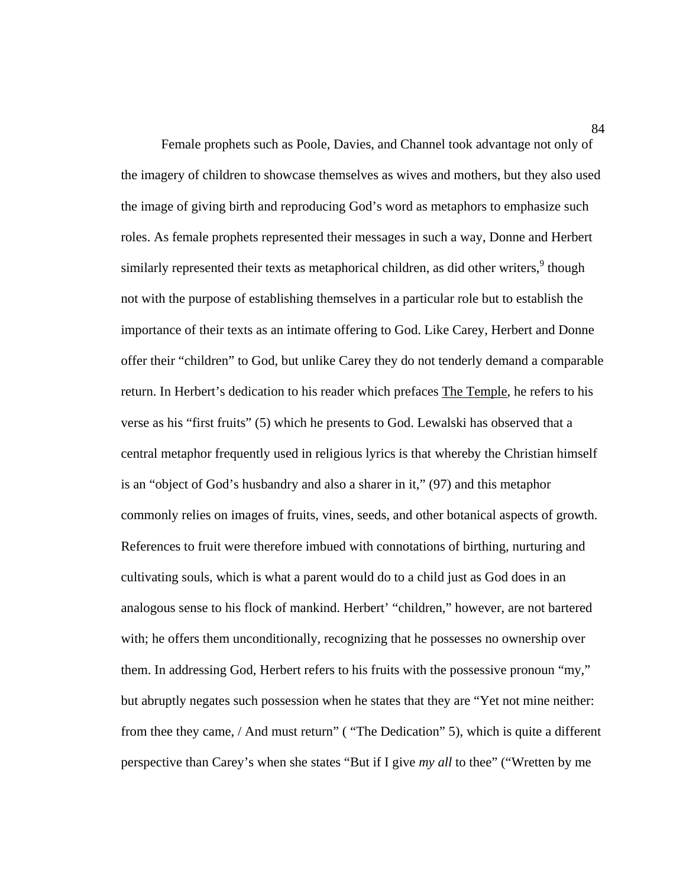Female prophets such as Poole, Davies, and Channel took advantage not only of the imagery of children to showcase themselves as wives and mothers, but they also used the image of giving birth and reproducing God's word as metaphors to emphasize such roles. As female prophets represented their messages in such a way, Donne and Herbert similarly represented their texts as metaphorical children, as did other writers,[9] though not with the purpose of establishing themselves in a particular role but to establish the importance of their texts as an intimate offering to God. Like Carey, Herbert and Donne offer their "children" to God, but unlike Carey they do not tenderly demand a comparable return. In Herbert's dedication to his reader which prefaces <u>The Temple</u>, he refers to his verse as his "first fruits" (5) which he presents to God. Lewalski has observed that a central metaphor frequently used in religious lyrics is that whereby the Christian himself is an "object of God's husbandry and also a sharer in it," (97) and this metaphor commonly relies on images of fruits, vines, seeds, and other botanical aspects of growth. References to fruit were therefore imbued with connotations of birthing, nurturing and cultivating souls, which is what a parent would do to a child just as God does in an analogous sense to his flock of mankind. Herbert' "children," however, are not bartered with; he offers them unconditionally, recognizing that he possesses no ownership over them. In addressing God, Herbert refers to his fruits with the possessive pronoun "my," but abruptly negates such possession when he states that they are "Yet not mine neither: from thee they came, / And must return" ( "The Dedication" 5), which is quite a different perspective than Carey's when she states "But if I give *my all* to thee" ("Wretten by me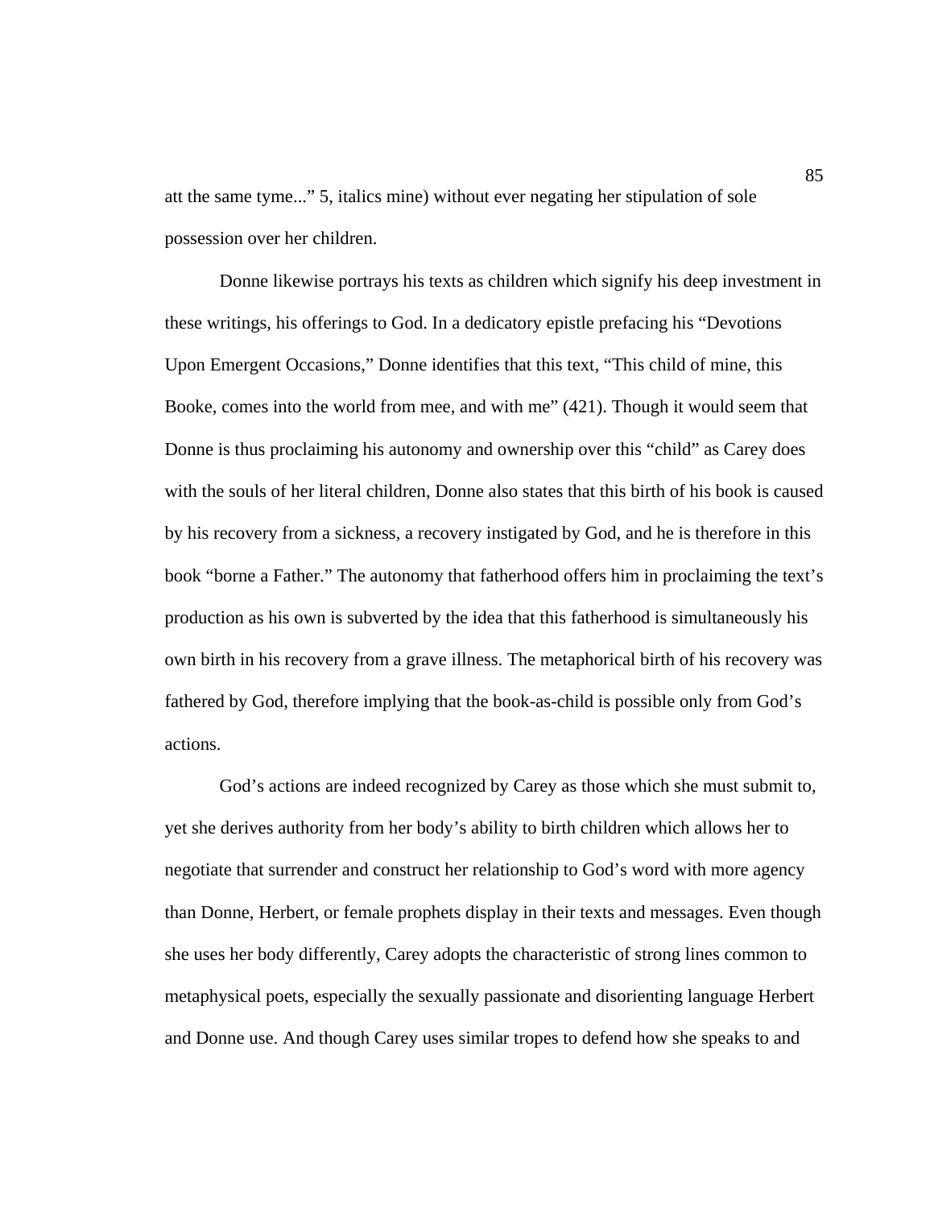att the same tyme..." 5, italics mine) without ever negating her stipulation of sole possession over her children.

Donne likewise portrays his texts as children which signify his deep investment in these writings, his offerings to God. In a dedicatory epistle prefacing his "Devotions Upon Emergent Occasions," Donne identifies that this text, "This child of mine, this Booke, comes into the world from mee, and with me" (421). Though it would seem that Donne is thus proclaiming his autonomy and ownership over this "child" as Carey does with the souls of her literal children, Donne also states that this birth of his book is caused by his recovery from a sickness, a recovery instigated by God, and he is therefore in this book "borne a Father." The autonomy that fatherhood offers him in proclaiming the text's production as his own is subverted by the idea that this fatherhood is simultaneously his own birth in his recovery from a grave illness. The metaphorical birth of his recovery was fathered by God, therefore implying that the book-as-child is possible only from God's actions.

God's actions are indeed recognized by Carey as those which she must submit to, yet she derives authority from her body's ability to birth children which allows her to negotiate that surrender and construct her relationship to God's word with more agency than Donne, Herbert, or female prophets display in their texts and messages. Even though she uses her body differently, Carey adopts the characteristic of strong lines common to metaphysical poets, especially the sexually passionate and disorienting language Herbert and Donne use. And though Carey uses similar tropes to defend how she speaks to and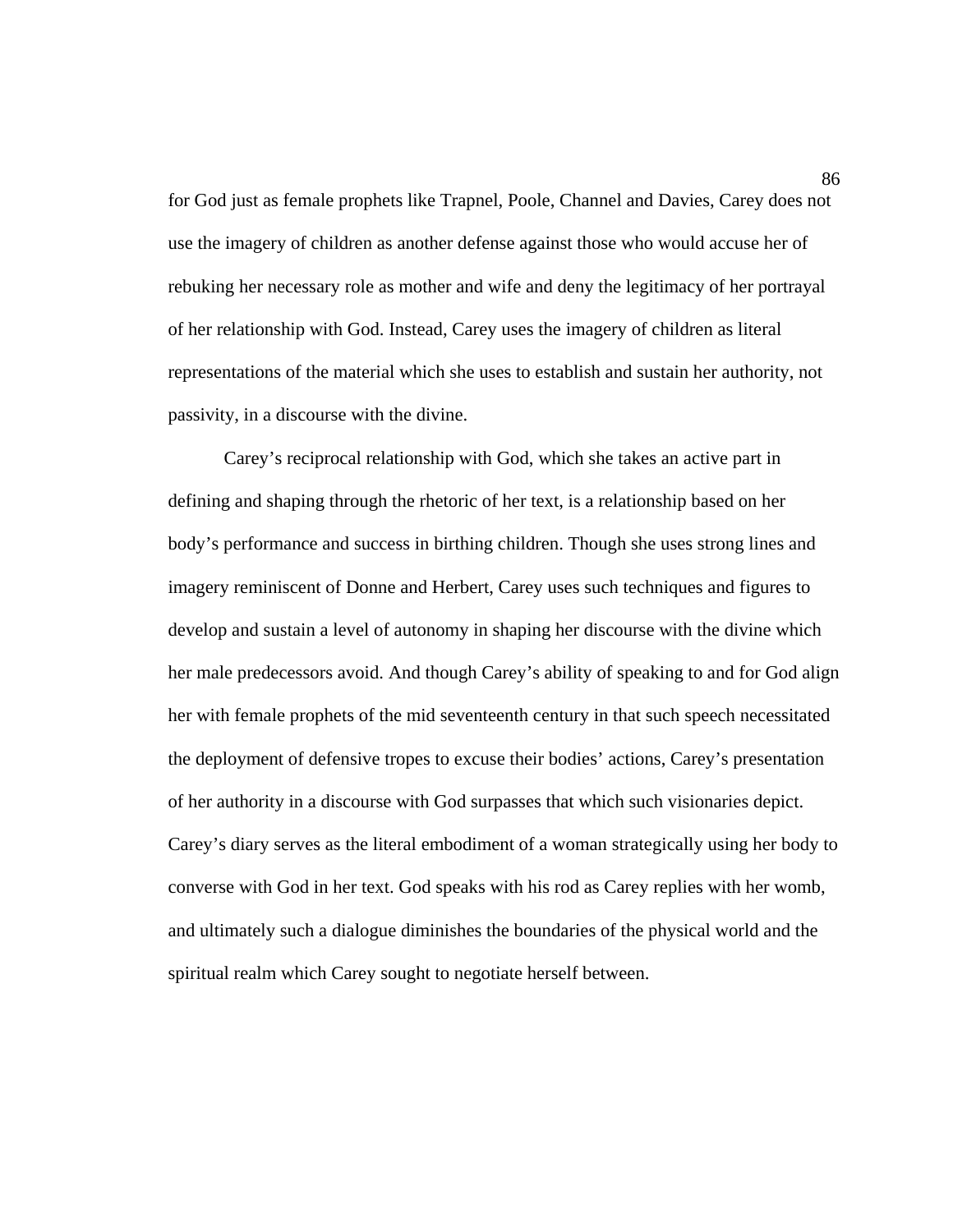for God just as female prophets like Trapnel, Poole, Channel and Davies, Carey does not use the imagery of children as another defense against those who would accuse her of rebuking her necessary role as mother and wife and deny the legitimacy of her portrayal of her relationship with God. Instead, Carey uses the imagery of children as literal representations of the material which she uses to establish and sustain her authority, not passivity, in a discourse with the divine.

Carey's reciprocal relationship with God, which she takes an active part in defining and shaping through the rhetoric of her text, is a relationship based on her body's performance and success in birthing children. Though she uses strong lines and imagery reminiscent of Donne and Herbert, Carey uses such techniques and figures to develop and sustain a level of autonomy in shaping her discourse with the divine which her male predecessors avoid. And though Carey's ability of speaking to and for God align her with female prophets of the mid seventeenth century in that such speech necessitated the deployment of defensive tropes to excuse their bodies' actions, Carey's presentation of her authority in a discourse with God surpasses that which such visionaries depict. Carey's diary serves as the literal embodiment of a woman strategically using her body to converse with God in her text. God speaks with his rod as Carey replies with her womb, and ultimately such a dialogue diminishes the boundaries of the physical world and the spiritual realm which Carey sought to negotiate herself between.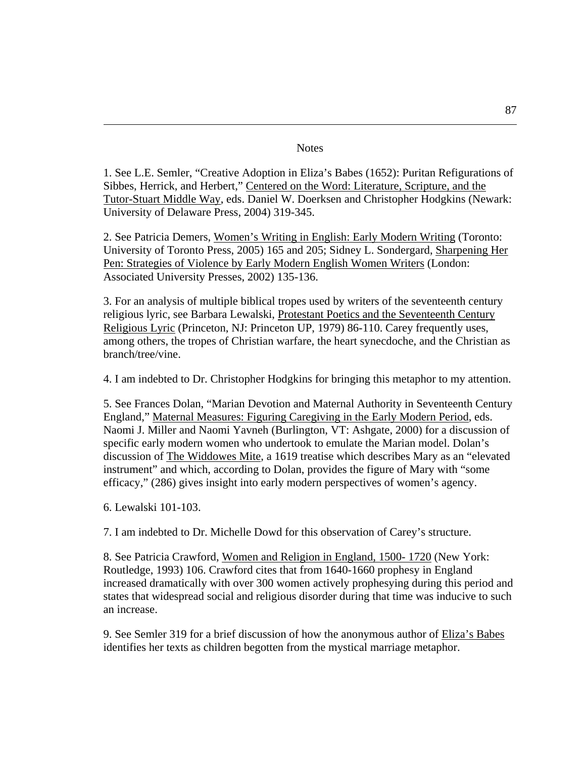## Notes

1. See L.E. Semler, "Creative Adoption in Eliza's Babes (1652): Puritan Refigurations of Sibbes, Herrick, and Herbert," Centered on the Word: Literature, Scripture, and the Tutor-Stuart Middle Way, eds. Daniel W. Doerksen and Christopher Hodgkins (Newark: University of Delaware Press, 2004) 319-345.

2. See Patricia Demers, Women's Writing in English: Early Modern Writing (Toronto: University of Toronto Press, 2005) 165 and 205; Sidney L. Sondergard, Sharpening Her Pen: Strategies of Violence by Early Modern English Women Writers (London: Associated University Presses, 2002) 135-136.

3. For an analysis of multiple biblical tropes used by writers of the seventeenth century religious lyric, see Barbara Lewalski, Protestant Poetics and the Seventeenth Century Religious Lyric (Princeton, NJ: Princeton UP, 1979) 86-110. Carey frequently uses, among others, the tropes of Christian warfare, the heart synecdoche, and the Christian as branch/tree/vine.

4. I am indebted to Dr. Christopher Hodgkins for bringing this metaphor to my attention.

5. See Frances Dolan, "Marian Devotion and Maternal Authority in Seventeenth Century England," Maternal Measures: Figuring Caregiving in the Early Modern Period, eds. Naomi J. Miller and Naomi Yavneh (Burlington, VT: Ashgate, 2000) for a discussion of specific early modern women who undertook to emulate the Marian model. Dolan's discussion of The Widdowes Mite, a 1619 treatise which describes Mary as an "elevated instrument" and which, according to Dolan, provides the figure of Mary with "some efficacy," (286) gives insight into early modern perspectives of women's agency.

6. Lewalski 101-103.

7. I am indebted to Dr. Michelle Dowd for this observation of Carey's structure.

8. See Patricia Crawford, Women and Religion in England, 1500- 1720 (New York: Routledge, 1993) 106. Crawford cites that from 1640-1660 prophesy in England increased dramatically with over 300 women actively prophesying during this period and states that widespread social and religious disorder during that time was inducive to such an increase.

9. See Semler 319 for a brief discussion of how the anonymous author of Eliza's Babes identifies her texts as children begotten from the mystical marriage metaphor.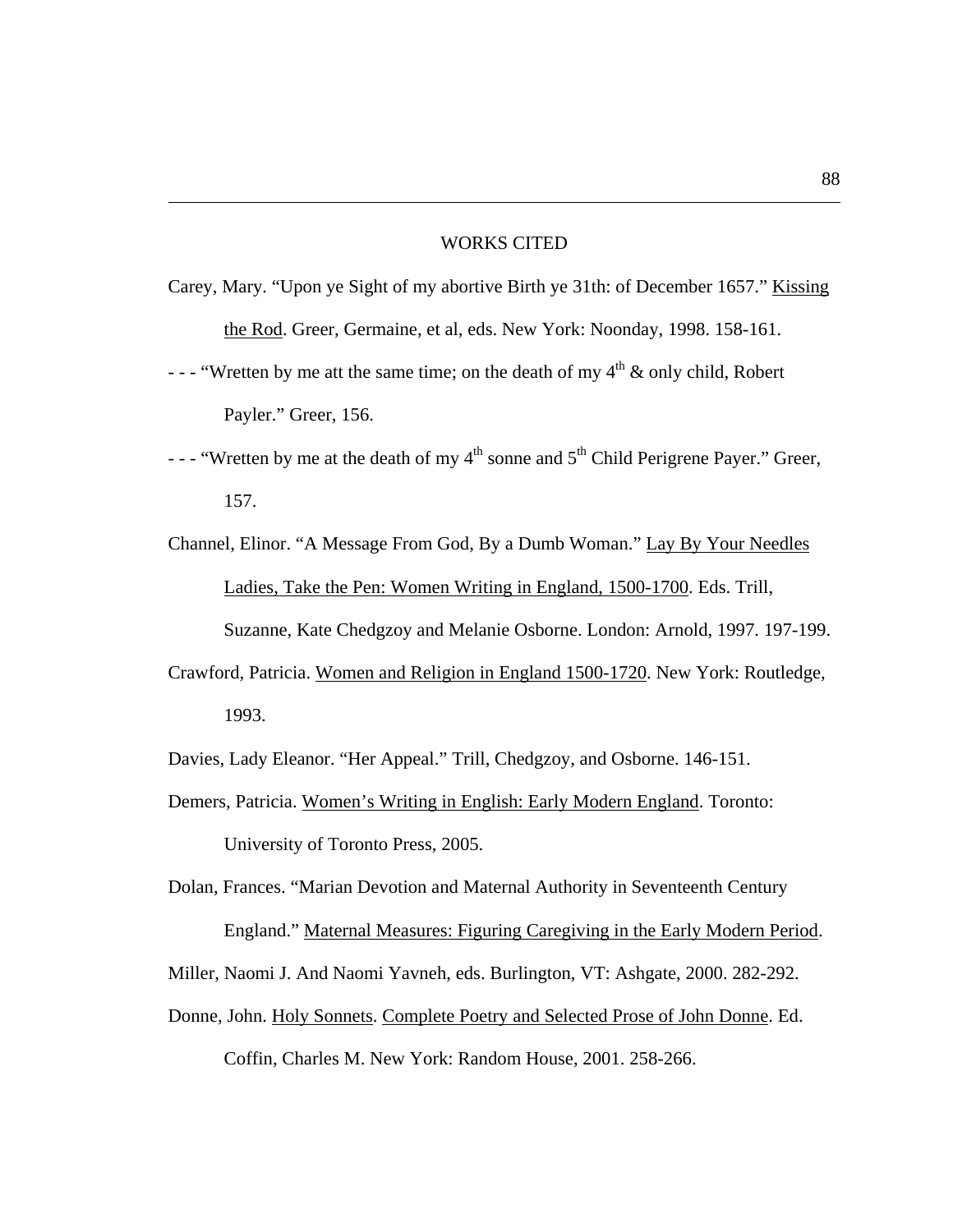## WORKS CITED

Carey, Mary. "Upon ye Sight of my abortive Birth ye 31th: of December 1657." Kissing the Rod. Greer, Germaine, et al, eds. New York: Noonday, 1998. 158-161.

- - - "Wretten by me att the same time; on the death of my 4th & only child, Robert Payler." Greer, 156.

- - - "Wretten by me at the death of my 4th sonne and 5th Child Perigrene Payer." Greer, 157.

Channel, Elinor. "A Message From God, By a Dumb Woman." Lay By Your Needles Ladies, Take the Pen: Women Writing in England, 1500-1700. Eds. Trill, Suzanne, Kate Chedgzoy and Melanie Osborne. London: Arnold, 1997. 197-199.

Crawford, Patricia. Women and Religion in England 1500-1720. New York: Routledge, 1993.

Davies, Lady Eleanor. "Her Appeal." Trill, Chedgzoy, and Osborne. 146-151.

Demers, Patricia. Women's Writing in English: Early Modern England. Toronto: University of Toronto Press, 2005.

Dolan, Frances. "Marian Devotion and Maternal Authority in Seventeenth Century England." Maternal Measures: Figuring Caregiving in the Early Modern Period.

Miller, Naomi J. And Naomi Yavneh, eds. Burlington, VT: Ashgate, 2000. 282-292.

Donne, John. Holy Sonnets. Complete Poetry and Selected Prose of John Donne. Ed. Coffin, Charles M. New York: Random House, 2001. 258-266.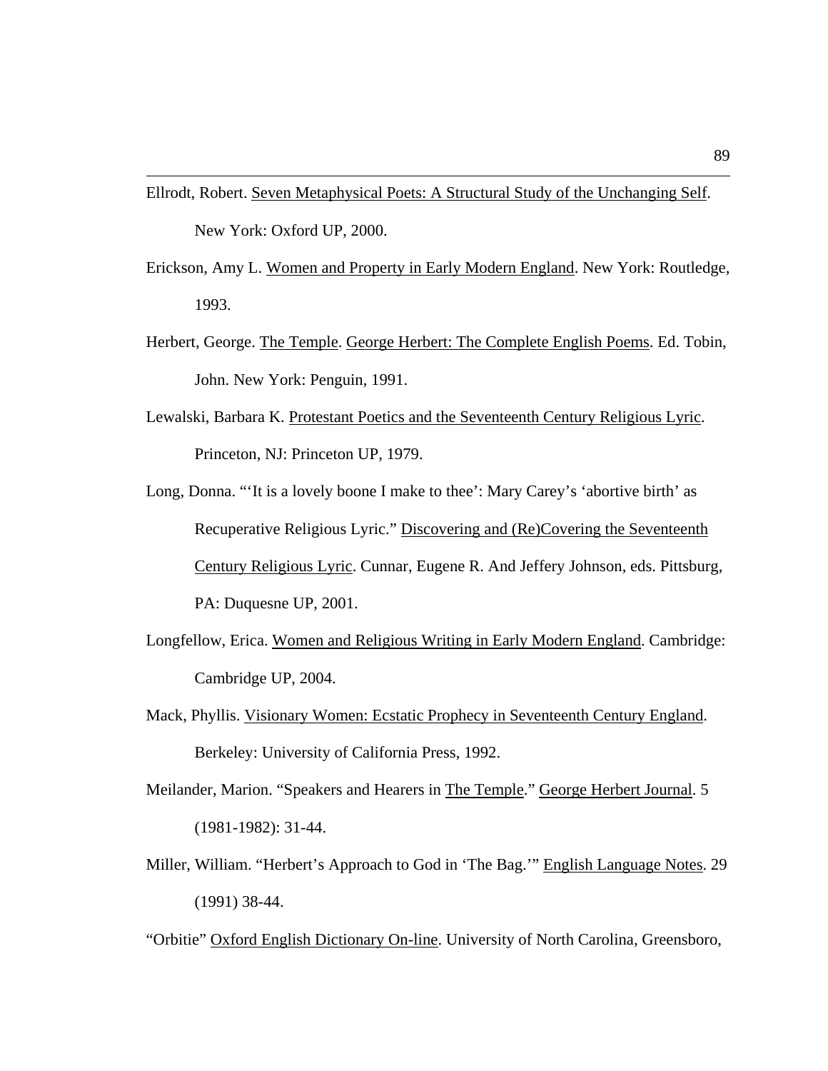Ellrodt, Robert. Seven Metaphysical Poets: A Structural Study of the Unchanging Self. New York: Oxford UP, 2000.

Erickson, Amy L. Women and Property in Early Modern England. New York: Routledge, 1993.

Herbert, George. The Temple. George Herbert: The Complete English Poems. Ed. Tobin, John. New York: Penguin, 1991.

Lewalski, Barbara K. Protestant Poetics and the Seventeenth Century Religious Lyric. Princeton, NJ: Princeton UP, 1979.

Long, Donna. "'It is a lovely boone I make to thee': Mary Carey's 'abortive birth' as Recuperative Religious Lyric." Discovering and (Re)Covering the Seventeenth Century Religious Lyric. Cunnar, Eugene R. And Jeffery Johnson, eds. Pittsburg, PA: Duquesne UP, 2001.

Longfellow, Erica. Women and Religious Writing in Early Modern England. Cambridge: Cambridge UP, 2004.

Mack, Phyllis. Visionary Women: Ecstatic Prophecy in Seventeenth Century England. Berkeley: University of California Press, 1992.

Meilander, Marion. "Speakers and Hearers in The Temple." George Herbert Journal. 5 (1981-1982): 31-44.

Miller, William. "Herbert's Approach to God in 'The Bag.'" English Language Notes. 29 (1991) 38-44.

"Orbitie" Oxford English Dictionary On-line. University of North Carolina, Greensboro,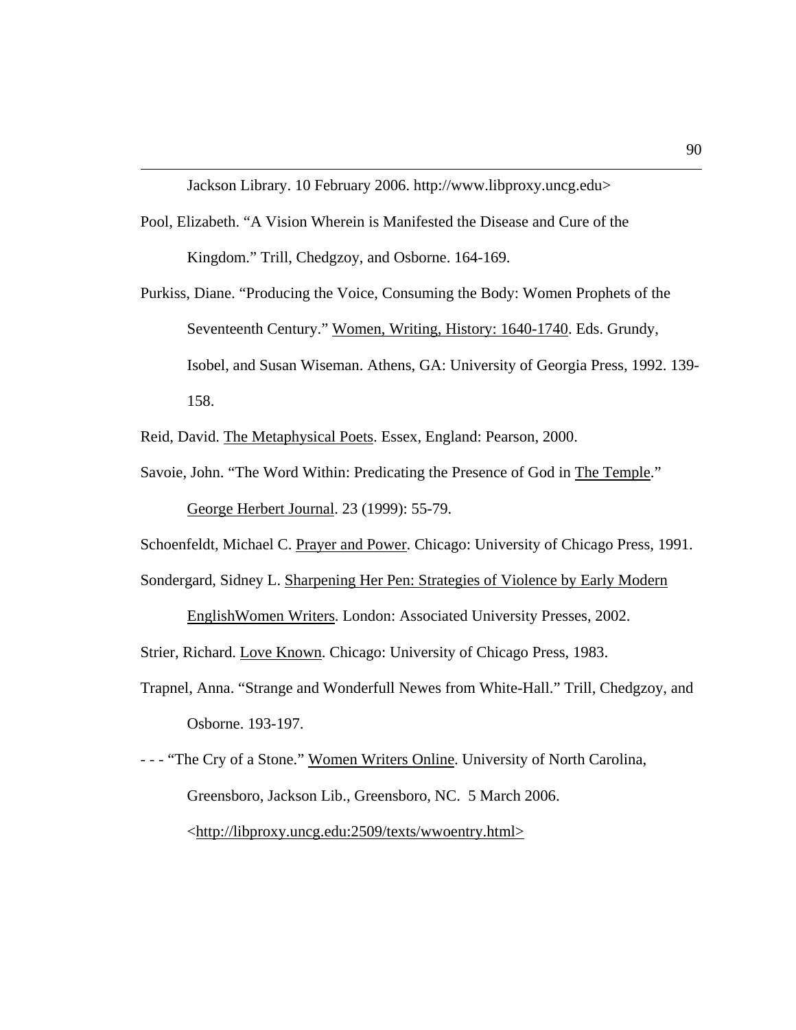Jackson Library. 10 February 2006. http://www.libproxy.uncg.edu>

Pool, Elizabeth. "A Vision Wherein is Manifested the Disease and Cure of the Kingdom." Trill, Chedgzoy, and Osborne. 164-169.

Purkiss, Diane. "Producing the Voice, Consuming the Body: Women Prophets of the Seventeenth Century." Women, Writing, History: 1640-1740. Eds. Grundy, Isobel, and Susan Wiseman. Athens, GA: University of Georgia Press, 1992. 139-158.

Reid, David. The Metaphysical Poets. Essex, England: Pearson, 2000.

Savoie, John. "The Word Within: Predicating the Presence of God in The Temple." George Herbert Journal. 23 (1999): 55-79.

Schoenfeldt, Michael C. Prayer and Power. Chicago: University of Chicago Press, 1991.

Sondergard, Sidney L. Sharpening Her Pen: Strategies of Violence by Early Modern EnglishWomen Writers. London: Associated University Presses, 2002.

Strier, Richard. Love Known. Chicago: University of Chicago Press, 1983.

Trapnel, Anna. "Strange and Wonderfull Newes from White-Hall." Trill, Chedgzoy, and Osborne. 193-197.

- - - "The Cry of a Stone." Women Writers Online. University of North Carolina, Greensboro, Jackson Lib., Greensboro, NC. 5 March 2006. <http://libproxy.uncg.edu:2509/texts/wwoentry.html>